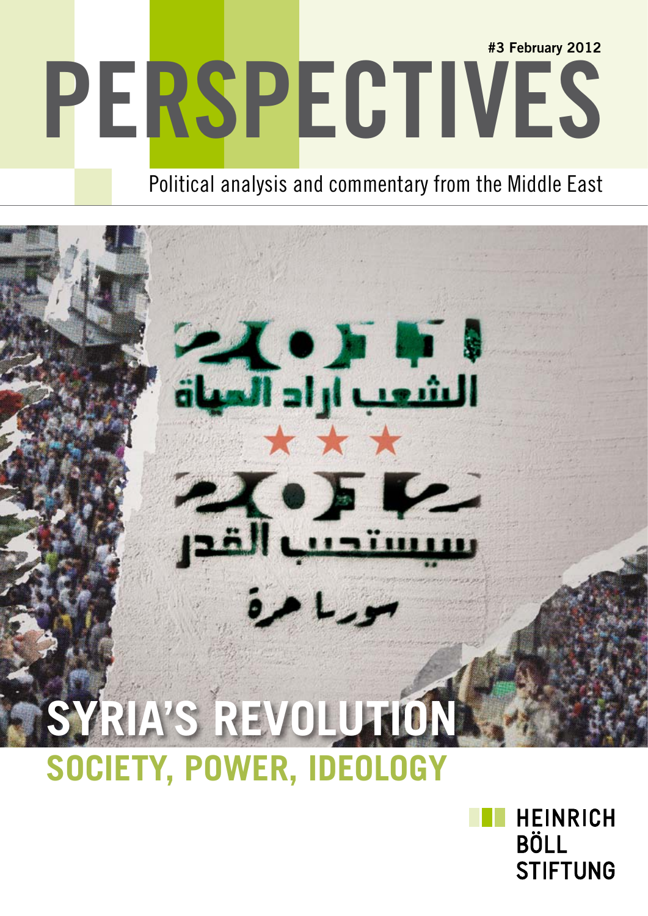#3 February 2012

# PERSPECTIVES

Political analysis and commentary from the Middle East

# SYRIA'S REVOLUTION

## SOCIETY, POWER, IDEOLOGY

HEINRICH BÖLL STIFTUNG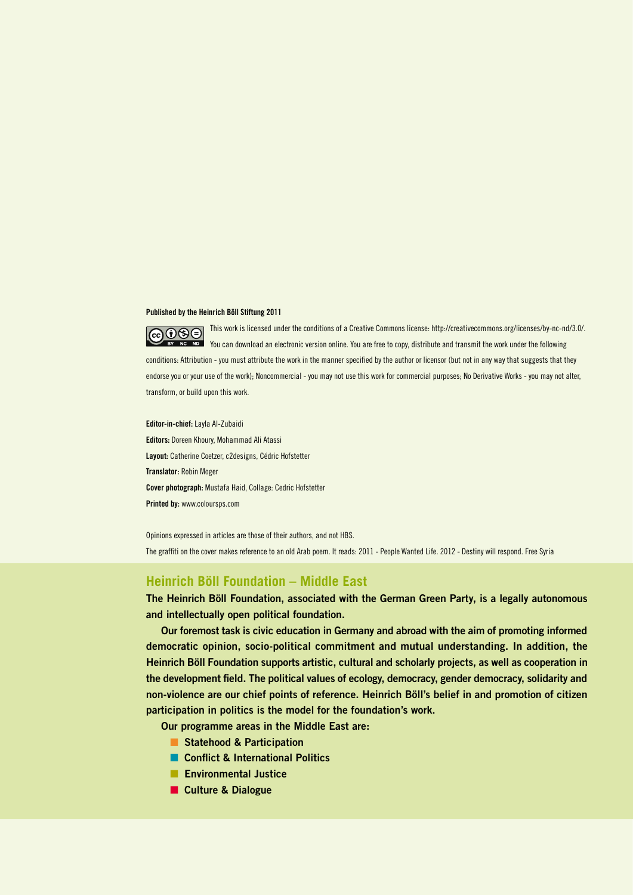**Published by the Heinrich Böll Stiftung 2011**

This work is licensed under the conditions of a Creative Commons license: http://creativecommons.org/licenses/by-nc-nd/3.0/. You can download an electronic version online. You are free to copy, distribute and transmit the work under the following conditions: Attribution - you must attribute the work in the manner specified by the author or licensor (but not in any way that suggests that they endorse you or your use of the work); Noncommercial - you may not use this work for commercial purposes; No Derivative Works - you may not alter, transform, or build upon this work.

**Editor-in-chief:** Layla Al-Zubaidi
**Editors:** Doreen Khoury, Mohammad Ali Atassi
**Layout:** Catherine Coetzer, c2designs, Cédric Hofstetter
**Translator:** Robin Moger
**Cover photograph:** Mustafa Haid, Collage: Cedric Hofstetter
**Printed by:** www.coloursps.com

Opinions expressed in articles are those of their authors, and not HBS.
The graffiti on the cover makes reference to an old Arab poem. It reads: 2011 - People Wanted Life. 2012 - Destiny will respond. Free Syria

## Heinrich Böll Foundation – Middle East

**The Heinrich Böll Foundation, associated with the German Green Party, is a legally autonomous and intellectually open political foundation.**

**Our foremost task is civic education in Germany and abroad with the aim of promoting informed democratic opinion, socio-political commitment and mutual understanding. In addition, the Heinrich Böll Foundation supports artistic, cultural and scholarly projects, as well as cooperation in the development field. The political values of ecology, democracy, gender democracy, solidarity and non-violence are our chief points of reference. Heinrich Böll's belief in and promotion of citizen participation in politics is the model for the foundation's work.**

**Our programme areas in the Middle East are:**

- **Statehood & Participation**
- **Conflict & International Politics**
- **Environmental Justice**
- **Culture & Dialogue**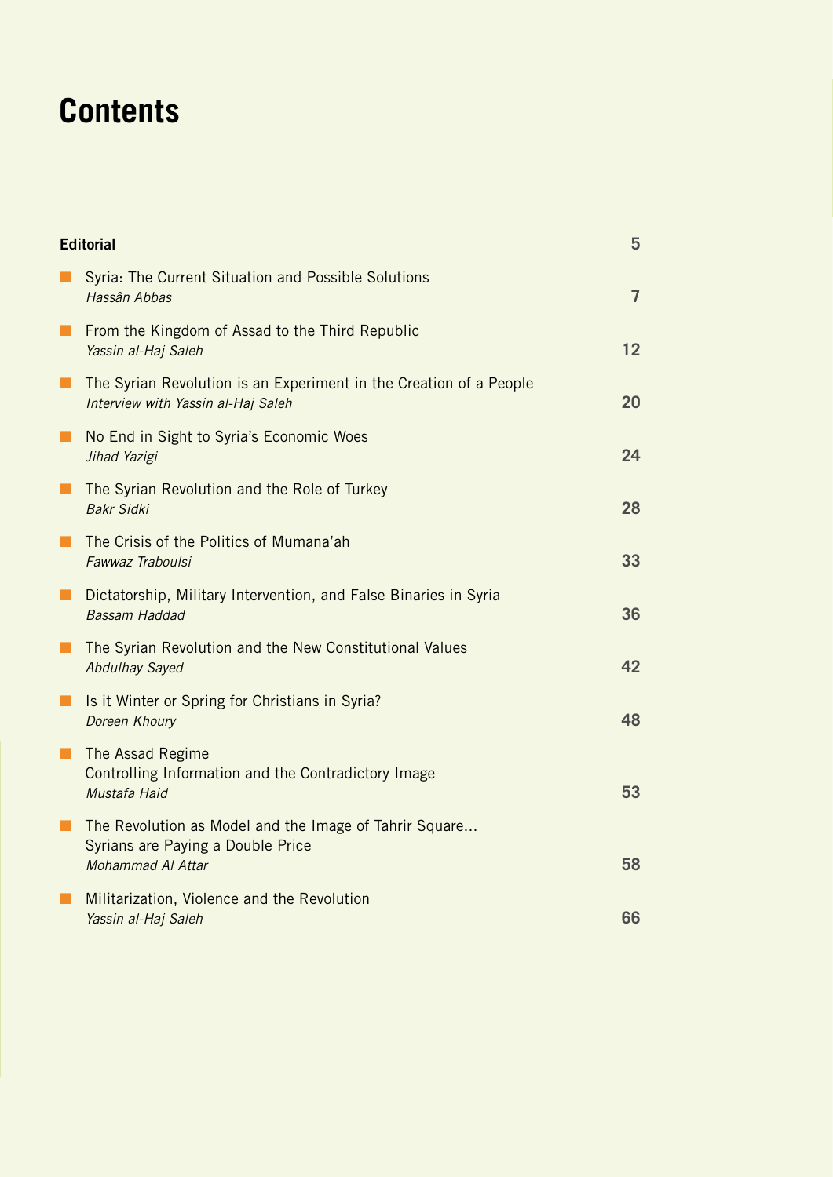# Contents

| | |
|---|---|
| **Editorial** | 5 |
| Syria: The Current Situation and Possible Solutions<br>*Hassân Abbas* | 7 |
| From the Kingdom of Assad to the Third Republic<br>*Yassin al-Haj Saleh* | 12 |
| The Syrian Revolution is an Experiment in the Creation of a People<br>*Interview with Yassin al-Haj Saleh* | 20 |
| No End in Sight to Syria's Economic Woes<br>*Jihad Yazigi* | 24 |
| The Syrian Revolution and the Role of Turkey<br>*Bakr Sidki* | 28 |
| The Crisis of the Politics of Mumana'ah<br>*Fawwaz Traboulsi* | 33 |
| Dictatorship, Military Intervention, and False Binaries in Syria<br>*Bassam Haddad* | 36 |
| The Syrian Revolution and the New Constitutional Values<br>*Abdulhay Sayed* | 42 |
| Is it Winter or Spring for Christians in Syria?<br>*Doreen Khoury* | 48 |
| The Assad Regime<br>Controlling Information and the Contradictory Image<br>*Mustafa Haid* | 53 |
| The Revolution as Model and the Image of Tahrir Square...<br>Syrians are Paying a Double Price<br>*Mohammad Al Attar* | 58 |
| Militarization, Violence and the Revolution<br>*Yassin al-Haj Saleh* | 66 |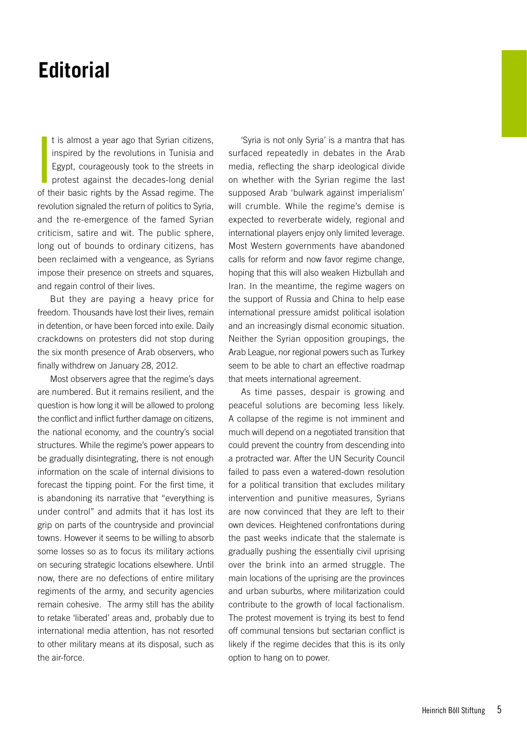# Editorial

It is almost a year ago that Syrian citizens, inspired by the revolutions in Tunisia and Egypt, courageously took to the streets in protest against the decades-long denial of their basic rights by the Assad regime. The revolution signaled the return of politics to Syria, and the re-emergence of the famed Syrian criticism, satire and wit. The public sphere, long out of bounds to ordinary citizens, has been reclaimed with a vengeance, as Syrians impose their presence on streets and squares, and regain control of their lives.

But they are paying a heavy price for freedom. Thousands have lost their lives, remain in detention, or have been forced into exile. Daily crackdowns on protesters did not stop during the six month presence of Arab observers, who finally withdrew on January 28, 2012.

Most observers agree that the regime's days are numbered. But it remains resilient, and the question is how long it will be allowed to prolong the conflict and inflict further damage on citizens, the national economy, and the country's social structures. While the regime's power appears to be gradually disintegrating, there is not enough information on the scale of internal divisions to forecast the tipping point. For the first time, it is abandoning its narrative that "everything is under control" and admits that it has lost its grip on parts of the countryside and provincial towns. However it seems to be willing to absorb some losses so as to focus its military actions on securing strategic locations elsewhere. Until now, there are no defections of entire military regiments of the army, and security agencies remain cohesive. The army still has the ability to retake 'liberated' areas and, probably due to international media attention, has not resorted to other military means at its disposal, such as the air-force.

'Syria is not only Syria' is a mantra that has surfaced repeatedly in debates in the Arab media, reflecting the sharp ideological divide on whether with the Syrian regime the last supposed Arab 'bulwark against imperialism' will crumble. While the regime's demise is expected to reverberate widely, regional and international players enjoy only limited leverage. Most Western governments have abandoned calls for reform and now favor regime change, hoping that this will also weaken Hizbullah and Iran. In the meantime, the regime wagers on the support of Russia and China to help ease international pressure amidst political isolation and an increasingly dismal economic situation. Neither the Syrian opposition groupings, the Arab League, nor regional powers such as Turkey seem to be able to chart an effective roadmap that meets international agreement.

As time passes, despair is growing and peaceful solutions are becoming less likely. A collapse of the regime is not imminent and much will depend on a negotiated transition that could prevent the country from descending into a protracted war. After the UN Security Council failed to pass even a watered-down resolution for a political transition that excludes military intervention and punitive measures, Syrians are now convinced that they are left to their own devices. Heightened confrontations during the past weeks indicate that the stalemate is gradually pushing the essentially civil uprising over the brink into an armed struggle. The main locations of the uprising are the provinces and urban suburbs, where militarization could contribute to the growth of local factionalism. The protest movement is trying its best to fend off communal tensions but sectarian conflict is likely if the regime decides that this is its only option to hang on to power.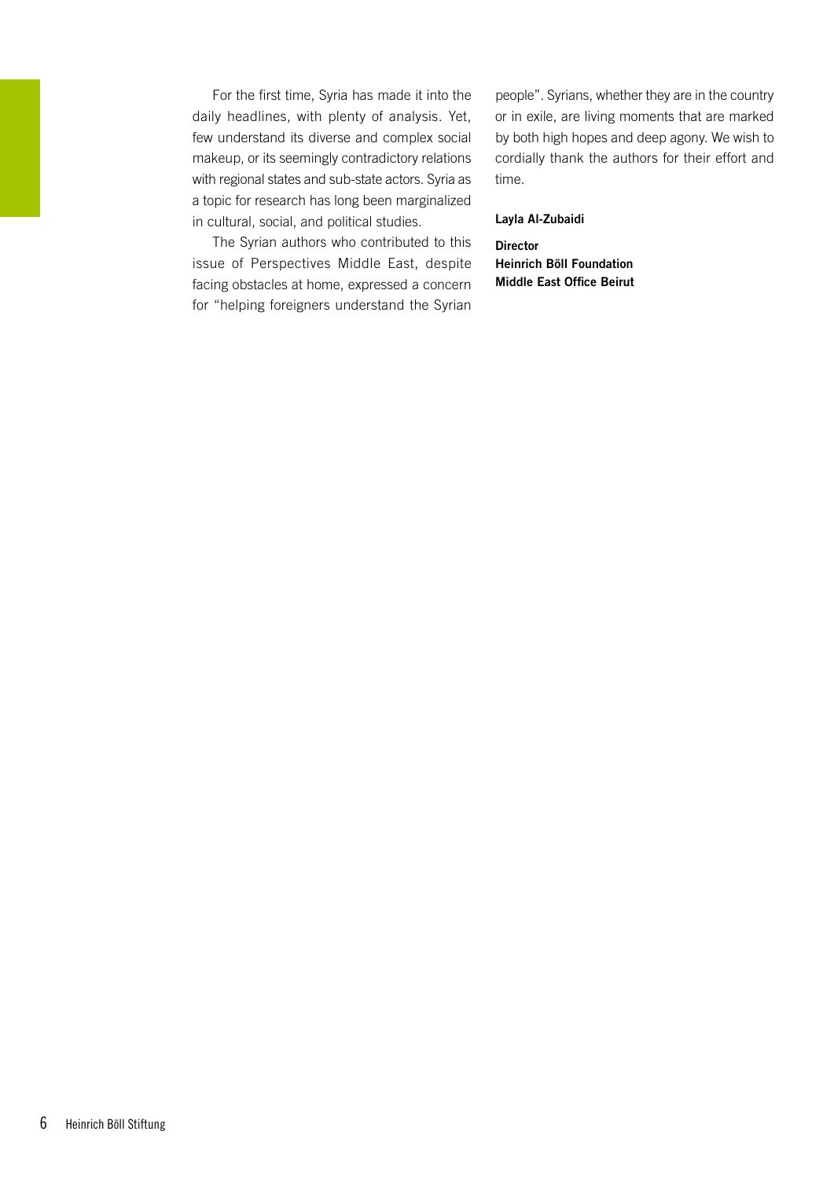For the first time, Syria has made it into the daily headlines, with plenty of analysis. Yet, few understand its diverse and complex social makeup, or its seemingly contradictory relations with regional states and sub-state actors. Syria as a topic for research has long been marginalized in cultural, social, and political studies.

The Syrian authors who contributed to this issue of Perspectives Middle East, despite facing obstacles at home, expressed a concern for "helping foreigners understand the Syrian people". Syrians, whether they are in the country or in exile, are living moments that are marked by both high hopes and deep agony. We wish to cordially thank the authors for their effort and time.

**Layla Al-Zubaidi**

**Director**
**Heinrich Böll Foundation**
**Middle East Office Beirut**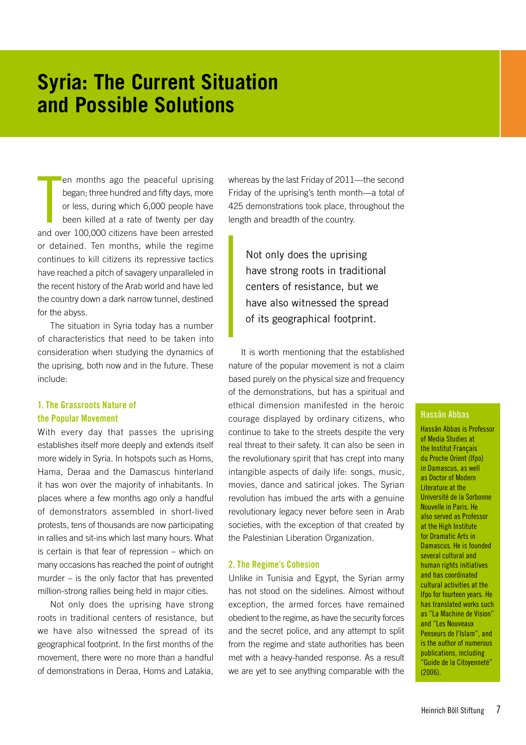# Syria: The Current Situation and Possible Solutions

Ten months ago the peaceful uprising began; three hundred and fifty days, more or less, during which 6,000 people have been killed at a rate of twenty per day and over 100,000 citizens have been arrested or detained. Ten months, while the regime continues to kill citizens its repressive tactics have reached a pitch of savagery unparalleled in the recent history of the Arab world and have led the country down a dark narrow tunnel, destined for the abyss.

The situation in Syria today has a number of characteristics that need to be taken into consideration when studying the dynamics of the uprising, both now and in the future. These include:

### 1. The Grassroots Nature of the Popular Movement

With every day that passes the uprising establishes itself more deeply and extends itself more widely in Syria. In hotspots such as Homs, Hama, Deraa and the Damascus hinterland it has won over the majority of inhabitants. In places where a few months ago only a handful of demonstrators assembled in short-lived protests, tens of thousands are now participating in rallies and sit-ins which last many hours. What is certain is that fear of repression – which on many occasions has reached the point of outright murder – is the only factor that has prevented million-strong rallies being held in major cities.

Not only does the uprising have strong roots in traditional centers of resistance, but we have also witnessed the spread of its geographical footprint. In the first months of the movement, there were no more than a handful of demonstrations in Deraa, Homs and Latakia, whereas by the last Friday of 2011—the second Friday of the uprising's tenth month—a total of 425 demonstrations took place, throughout the length and breadth of the country.

> Not only does the uprising have strong roots in traditional centers of resistance, but we have also witnessed the spread of its geographical footprint.

It is worth mentioning that the established nature of the popular movement is not a claim based purely on the physical size and frequency of the demonstrations, but has a spiritual and ethical dimension manifested in the heroic courage displayed by ordinary citizens, who continue to take to the streets despite the very real threat to their safety. It can also be seen in the revolutionary spirit that has crept into many intangible aspects of daily life: songs, music, movies, dance and satirical jokes. The Syrian revolution has imbued the arts with a genuine revolutionary legacy never before seen in Arab societies, with the exception of that created by the Palestinian Liberation Organization.

### 2. The Regime's Cohesion

Unlike in Tunisia and Egypt, the Syrian army has not stood on the sidelines. Almost without exception, the armed forces have remained obedient to the regime, as have the security forces and the secret police, and any attempt to split from the regime and state authorities has been met with a heavy-handed response. As a result we are yet to see anything comparable with the

**Hassân Abbas**

Hassân Abbas is Professor of Media Studies at the Institut Français du Proche Orient (Ifpo) in Damascus, as well as Doctor of Modern Literature at the Université de la Sorbonne Nouvelle in Paris. He also served as Professor at the High Institute for Dramatic Arts in Damascus. He is founded several cultural and human rights initiatives and has coordinated cultural activities at the Ifpo for fourteen years. He has translated works such as "La Machine de Vision" and "Les Nouveaux Penseurs de l'Islam", and is the author of numerous publications, including "Guide de la Citoyenneté" (2006).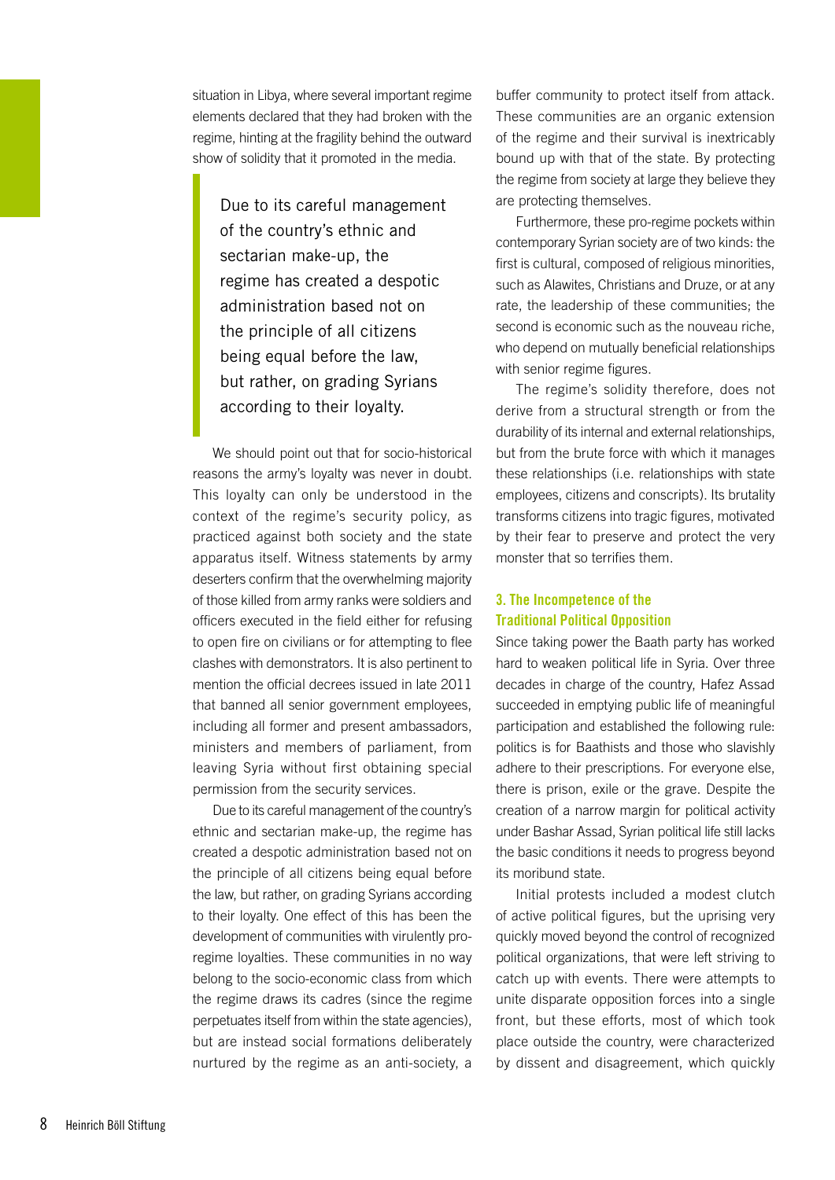situation in Libya, where several important regime elements declared that they had broken with the regime, hinting at the fragility behind the outward show of solidity that it promoted in the media.

> Due to its careful management of the country's ethnic and sectarian make-up, the regime has created a despotic administration based not on the principle of all citizens being equal before the law, but rather, on grading Syrians according to their loyalty.

We should point out that for socio-historical reasons the army's loyalty was never in doubt. This loyalty can only be understood in the context of the regime's security policy, as practiced against both society and the state apparatus itself. Witness statements by army deserters confirm that the overwhelming majority of those killed from army ranks were soldiers and officers executed in the field either for refusing to open fire on civilians or for attempting to flee clashes with demonstrators. It is also pertinent to mention the official decrees issued in late 2011 that banned all senior government employees, including all former and present ambassadors, ministers and members of parliament, from leaving Syria without first obtaining special permission from the security services.

Due to its careful management of the country's ethnic and sectarian make-up, the regime has created a despotic administration based not on the principle of all citizens being equal before the law, but rather, on grading Syrians according to their loyalty. One effect of this has been the development of communities with virulently pro-regime loyalties. These communities in no way belong to the socio-economic class from which the regime draws its cadres (since the regime perpetuates itself from within the state agencies), but are instead social formations deliberately nurtured by the regime as an anti-society, a buffer community to protect itself from attack. These communities are an organic extension of the regime and their survival is inextricably bound up with that of the state. By protecting the regime from society at large they believe they are protecting themselves.

Furthermore, these pro-regime pockets within contemporary Syrian society are of two kinds: the first is cultural, composed of religious minorities, such as Alawites, Christians and Druze, or at any rate, the leadership of these communities; the second is economic such as the nouveau riche, who depend on mutually beneficial relationships with senior regime figures.

The regime's solidity therefore, does not derive from a structural strength or from the durability of its internal and external relationships, but from the brute force with which it manages these relationships (i.e. relationships with state employees, citizens and conscripts). Its brutality transforms citizens into tragic figures, motivated by their fear to preserve and protect the very monster that so terrifies them.

### 3. The Incompetence of the Traditional Political Opposition

Since taking power the Baath party has worked hard to weaken political life in Syria. Over three decades in charge of the country, Hafez Assad succeeded in emptying public life of meaningful participation and established the following rule: politics is for Baathists and those who slavishly adhere to their prescriptions. For everyone else, there is prison, exile or the grave. Despite the creation of a narrow margin for political activity under Bashar Assad, Syrian political life still lacks the basic conditions it needs to progress beyond its moribund state.

Initial protests included a modest clutch of active political figures, but the uprising very quickly moved beyond the control of recognized political organizations, that were left striving to catch up with events. There were attempts to unite disparate opposition forces into a single front, but these efforts, most of which took place outside the country, were characterized by dissent and disagreement, which quickly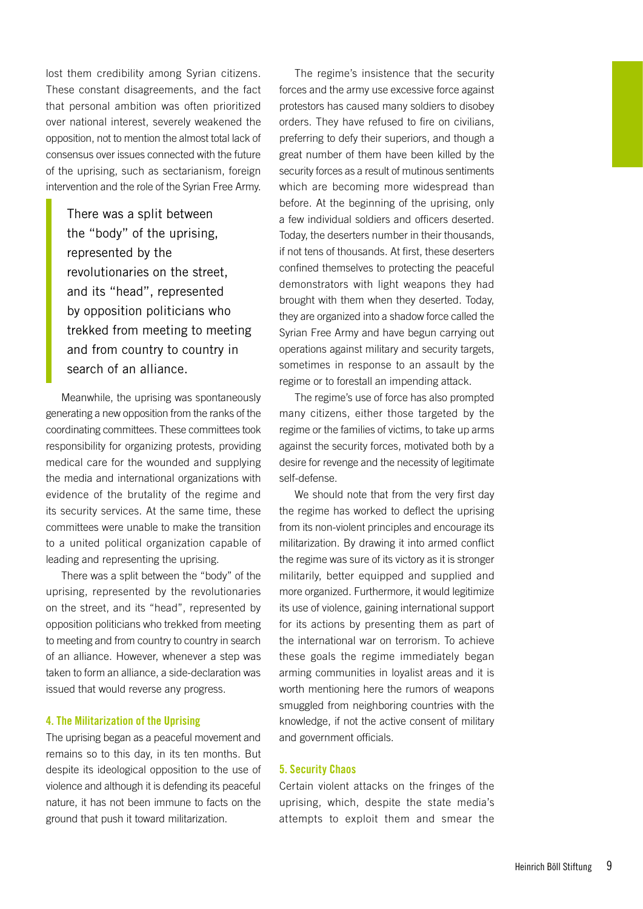lost them credibility among Syrian citizens. These constant disagreements, and the fact that personal ambition was often prioritized over national interest, severely weakened the opposition, not to mention the almost total lack of consensus over issues connected with the future of the uprising, such as sectarianism, foreign intervention and the role of the Syrian Free Army.

> There was a split between the "body" of the uprising, represented by the revolutionaries on the street, and its "head", represented by opposition politicians who trekked from meeting to meeting and from country to country in search of an alliance.

Meanwhile, the uprising was spontaneously generating a new opposition from the ranks of the coordinating committees. These committees took responsibility for organizing protests, providing medical care for the wounded and supplying the media and international organizations with evidence of the brutality of the regime and its security services. At the same time, these committees were unable to make the transition to a united political organization capable of leading and representing the uprising.

There was a split between the "body" of the uprising, represented by the revolutionaries on the street, and its "head", represented by opposition politicians who trekked from meeting to meeting and from country to country in search of an alliance. However, whenever a step was taken to form an alliance, a side-declaration was issued that would reverse any progress.

### 4. The Militarization of the Uprising

The uprising began as a peaceful movement and remains so to this day, in its ten months. But despite its ideological opposition to the use of violence and although it is defending its peaceful nature, it has not been immune to facts on the ground that push it toward militarization.

The regime's insistence that the security forces and the army use excessive force against protestors has caused many soldiers to disobey orders. They have refused to fire on civilians, preferring to defy their superiors, and though a great number of them have been killed by the security forces as a result of mutinous sentiments which are becoming more widespread than before. At the beginning of the uprising, only a few individual soldiers and officers deserted. Today, the deserters number in their thousands, if not tens of thousands. At first, these deserters confined themselves to protecting the peaceful demonstrators with light weapons they had brought with them when they deserted. Today, they are organized into a shadow force called the Syrian Free Army and have begun carrying out operations against military and security targets, sometimes in response to an assault by the regime or to forestall an impending attack.

The regime's use of force has also prompted many citizens, either those targeted by the regime or the families of victims, to take up arms against the security forces, motivated both by a desire for revenge and the necessity of legitimate self-defense.

We should note that from the very first day the regime has worked to deflect the uprising from its non-violent principles and encourage its militarization. By drawing it into armed conflict the regime was sure of its victory as it is stronger militarily, better equipped and supplied and more organized. Furthermore, it would legitimize its use of violence, gaining international support for its actions by presenting them as part of the international war on terrorism. To achieve these goals the regime immediately began arming communities in loyalist areas and it is worth mentioning here the rumors of weapons smuggled from neighboring countries with the knowledge, if not the active consent of military and government officials.

### 5. Security Chaos

Certain violent attacks on the fringes of the uprising, which, despite the state media's attempts to exploit them and smear the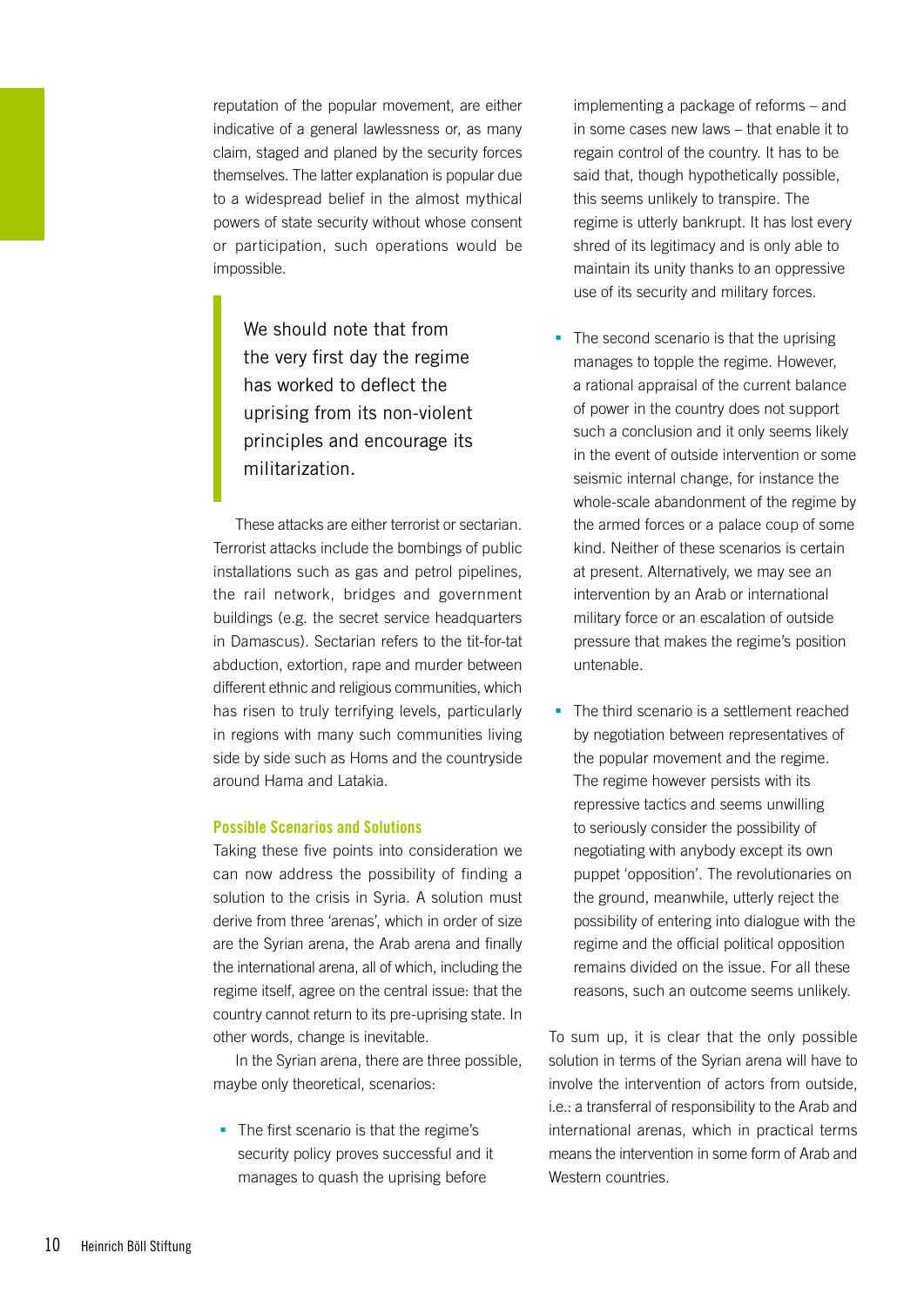reputation of the popular movement, are either indicative of a general lawlessness or, as many claim, staged and planed by the security forces themselves. The latter explanation is popular due to a widespread belief in the almost mythical powers of state security without whose consent or participation, such operations would be impossible.

> We should note that from the very first day the regime has worked to deflect the uprising from its non-violent principles and encourage its militarization.

These attacks are either terrorist or sectarian. Terrorist attacks include the bombings of public installations such as gas and petrol pipelines, the rail network, bridges and government buildings (e.g. the secret service headquarters in Damascus). Sectarian refers to the tit-for-tat abduction, extortion, rape and murder between different ethnic and religious communities, which has risen to truly terrifying levels, particularly in regions with many such communities living side by side such as Homs and the countryside around Hama and Latakia.

### Possible Scenarios and Solutions

Taking these five points into consideration we can now address the possibility of finding a solution to the crisis in Syria. A solution must derive from three 'arenas', which in order of size are the Syrian arena, the Arab arena and finally the international arena, all of which, including the regime itself, agree on the central issue: that the country cannot return to its pre-uprising state. In other words, change is inevitable.

In the Syrian arena, there are three possible, maybe only theoretical, scenarios:

- The first scenario is that the regime's security policy proves successful and it manages to quash the uprising before implementing a package of reforms – and in some cases new laws – that enable it to regain control of the country. It has to be said that, though hypothetically possible, this seems unlikely to transpire. The regime is utterly bankrupt. It has lost every shred of its legitimacy and is only able to maintain its unity thanks to an oppressive use of its security and military forces.
- The second scenario is that the uprising manages to topple the regime. However, a rational appraisal of the current balance of power in the country does not support such a conclusion and it only seems likely in the event of outside intervention or some seismic internal change, for instance the whole-scale abandonment of the regime by the armed forces or a palace coup of some kind. Neither of these scenarios is certain at present. Alternatively, we may see an intervention by an Arab or international military force or an escalation of outside pressure that makes the regime's position untenable.
- The third scenario is a settlement reached by negotiation between representatives of the popular movement and the regime. The regime however persists with its repressive tactics and seems unwilling to seriously consider the possibility of negotiating with anybody except its own puppet 'opposition'. The revolutionaries on the ground, meanwhile, utterly reject the possibility of entering into dialogue with the regime and the official political opposition remains divided on the issue. For all these reasons, such an outcome seems unlikely.

To sum up, it is clear that the only possible solution in terms of the Syrian arena will have to involve the intervention of actors from outside, i.e.: a transferral of responsibility to the Arab and international arenas, which in practical terms means the intervention in some form of Arab and Western countries.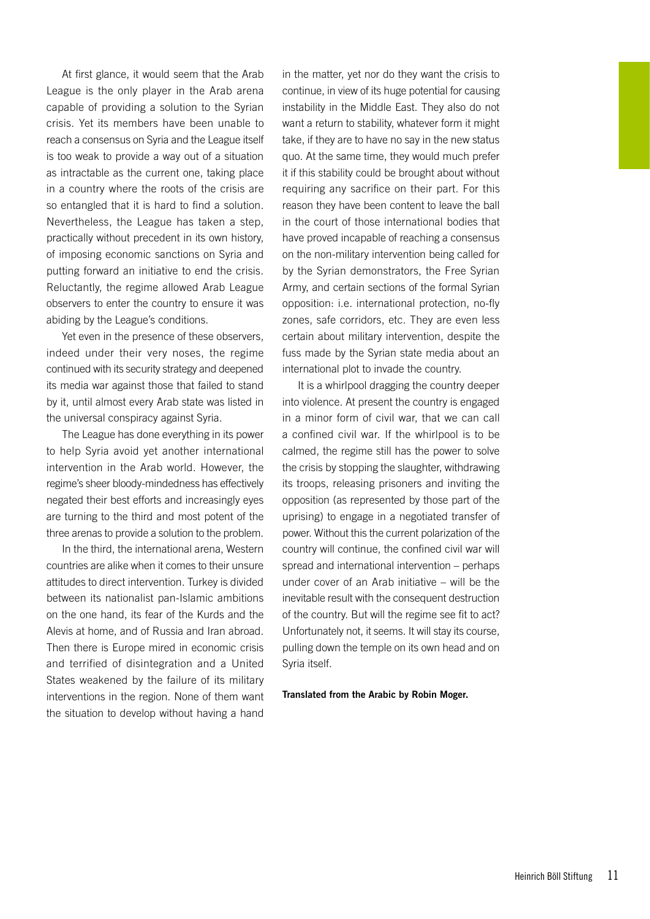At first glance, it would seem that the Arab League is the only player in the Arab arena capable of providing a solution to the Syrian crisis. Yet its members have been unable to reach a consensus on Syria and the League itself is too weak to provide a way out of a situation as intractable as the current one, taking place in a country where the roots of the crisis are so entangled that it is hard to find a solution. Nevertheless, the League has taken a step, practically without precedent in its own history, of imposing economic sanctions on Syria and putting forward an initiative to end the crisis. Reluctantly, the regime allowed Arab League observers to enter the country to ensure it was abiding by the League's conditions.

Yet even in the presence of these observers, indeed under their very noses, the regime continued with its security strategy and deepened its media war against those that failed to stand by it, until almost every Arab state was listed in the universal conspiracy against Syria.

The League has done everything in its power to help Syria avoid yet another international intervention in the Arab world. However, the regime's sheer bloody-mindedness has effectively negated their best efforts and increasingly eyes are turning to the third and most potent of the three arenas to provide a solution to the problem.

In the third, the international arena, Western countries are alike when it comes to their unsure attitudes to direct intervention. Turkey is divided between its nationalist pan-Islamic ambitions on the one hand, its fear of the Kurds and the Alevis at home, and of Russia and Iran abroad. Then there is Europe mired in economic crisis and terrified of disintegration and a United States weakened by the failure of its military interventions in the region. None of them want the situation to develop without having a hand in the matter, yet nor do they want the crisis to continue, in view of its huge potential for causing instability in the Middle East. They also do not want a return to stability, whatever form it might take, if they are to have no say in the new status quo. At the same time, they would much prefer it if this stability could be brought about without requiring any sacrifice on their part. For this reason they have been content to leave the ball in the court of those international bodies that have proved incapable of reaching a consensus on the non-military intervention being called for by the Syrian demonstrators, the Free Syrian Army, and certain sections of the formal Syrian opposition: i.e. international protection, no-fly zones, safe corridors, etc. They are even less certain about military intervention, despite the fuss made by the Syrian state media about an international plot to invade the country.

It is a whirlpool dragging the country deeper into violence. At present the country is engaged in a minor form of civil war, that we can call a confined civil war. If the whirlpool is to be calmed, the regime still has the power to solve the crisis by stopping the slaughter, withdrawing its troops, releasing prisoners and inviting the opposition (as represented by those part of the uprising) to engage in a negotiated transfer of power. Without this the current polarization of the country will continue, the confined civil war will spread and international intervention – perhaps under cover of an Arab initiative – will be the inevitable result with the consequent destruction of the country. But will the regime see fit to act? Unfortunately not, it seems. It will stay its course, pulling down the temple on its own head and on Syria itself.

**Translated from the Arabic by Robin Moger.**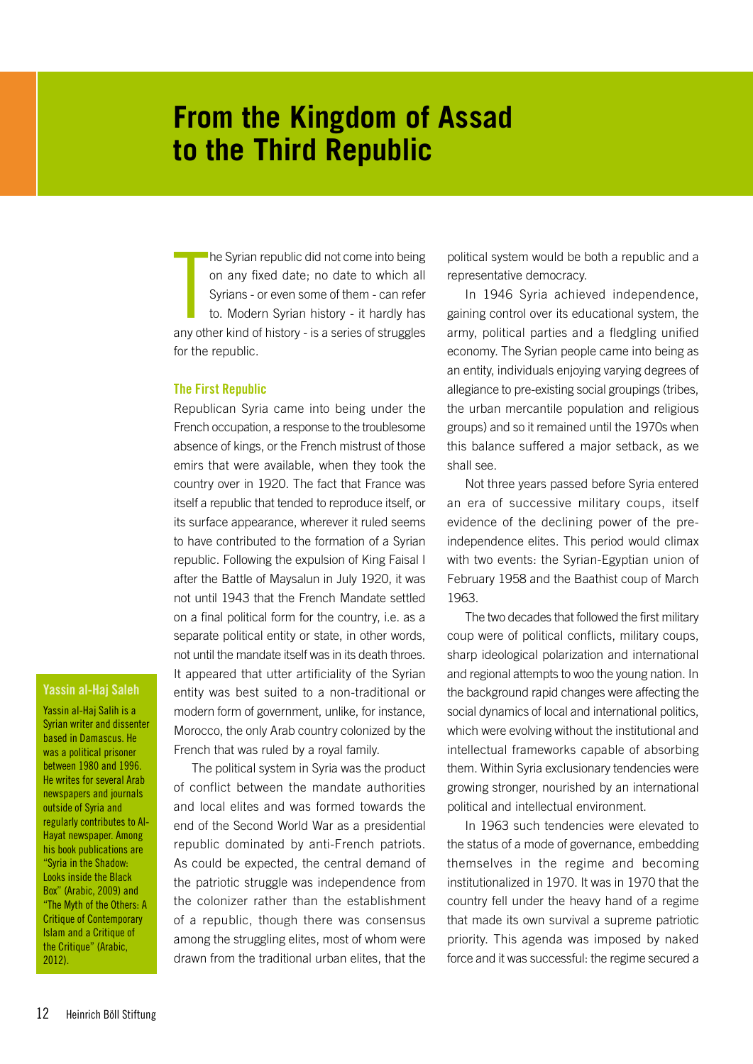# From the Kingdom of Assad to the Third Republic

The Syrian republic did not come into being on any fixed date; no date to which all Syrians - or even some of them - can refer to. Modern Syrian history - it hardly has any other kind of history - is a series of struggles for the republic.

### The First Republic

Republican Syria came into being under the French occupation, a response to the troublesome absence of kings, or the French mistrust of those emirs that were available, when they took the country over in 1920. The fact that France was itself a republic that tended to reproduce itself, or its surface appearance, wherever it ruled seems to have contributed to the formation of a Syrian republic. Following the expulsion of King Faisal I after the Battle of Maysalun in July 1920, it was not until 1943 that the French Mandate settled on a final political form for the country, i.e. as a separate political entity or state, in other words, not until the mandate itself was in its death throes. It appeared that utter artificiality of the Syrian entity was best suited to a non-traditional or modern form of government, unlike, for instance, Morocco, the only Arab country colonized by the French that was ruled by a royal family.

The political system in Syria was the product of conflict between the mandate authorities and local elites and was formed towards the end of the Second World War as a presidential republic dominated by anti-French patriots. As could be expected, the central demand of the patriotic struggle was independence from the colonizer rather than the establishment of a republic, though there was consensus among the struggling elites, most of whom were drawn from the traditional urban elites, that the political system would be both a republic and a representative democracy.

In 1946 Syria achieved independence, gaining control over its educational system, the army, political parties and a fledgling unified economy. The Syrian people came into being as an entity, individuals enjoying varying degrees of allegiance to pre-existing social groupings (tribes, the urban mercantile population and religious groups) and so it remained until the 1970s when this balance suffered a major setback, as we shall see.

Not three years passed before Syria entered an era of successive military coups, itself evidence of the declining power of the pre-independence elites. This period would climax with two events: the Syrian-Egyptian union of February 1958 and the Baathist coup of March 1963.

The two decades that followed the first military coup were of political conflicts, military coups, sharp ideological polarization and international and regional attempts to woo the young nation. In the background rapid changes were affecting the social dynamics of local and international politics, which were evolving without the institutional and intellectual frameworks capable of absorbing them. Within Syria exclusionary tendencies were growing stronger, nourished by an international political and intellectual environment.

In 1963 such tendencies were elevated to the status of a mode of governance, embedding themselves in the regime and becoming institutionalized in 1970. It was in 1970 that the country fell under the heavy hand of a regime that made its own survival a supreme patriotic priority. This agenda was imposed by naked force and it was successful: the regime secured a

**Yassin al-Haj Saleh**

Yassin al-Haj Salih is a Syrian writer and dissenter based in Damascus. He was a political prisoner between 1980 and 1996. He writes for several Arab newspapers and journals outside of Syria and regularly contributes to Al-Hayat newspaper. Among his book publications are "Syria in the Shadow: Looks inside the Black Box" (Arabic, 2009) and "The Myth of the Others: A Critique of Contemporary Islam and a Critique of the Critique" (Arabic, 2012).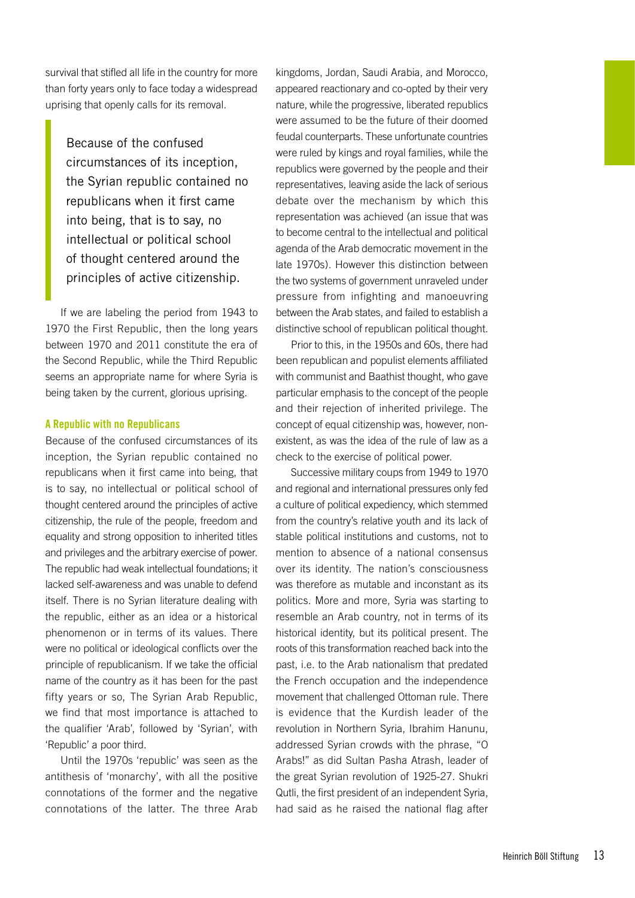survival that stifled all life in the country for more than forty years only to face today a widespread uprising that openly calls for its removal.

> Because of the confused circumstances of its inception, the Syrian republic contained no republicans when it first came into being, that is to say, no intellectual or political school of thought centered around the principles of active citizenship.

If we are labeling the period from 1943 to 1970 the First Republic, then the long years between 1970 and 2011 constitute the era of the Second Republic, while the Third Republic seems an appropriate name for where Syria is being taken by the current, glorious uprising.

### A Republic with no Republicans

Because of the confused circumstances of its inception, the Syrian republic contained no republicans when it first came into being, that is to say, no intellectual or political school of thought centered around the principles of active citizenship, the rule of the people, freedom and equality and strong opposition to inherited titles and privileges and the arbitrary exercise of power. The republic had weak intellectual foundations; it lacked self-awareness and was unable to defend itself. There is no Syrian literature dealing with the republic, either as an idea or a historical phenomenon or in terms of its values. There were no political or ideological conflicts over the principle of republicanism. If we take the official name of the country as it has been for the past fifty years or so, The Syrian Arab Republic, we find that most importance is attached to the qualifier 'Arab', followed by 'Syrian', with 'Republic' a poor third.

Until the 1970s 'republic' was seen as the antithesis of 'monarchy', with all the positive connotations of the former and the negative connotations of the latter. The three Arab kingdoms, Jordan, Saudi Arabia, and Morocco, appeared reactionary and co-opted by their very nature, while the progressive, liberated republics were assumed to be the future of their doomed feudal counterparts. These unfortunate countries were ruled by kings and royal families, while the republics were governed by the people and their representatives, leaving aside the lack of serious debate over the mechanism by which this representation was achieved (an issue that was to become central to the intellectual and political agenda of the Arab democratic movement in the late 1970s). However this distinction between the two systems of government unraveled under pressure from infighting and manoeuvring between the Arab states, and failed to establish a distinctive school of republican political thought.

Prior to this, in the 1950s and 60s, there had been republican and populist elements affiliated with communist and Baathist thought, who gave particular emphasis to the concept of the people and their rejection of inherited privilege. The concept of equal citizenship was, however, non-existent, as was the idea of the rule of law as a check to the exercise of political power.

Successive military coups from 1949 to 1970 and regional and international pressures only fed a culture of political expediency, which stemmed from the country's relative youth and its lack of stable political institutions and customs, not to mention to absence of a national consensus over its identity. The nation's consciousness was therefore as mutable and inconstant as its politics. More and more, Syria was starting to resemble an Arab country, not in terms of its historical identity, but its political present. The roots of this transformation reached back into the past, i.e. to the Arab nationalism that predated the French occupation and the independence movement that challenged Ottoman rule. There is evidence that the Kurdish leader of the revolution in Northern Syria, Ibrahim Hanunu, addressed Syrian crowds with the phrase, "O Arabs!" as did Sultan Pasha Atrash, leader of the great Syrian revolution of 1925-27. Shukri Qutli, the first president of an independent Syria, had said as he raised the national flag after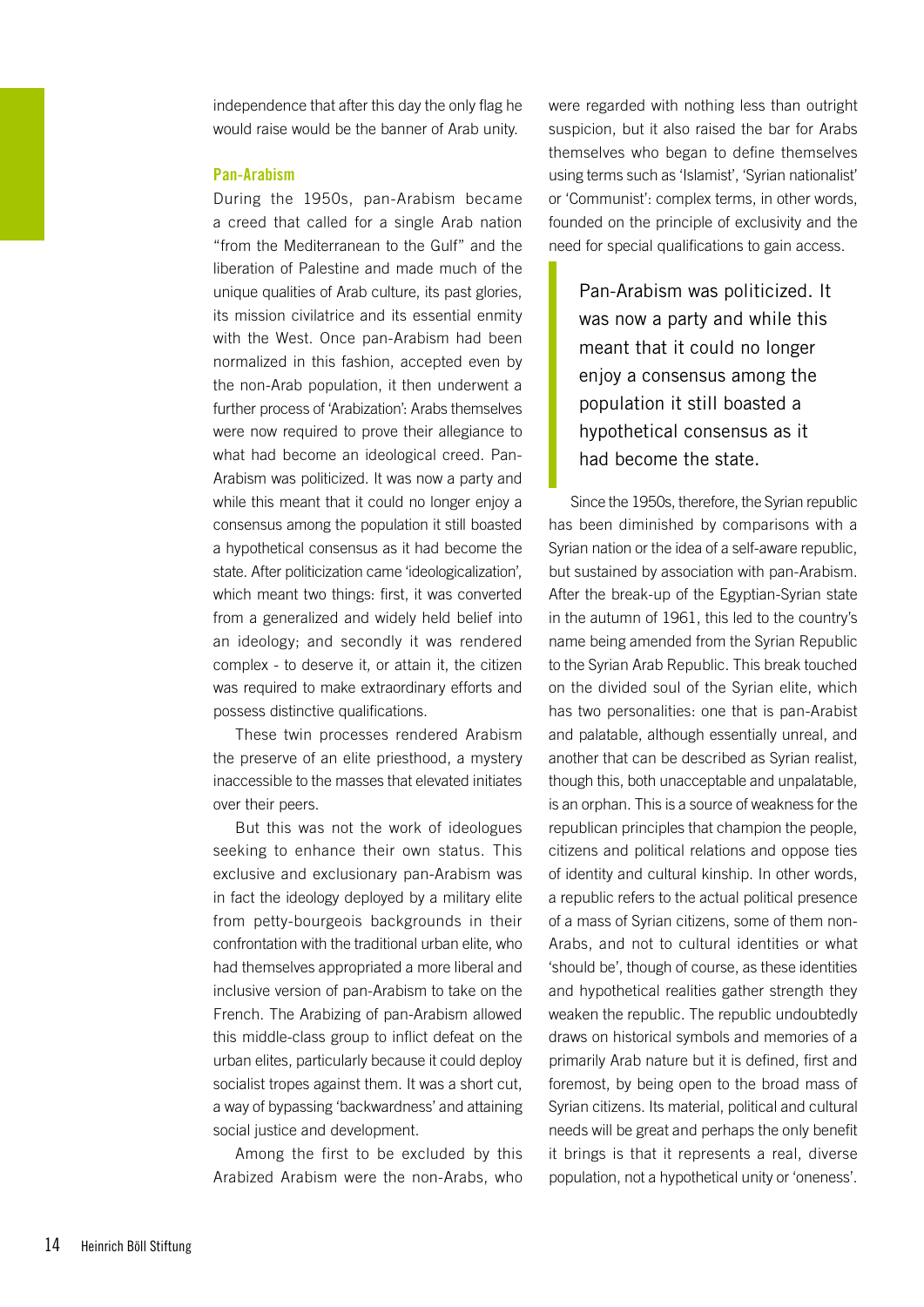independence that after this day the only flag he would raise would be the banner of Arab unity.

### Pan-Arabism

During the 1950s, pan-Arabism became a creed that called for a single Arab nation "from the Mediterranean to the Gulf" and the liberation of Palestine and made much of the unique qualities of Arab culture, its past glories, its mission civilatrice and its essential enmity with the West. Once pan-Arabism had been normalized in this fashion, accepted even by the non-Arab population, it then underwent a further process of 'Arabization': Arabs themselves were now required to prove their allegiance to what had become an ideological creed. Pan-Arabism was politicized. It was now a party and while this meant that it could no longer enjoy a consensus among the population it still boasted a hypothetical consensus as it had become the state. After politicization came 'ideologicalization', which meant two things: first, it was converted from a generalized and widely held belief into an ideology; and secondly it was rendered complex - to deserve it, or attain it, the citizen was required to make extraordinary efforts and possess distinctive qualifications.

These twin processes rendered Arabism the preserve of an elite priesthood, a mystery inaccessible to the masses that elevated initiates over their peers.

But this was not the work of ideologues seeking to enhance their own status. This exclusive and exclusionary pan-Arabism was in fact the ideology deployed by a military elite from petty-bourgeois backgrounds in their confrontation with the traditional urban elite, who had themselves appropriated a more liberal and inclusive version of pan-Arabism to take on the French. The Arabizing of pan-Arabism allowed this middle-class group to inflict defeat on the urban elites, particularly because it could deploy socialist tropes against them. It was a short cut, a way of bypassing 'backwardness' and attaining social justice and development.

Among the first to be excluded by this Arabized Arabism were the non-Arabs, who were regarded with nothing less than outright suspicion, but it also raised the bar for Arabs themselves who began to define themselves using terms such as 'Islamist', 'Syrian nationalist' or 'Communist': complex terms, in other words, founded on the principle of exclusivity and the need for special qualifications to gain access.

> Pan-Arabism was politicized. It was now a party and while this meant that it could no longer enjoy a consensus among the population it still boasted a hypothetical consensus as it had become the state.

Since the 1950s, therefore, the Syrian republic has been diminished by comparisons with a Syrian nation or the idea of a self-aware republic, but sustained by association with pan-Arabism. After the break-up of the Egyptian-Syrian state in the autumn of 1961, this led to the country's name being amended from the Syrian Republic to the Syrian Arab Republic. This break touched on the divided soul of the Syrian elite, which has two personalities: one that is pan-Arabist and palatable, although essentially unreal, and another that can be described as Syrian realist, though this, both unacceptable and unpalatable, is an orphan. This is a source of weakness for the republican principles that champion the people, citizens and political relations and oppose ties of identity and cultural kinship. In other words, a republic refers to the actual political presence of a mass of Syrian citizens, some of them non-Arabs, and not to cultural identities or what 'should be', though of course, as these identities and hypothetical realities gather strength they weaken the republic. The republic undoubtedly draws on historical symbols and memories of a primarily Arab nature but it is defined, first and foremost, by being open to the broad mass of Syrian citizens. Its material, political and cultural needs will be great and perhaps the only benefit it brings is that it represents a real, diverse population, not a hypothetical unity or 'oneness'.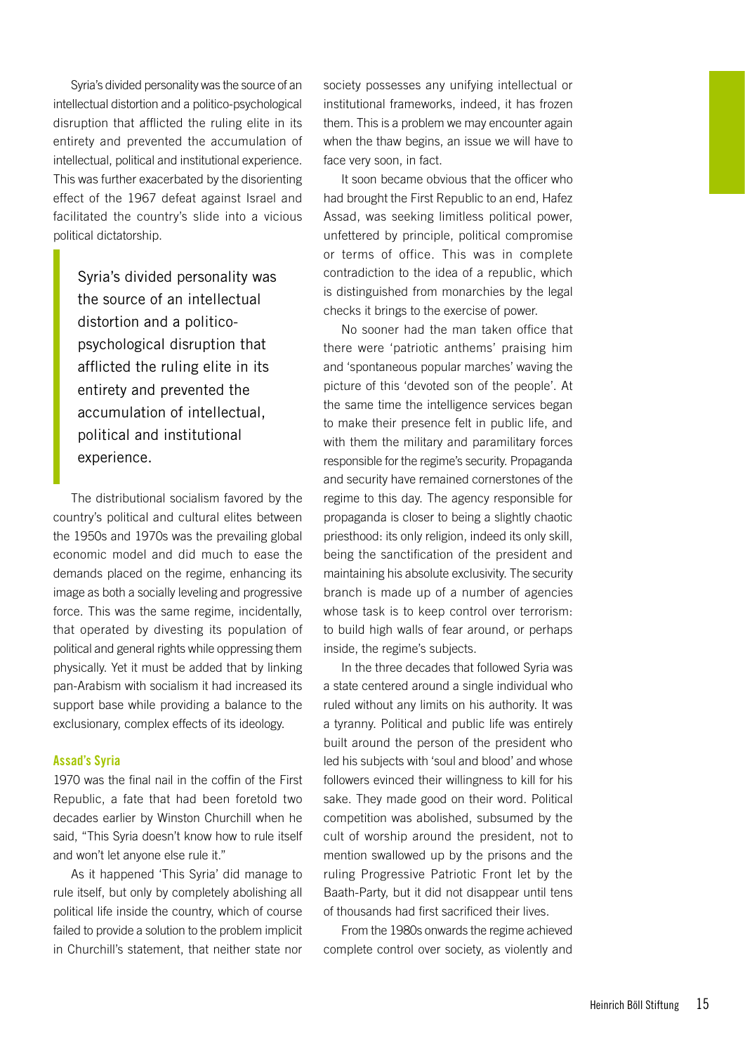Syria's divided personality was the source of an intellectual distortion and a politico-psychological disruption that afflicted the ruling elite in its entirety and prevented the accumulation of intellectual, political and institutional experience. This was further exacerbated by the disorienting effect of the 1967 defeat against Israel and facilitated the country's slide into a vicious political dictatorship.

> Syria's divided personality was the source of an intellectual distortion and a politico-psychological disruption that afflicted the ruling elite in its entirety and prevented the accumulation of intellectual, political and institutional experience.

The distributional socialism favored by the country's political and cultural elites between the 1950s and 1970s was the prevailing global economic model and did much to ease the demands placed on the regime, enhancing its image as both a socially leveling and progressive force. This was the same regime, incidentally, that operated by divesting its population of political and general rights while oppressing them physically. Yet it must be added that by linking pan-Arabism with socialism it had increased its support base while providing a balance to the exclusionary, complex effects of its ideology.

### Assad's Syria

1970 was the final nail in the coffin of the First Republic, a fate that had been foretold two decades earlier by Winston Churchill when he said, "This Syria doesn't know how to rule itself and won't let anyone else rule it."

As it happened 'This Syria' did manage to rule itself, but only by completely abolishing all political life inside the country, which of course failed to provide a solution to the problem implicit in Churchill's statement, that neither state nor society possesses any unifying intellectual or institutional frameworks, indeed, it has frozen them. This is a problem we may encounter again when the thaw begins, an issue we will have to face very soon, in fact.

It soon became obvious that the officer who had brought the First Republic to an end, Hafez Assad, was seeking limitless political power, unfettered by principle, political compromise or terms of office. This was in complete contradiction to the idea of a republic, which is distinguished from monarchies by the legal checks it brings to the exercise of power.

No sooner had the man taken office that there were 'patriotic anthems' praising him and 'spontaneous popular marches' waving the picture of this 'devoted son of the people'. At the same time the intelligence services began to make their presence felt in public life, and with them the military and paramilitary forces responsible for the regime's security. Propaganda and security have remained cornerstones of the regime to this day. The agency responsible for propaganda is closer to being a slightly chaotic priesthood: its only religion, indeed its only skill, being the sanctification of the president and maintaining his absolute exclusivity. The security branch is made up of a number of agencies whose task is to keep control over terrorism: to build high walls of fear around, or perhaps inside, the regime's subjects.

In the three decades that followed Syria was a state centered around a single individual who ruled without any limits on his authority. It was a tyranny. Political and public life was entirely built around the person of the president who led his subjects with 'soul and blood' and whose followers evinced their willingness to kill for his sake. They made good on their word. Political competition was abolished, subsumed by the cult of worship around the president, not to mention swallowed up by the prisons and the ruling Progressive Patriotic Front let by the Baath-Party, but it did not disappear until tens of thousands had first sacrificed their lives.

From the 1980s onwards the regime achieved complete control over society, as violently and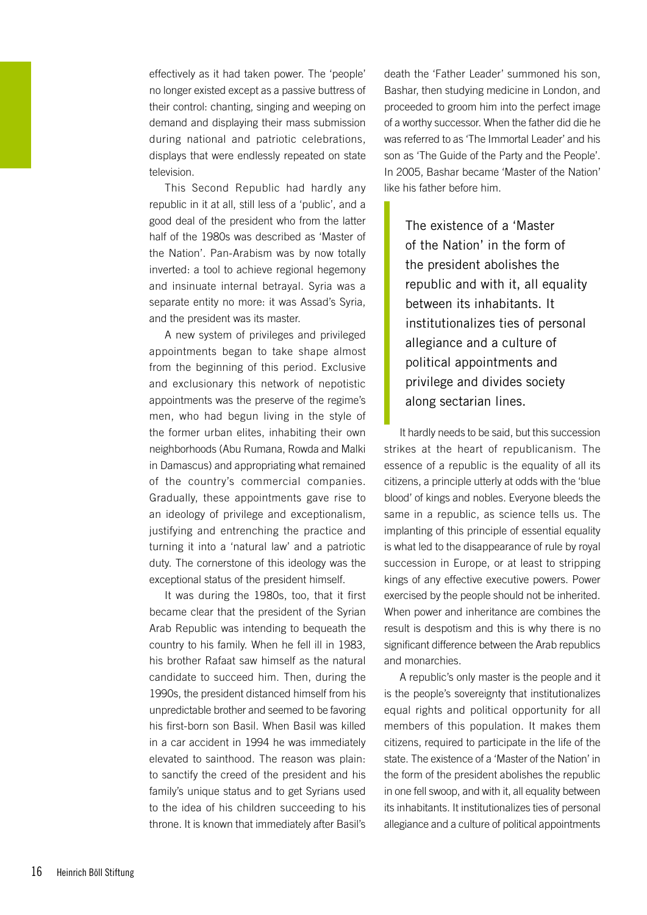effectively as it had taken power. The 'people' no longer existed except as a passive buttress of their control: chanting, singing and weeping on demand and displaying their mass submission during national and patriotic celebrations, displays that were endlessly repeated on state television.

This Second Republic had hardly any republic in it at all, still less of a 'public', and a good deal of the president who from the latter half of the 1980s was described as 'Master of the Nation'. Pan-Arabism was by now totally inverted: a tool to achieve regional hegemony and insinuate internal betrayal. Syria was a separate entity no more: it was Assad's Syria, and the president was its master.

A new system of privileges and privileged appointments began to take shape almost from the beginning of this period. Exclusive and exclusionary this network of nepotistic appointments was the preserve of the regime's men, who had begun living in the style of the former urban elites, inhabiting their own neighborhoods (Abu Rumana, Rowda and Malki in Damascus) and appropriating what remained of the country's commercial companies. Gradually, these appointments gave rise to an ideology of privilege and exceptionalism, justifying and entrenching the practice and turning it into a 'natural law' and a patriotic duty. The cornerstone of this ideology was the exceptional status of the president himself.

It was during the 1980s, too, that it first became clear that the president of the Syrian Arab Republic was intending to bequeath the country to his family. When he fell ill in 1983, his brother Rafaat saw himself as the natural candidate to succeed him. Then, during the 1990s, the president distanced himself from his unpredictable brother and seemed to be favoring his first-born son Basil. When Basil was killed in a car accident in 1994 he was immediately elevated to sainthood. The reason was plain: to sanctify the creed of the president and his family's unique status and to get Syrians used to the idea of his children succeeding to his throne. It is known that immediately after Basil's death the 'Father Leader' summoned his son, Bashar, then studying medicine in London, and proceeded to groom him into the perfect image of a worthy successor. When the father did die he was referred to as 'The Immortal Leader' and his son as 'The Guide of the Party and the People'. In 2005, Bashar became 'Master of the Nation' like his father before him.

> The existence of a 'Master of the Nation' in the form of the president abolishes the republic and with it, all equality between its inhabitants. It institutionalizes ties of personal allegiance and a culture of political appointments and privilege and divides society along sectarian lines.

It hardly needs to be said, but this succession strikes at the heart of republicanism. The essence of a republic is the equality of all its citizens, a principle utterly at odds with the 'blue blood' of kings and nobles. Everyone bleeds the same in a republic, as science tells us. The implanting of this principle of essential equality is what led to the disappearance of rule by royal succession in Europe, or at least to stripping kings of any effective executive powers. Power exercised by the people should not be inherited. When power and inheritance are combines the result is despotism and this is why there is no significant difference between the Arab republics and monarchies.

A republic's only master is the people and it is the people's sovereignty that institutionalizes equal rights and political opportunity for all members of this population. It makes them citizens, required to participate in the life of the state. The existence of a 'Master of the Nation' in the form of the president abolishes the republic in one fell swoop, and with it, all equality between its inhabitants. It institutionalizes ties of personal allegiance and a culture of political appointments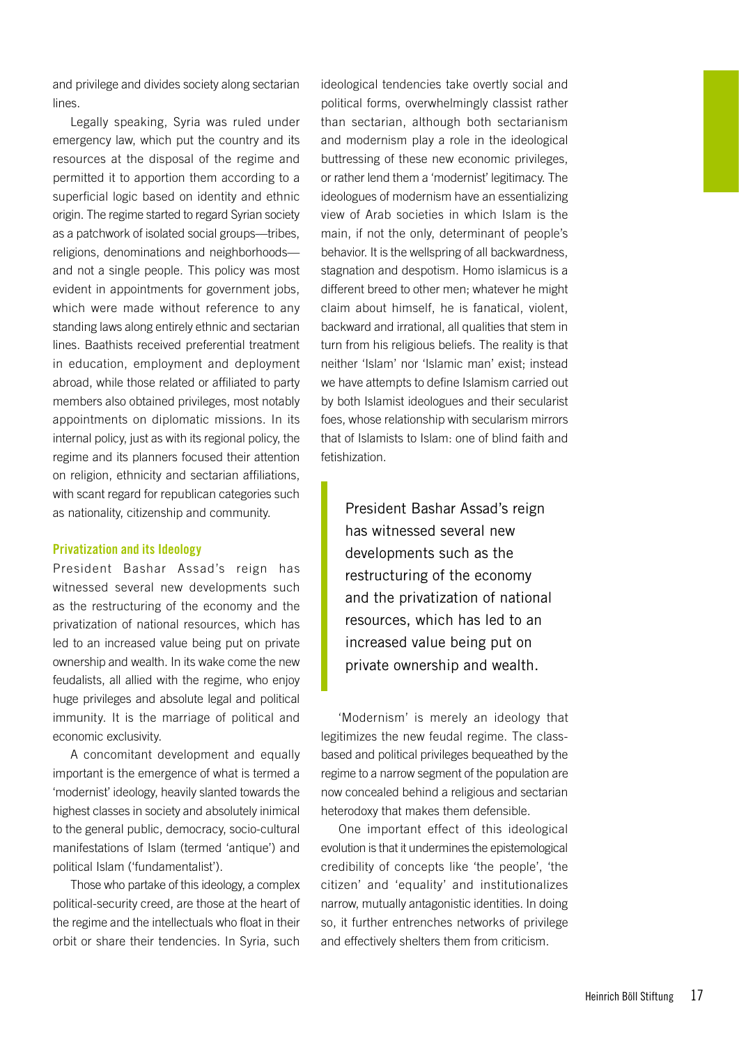and privilege and divides society along sectarian lines.

Legally speaking, Syria was ruled under emergency law, which put the country and its resources at the disposal of the regime and permitted it to apportion them according to a superficial logic based on identity and ethnic origin. The regime started to regard Syrian society as a patchwork of isolated social groups—tribes, religions, denominations and neighborhoods—and not a single people. This policy was most evident in appointments for government jobs, which were made without reference to any standing laws along entirely ethnic and sectarian lines. Baathists received preferential treatment in education, employment and deployment abroad, while those related or affiliated to party members also obtained privileges, most notably appointments on diplomatic missions. In its internal policy, just as with its regional policy, the regime and its planners focused their attention on religion, ethnicity and sectarian affiliations, with scant regard for republican categories such as nationality, citizenship and community.

### Privatization and its Ideology

President Bashar Assad's reign has witnessed several new developments such as the restructuring of the economy and the privatization of national resources, which has led to an increased value being put on private ownership and wealth. In its wake come the new feudalists, all allied with the regime, who enjoy huge privileges and absolute legal and political immunity. It is the marriage of political and economic exclusivity.

A concomitant development and equally important is the emergence of what is termed a 'modernist' ideology, heavily slanted towards the highest classes in society and absolutely inimical to the general public, democracy, socio-cultural manifestations of Islam (termed 'antique') and political Islam ('fundamentalist').

Those who partake of this ideology, a complex political-security creed, are those at the heart of the regime and the intellectuals who float in their orbit or share their tendencies. In Syria, such ideological tendencies take overtly social and political forms, overwhelmingly classist rather than sectarian, although both sectarianism and modernism play a role in the ideological buttressing of these new economic privileges, or rather lend them a 'modernist' legitimacy. The ideologues of modernism have an essentializing view of Arab societies in which Islam is the main, if not the only, determinant of people's behavior. It is the wellspring of all backwardness, stagnation and despotism. Homo islamicus is a different breed to other men; whatever he might claim about himself, he is fanatical, violent, backward and irrational, all qualities that stem in turn from his religious beliefs. The reality is that neither 'Islam' nor 'Islamic man' exist; instead we have attempts to define Islamism carried out by both Islamist ideologues and their secularist foes, whose relationship with secularism mirrors that of Islamists to Islam: one of blind faith and fetishization.

> President Bashar Assad's reign has witnessed several new developments such as the restructuring of the economy and the privatization of national resources, which has led to an increased value being put on private ownership and wealth.

'Modernism' is merely an ideology that legitimizes the new feudal regime. The class-based and political privileges bequeathed by the regime to a narrow segment of the population are now concealed behind a religious and sectarian heterodoxy that makes them defensible.

One important effect of this ideological evolution is that it undermines the epistemological credibility of concepts like 'the people', 'the citizen' and 'equality' and institutionalizes narrow, mutually antagonistic identities. In doing so, it further entrenches networks of privilege and effectively shelters them from criticism.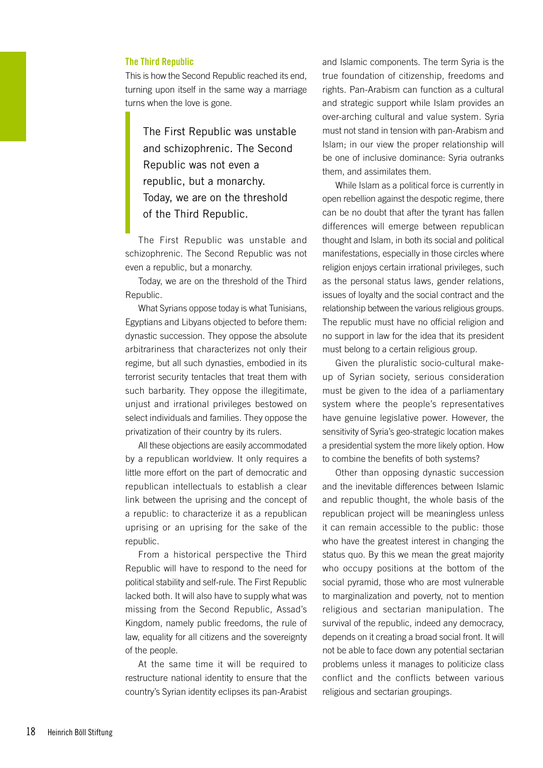## The Third Republic

This is how the Second Republic reached its end, turning upon itself in the same way a marriage turns when the love is gone.

> The First Republic was unstable and schizophrenic. The Second Republic was not even a republic, but a monarchy. Today, we are on the threshold of the Third Republic.

The First Republic was unstable and schizophrenic. The Second Republic was not even a republic, but a monarchy.

Today, we are on the threshold of the Third Republic.

What Syrians oppose today is what Tunisians, Egyptians and Libyans objected to before them: dynastic succession. They oppose the absolute arbitrariness that characterizes not only their regime, but all such dynasties, embodied in its terrorist security tentacles that treat them with such barbarity. They oppose the illegitimate, unjust and irrational privileges bestowed on select individuals and families. They oppose the privatization of their country by its rulers.

All these objections are easily accommodated by a republican worldview. It only requires a little more effort on the part of democratic and republican intellectuals to establish a clear link between the uprising and the concept of a republic: to characterize it as a republican uprising or an uprising for the sake of the republic.

From a historical perspective the Third Republic will have to respond to the need for political stability and self-rule. The First Republic lacked both. It will also have to supply what was missing from the Second Republic, Assad's Kingdom, namely public freedoms, the rule of law, equality for all citizens and the sovereignty of the people.

At the same time it will be required to restructure national identity to ensure that the country's Syrian identity eclipses its pan-Arabist and Islamic components. The term Syria is the true foundation of citizenship, freedoms and rights. Pan-Arabism can function as a cultural and strategic support while Islam provides an over-arching cultural and value system. Syria must not stand in tension with pan-Arabism and Islam; in our view the proper relationship will be one of inclusive dominance: Syria outranks them, and assimilates them.

While Islam as a political force is currently in open rebellion against the despotic regime, there can be no doubt that after the tyrant has fallen differences will emerge between republican thought and Islam, in both its social and political manifestations, especially in those circles where religion enjoys certain irrational privileges, such as the personal status laws, gender relations, issues of loyalty and the social contract and the relationship between the various religious groups. The republic must have no official religion and no support in law for the idea that its president must belong to a certain religious group.

Given the pluralistic socio-cultural make-up of Syrian society, serious consideration must be given to the idea of a parliamentary system where the people's representatives have genuine legislative power. However, the sensitivity of Syria's geo-strategic location makes a presidential system the more likely option. How to combine the benefits of both systems?

Other than opposing dynastic succession and the inevitable differences between Islamic and republic thought, the whole basis of the republican project will be meaningless unless it can remain accessible to the public: those who have the greatest interest in changing the status quo. By this we mean the great majority who occupy positions at the bottom of the social pyramid, those who are most vulnerable to marginalization and poverty, not to mention religious and sectarian manipulation. The survival of the republic, indeed any democracy, depends on it creating a broad social front. It will not be able to face down any potential sectarian problems unless it manages to politicize class conflict and the conflicts between various religious and sectarian groupings.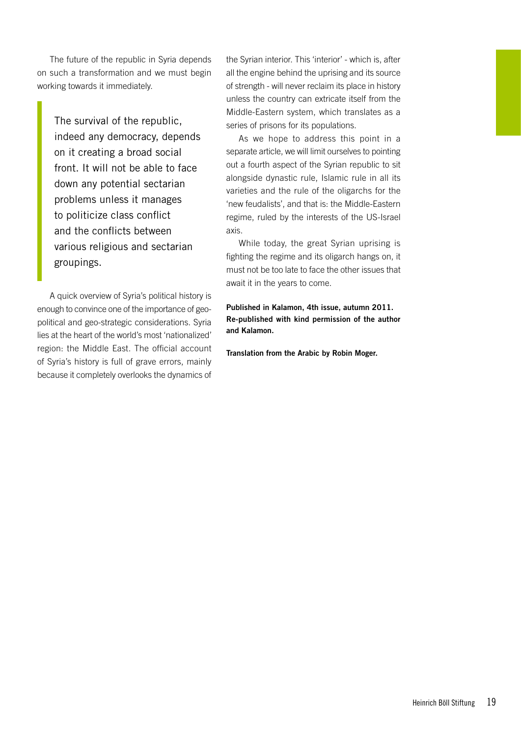The future of the republic in Syria depends on such a transformation and we must begin working towards it immediately.

> The survival of the republic, indeed any democracy, depends on it creating a broad social front. It will not be able to face down any potential sectarian problems unless it manages to politicize class conflict and the conflicts between various religious and sectarian groupings.

A quick overview of Syria's political history is enough to convince one of the importance of geo-political and geo-strategic considerations. Syria lies at the heart of the world's most 'nationalized' region: the Middle East. The official account of Syria's history is full of grave errors, mainly because it completely overlooks the dynamics of the Syrian interior. This 'interior' - which is, after all the engine behind the uprising and its source of strength - will never reclaim its place in history unless the country can extricate itself from the Middle-Eastern system, which translates as a series of prisons for its populations.

As we hope to address this point in a separate article, we will limit ourselves to pointing out a fourth aspect of the Syrian republic to sit alongside dynastic rule, Islamic rule in all its varieties and the rule of the oligarchs for the 'new feudalists', and that is: the Middle-Eastern regime, ruled by the interests of the US-Israel axis.

While today, the great Syrian uprising is fighting the regime and its oligarch hangs on, it must not be too late to face the other issues that await it in the years to come.

**Published in Kalamon, 4th issue, autumn 2011. Re-published with kind permission of the author and Kalamon.**

**Translation from the Arabic by Robin Moger.**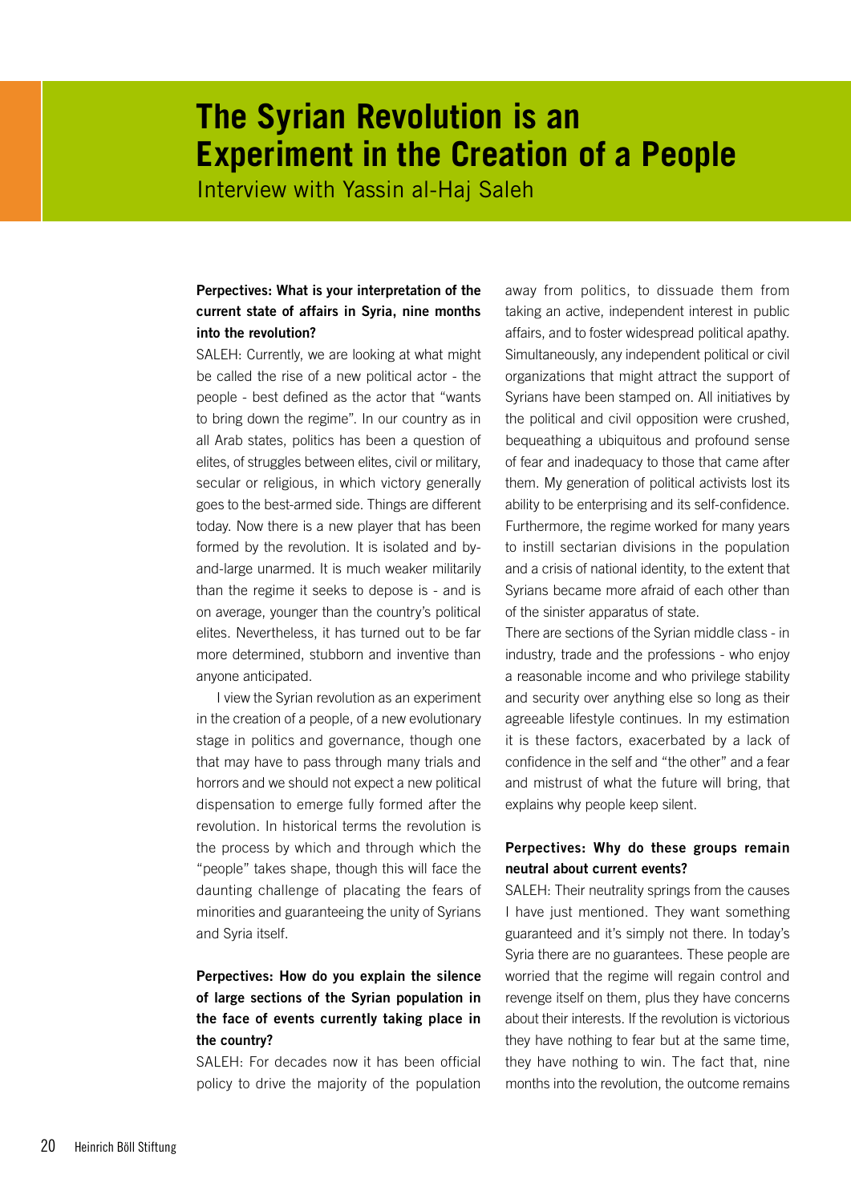# The Syrian Revolution is an Experiment in the Creation of a People

Interview with Yassin al-Haj Saleh

**Perpectives: What is your interpretation of the current state of affairs in Syria, nine months into the revolution?**

SALEH: Currently, we are looking at what might be called the rise of a new political actor - the people - best defined as the actor that "wants to bring down the regime". In our country as in all Arab states, politics has been a question of elites, of struggles between elites, civil or military, secular or religious, in which victory generally goes to the best-armed side. Things are different today. Now there is a new player that has been formed by the revolution. It is isolated and by-and-large unarmed. It is much weaker militarily than the regime it seeks to depose is - and is on average, younger than the country's political elites. Nevertheless, it has turned out to be far more determined, stubborn and inventive than anyone anticipated.

I view the Syrian revolution as an experiment in the creation of a people, of a new evolutionary stage in politics and governance, though one that may have to pass through many trials and horrors and we should not expect a new political dispensation to emerge fully formed after the revolution. In historical terms the revolution is the process by which and through which the "people" takes shape, though this will face the daunting challenge of placating the fears of minorities and guaranteeing the unity of Syrians and Syria itself.

**Perpectives: How do you explain the silence of large sections of the Syrian population in the face of events currently taking place in the country?**

SALEH: For decades now it has been official policy to drive the majority of the population away from politics, to dissuade them from taking an active, independent interest in public affairs, and to foster widespread political apathy. Simultaneously, any independent political or civil organizations that might attract the support of Syrians have been stamped on. All initiatives by the political and civil opposition were crushed, bequeathing a ubiquitous and profound sense of fear and inadequacy to those that came after them. My generation of political activists lost its ability to be enterprising and its self-confidence. Furthermore, the regime worked for many years to instill sectarian divisions in the population and a crisis of national identity, to the extent that Syrians became more afraid of each other than of the sinister apparatus of state.

There are sections of the Syrian middle class - in industry, trade and the professions - who enjoy a reasonable income and who privilege stability and security over anything else so long as their agreeable lifestyle continues. In my estimation it is these factors, exacerbated by a lack of confidence in the self and "the other" and a fear and mistrust of what the future will bring, that explains why people keep silent.

**Perpectives: Why do these groups remain neutral about current events?**

SALEH: Their neutrality springs from the causes I have just mentioned. They want something guaranteed and it's simply not there. In today's Syria there are no guarantees. These people are worried that the regime will regain control and revenge itself on them, plus they have concerns about their interests. If the revolution is victorious they have nothing to fear but at the same time, they have nothing to win. The fact that, nine months into the revolution, the outcome remains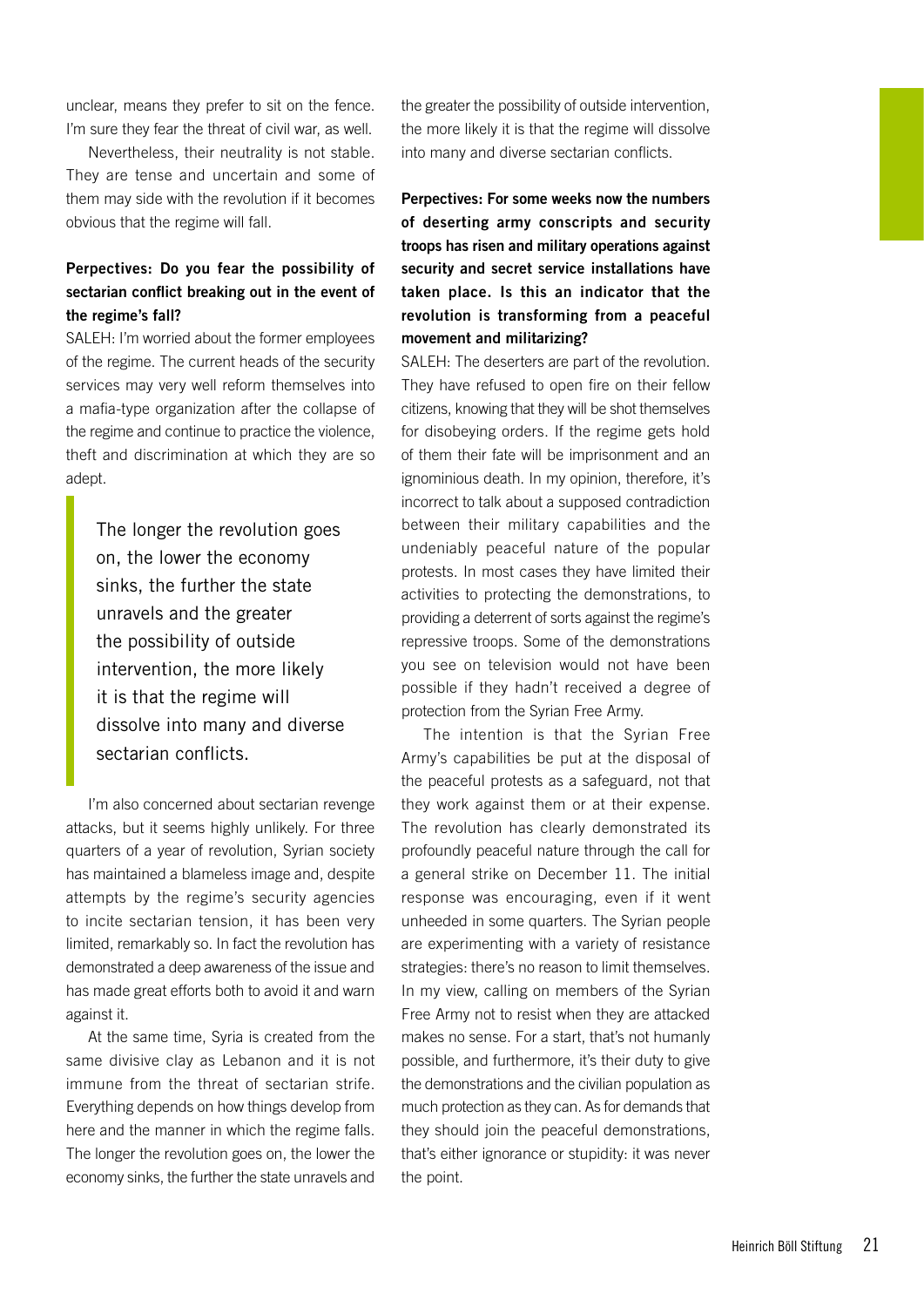unclear, means they prefer to sit on the fence. I'm sure they fear the threat of civil war, as well.

Nevertheless, their neutrality is not stable. They are tense and uncertain and some of them may side with the revolution if it becomes obvious that the regime will fall.

**Perceptives: Do you fear the possibility of sectarian conflict breaking out in the event of the regime's fall?**

SALEH: I'm worried about the former employees of the regime. The current heads of the security services may very well reform themselves into a mafia-type organization after the collapse of the regime and continue to practice the violence, theft and discrimination at which they are so adept.

> The longer the revolution goes on, the lower the economy sinks, the further the state unravels and the greater the possibility of outside intervention, the more likely it is that the regime will dissolve into many and diverse sectarian conflicts.

I'm also concerned about sectarian revenge attacks, but it seems highly unlikely. For three quarters of a year of revolution, Syrian society has maintained a blameless image and, despite attempts by the regime's security agencies to incite sectarian tension, it has been very limited, remarkably so. In fact the revolution has demonstrated a deep awareness of the issue and has made great efforts both to avoid it and warn against it.

At the same time, Syria is created from the same divisive clay as Lebanon and it is not immune from the threat of sectarian strife. Everything depends on how things develop from here and the manner in which the regime falls. The longer the revolution goes on, the lower the economy sinks, the further the state unravels and the greater the possibility of outside intervention, the more likely it is that the regime will dissolve into many and diverse sectarian conflicts.

**Perceptives: For some weeks now the numbers of deserting army conscripts and security troops has risen and military operations against security and secret service installations have taken place. Is this an indicator that the revolution is transforming from a peaceful movement and militarizing?**

SALEH: The deserters are part of the revolution. They have refused to open fire on their fellow citizens, knowing that they will be shot themselves for disobeying orders. If the regime gets hold of them their fate will be imprisonment and an ignominious death. In my opinion, therefore, it's incorrect to talk about a supposed contradiction between their military capabilities and the undeniably peaceful nature of the popular protests. In most cases they have limited their activities to protecting the demonstrations, to providing a deterrent of sorts against the regime's repressive troops. Some of the demonstrations you see on television would not have been possible if they hadn't received a degree of protection from the Syrian Free Army.

The intention is that the Syrian Free Army's capabilities be put at the disposal of the peaceful protests as a safeguard, not that they work against them or at their expense. The revolution has clearly demonstrated its profoundly peaceful nature through the call for a general strike on December 11. The initial response was encouraging, even if it went unheeded in some quarters. The Syrian people are experimenting with a variety of resistance strategies: there's no reason to limit themselves. In my view, calling on members of the Syrian Free Army not to resist when they are attacked makes no sense. For a start, that's not humanly possible, and furthermore, it's their duty to give the demonstrations and the civilian population as much protection as they can. As for demands that they should join the peaceful demonstrations, that's either ignorance or stupidity: it was never the point.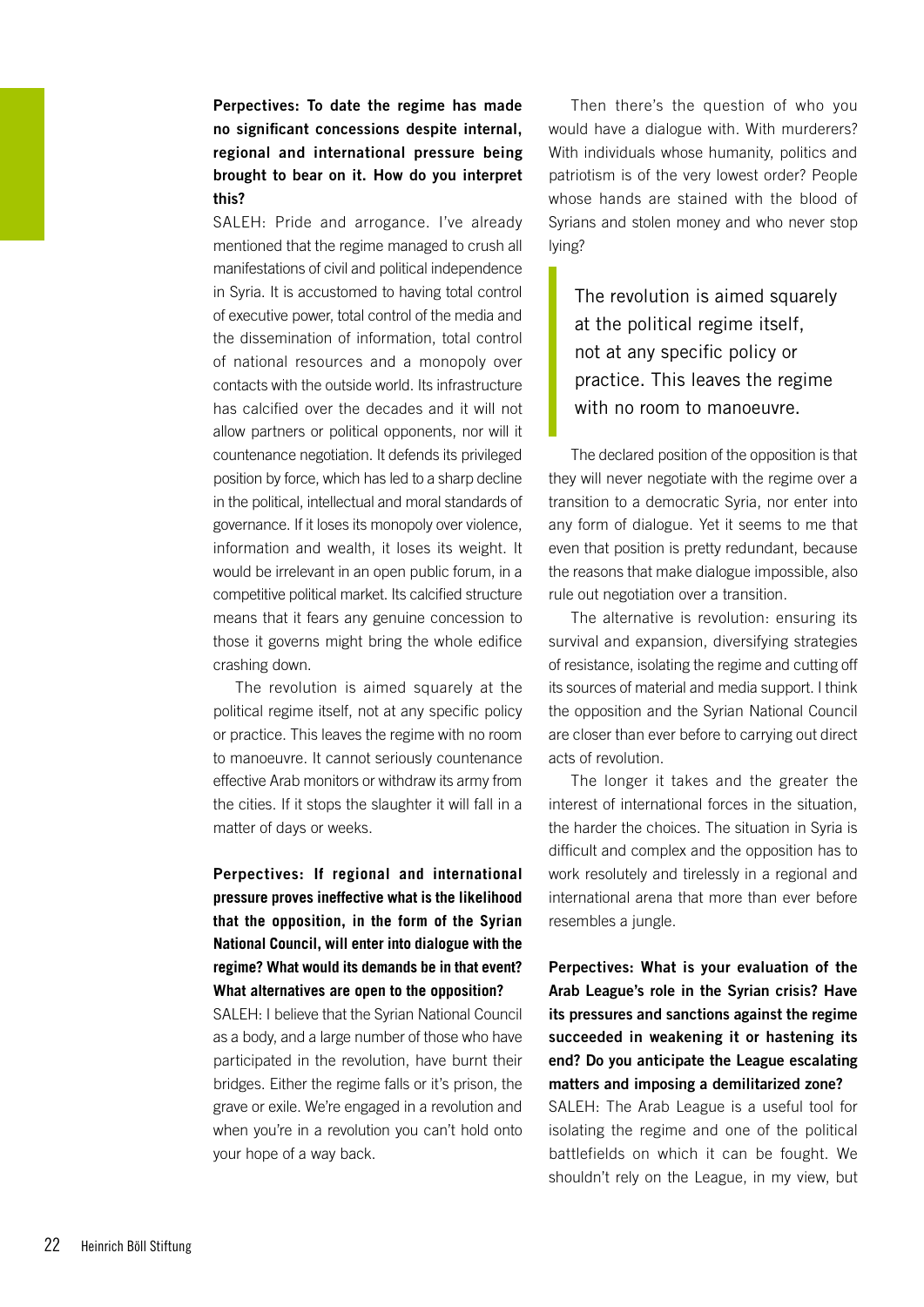**Perpectives: To date the regime has made no significant concessions despite internal, regional and international pressure being brought to bear on it. How do you interpret this?**

SALEH: Pride and arrogance. I've already mentioned that the regime managed to crush all manifestations of civil and political independence in Syria. It is accustomed to having total control of executive power, total control of the media and the dissemination of information, total control of national resources and a monopoly over contacts with the outside world. Its infrastructure has calcified over the decades and it will not allow partners or political opponents, nor will it countenance negotiation. It defends its privileged position by force, which has led to a sharp decline in the political, intellectual and moral standards of governance. If it loses its monopoly over violence, information and wealth, it loses its weight. It would be irrelevant in an open public forum, in a competitive political market. Its calcified structure means that it fears any genuine concession to those it governs might bring the whole edifice crashing down.

The revolution is aimed squarely at the political regime itself, not at any specific policy or practice. This leaves the regime with no room to manoeuvre. It cannot seriously countenance effective Arab monitors or withdraw its army from the cities. If it stops the slaughter it will fall in a matter of days or weeks.

**Perpectives: If regional and international pressure proves ineffective what is the likelihood that the opposition, in the form of the Syrian National Council, will enter into dialogue with the regime? What would its demands be in that event? What alternatives are open to the opposition?**

SALEH: I believe that the Syrian National Council as a body, and a large number of those who have participated in the revolution, have burnt their bridges. Either the regime falls or it's prison, the grave or exile. We're engaged in a revolution and when you're in a revolution you can't hold onto your hope of a way back.

Then there's the question of who you would have a dialogue with. With murderers? With individuals whose humanity, politics and patriotism is of the very lowest order? People whose hands are stained with the blood of Syrians and stolen money and who never stop lying?

> The revolution is aimed squarely at the political regime itself, not at any specific policy or practice. This leaves the regime with no room to manoeuvre.

The declared position of the opposition is that they will never negotiate with the regime over a transition to a democratic Syria, nor enter into any form of dialogue. Yet it seems to me that even that position is pretty redundant, because the reasons that make dialogue impossible, also rule out negotiation over a transition.

The alternative is revolution: ensuring its survival and expansion, diversifying strategies of resistance, isolating the regime and cutting off its sources of material and media support. I think the opposition and the Syrian National Council are closer than ever before to carrying out direct acts of revolution.

The longer it takes and the greater the interest of international forces in the situation, the harder the choices. The situation in Syria is difficult and complex and the opposition has to work resolutely and tirelessly in a regional and international arena that more than ever before resembles a jungle.

**Perpectives: What is your evaluation of the Arab League's role in the Syrian crisis? Have its pressures and sanctions against the regime succeeded in weakening it or hastening its end? Do you anticipate the League escalating matters and imposing a demilitarized zone?**

SALEH: The Arab League is a useful tool for isolating the regime and one of the political battlefields on which it can be fought. We shouldn't rely on the League, in my view, but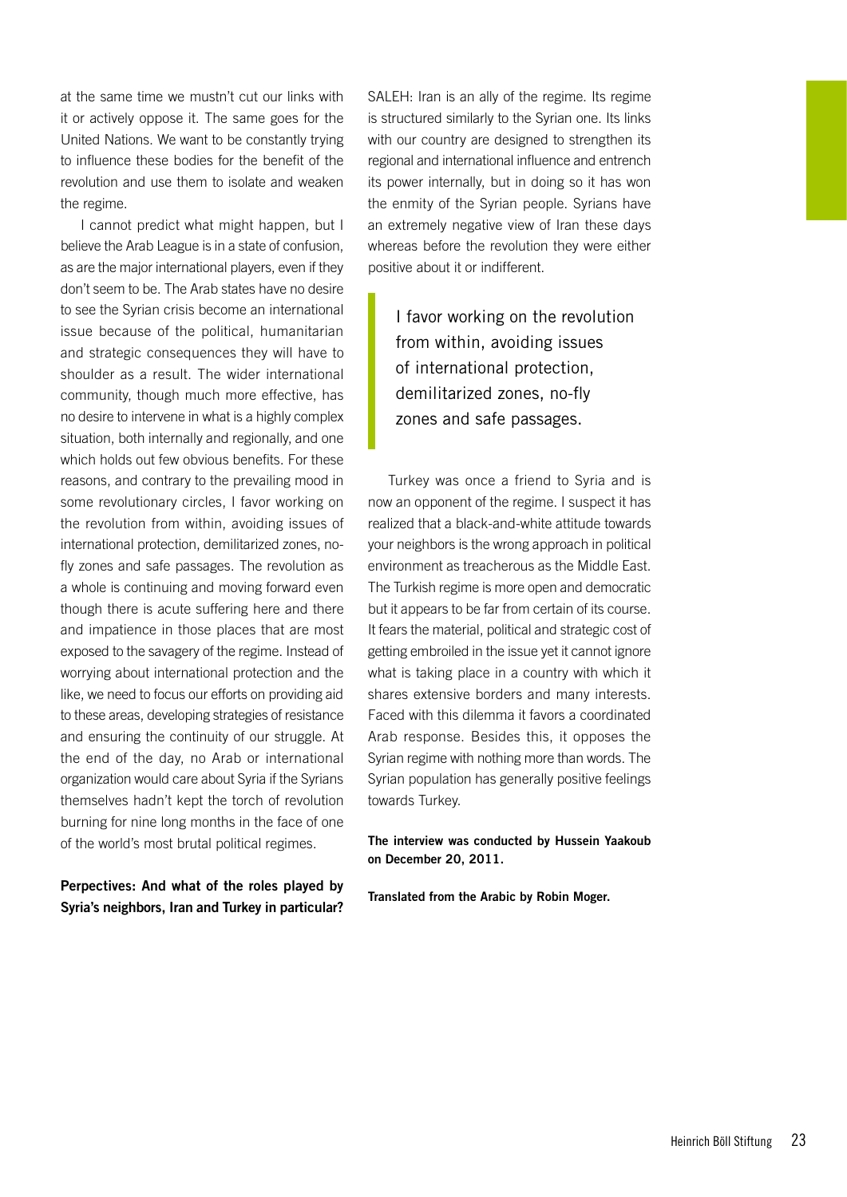at the same time we mustn't cut our links with it or actively oppose it. The same goes for the United Nations. We want to be constantly trying to influence these bodies for the benefit of the revolution and use them to isolate and weaken the regime.

I cannot predict what might happen, but I believe the Arab League is in a state of confusion, as are the major international players, even if they don't seem to be. The Arab states have no desire to see the Syrian crisis become an international issue because of the political, humanitarian and strategic consequences they will have to shoulder as a result. The wider international community, though much more effective, has no desire to intervene in what is a highly complex situation, both internally and regionally, and one which holds out few obvious benefits. For these reasons, and contrary to the prevailing mood in some revolutionary circles, I favor working on the revolution from within, avoiding issues of international protection, demilitarized zones, no-fly zones and safe passages. The revolution as a whole is continuing and moving forward even though there is acute suffering here and there and impatience in those places that are most exposed to the savagery of the regime. Instead of worrying about international protection and the like, we need to focus our efforts on providing aid to these areas, developing strategies of resistance and ensuring the continuity of our struggle. At the end of the day, no Arab or international organization would care about Syria if the Syrians themselves hadn't kept the torch of revolution burning for nine long months in the face of one of the world's most brutal political regimes.

**Perpectives: And what of the roles played by Syria's neighbors, Iran and Turkey in particular?**

SALEH: Iran is an ally of the regime. Its regime is structured similarly to the Syrian one. Its links with our country are designed to strengthen its regional and international influence and entrench its power internally, but in doing so it has won the enmity of the Syrian people. Syrians have an extremely negative view of Iran these days whereas before the revolution they were either positive about it or indifferent.

> I favor working on the revolution from within, avoiding issues of international protection, demilitarized zones, no-fly zones and safe passages.

Turkey was once a friend to Syria and is now an opponent of the regime. I suspect it has realized that a black-and-white attitude towards your neighbors is the wrong approach in political environment as treacherous as the Middle East. The Turkish regime is more open and democratic but it appears to be far from certain of its course. It fears the material, political and strategic cost of getting embroiled in the issue yet it cannot ignore what is taking place in a country with which it shares extensive borders and many interests. Faced with this dilemma it favors a coordinated Arab response. Besides this, it opposes the Syrian regime with nothing more than words. The Syrian population has generally positive feelings towards Turkey.

**The interview was conducted by Hussein Yaakoub on December 20, 2011.**

**Translated from the Arabic by Robin Moger.**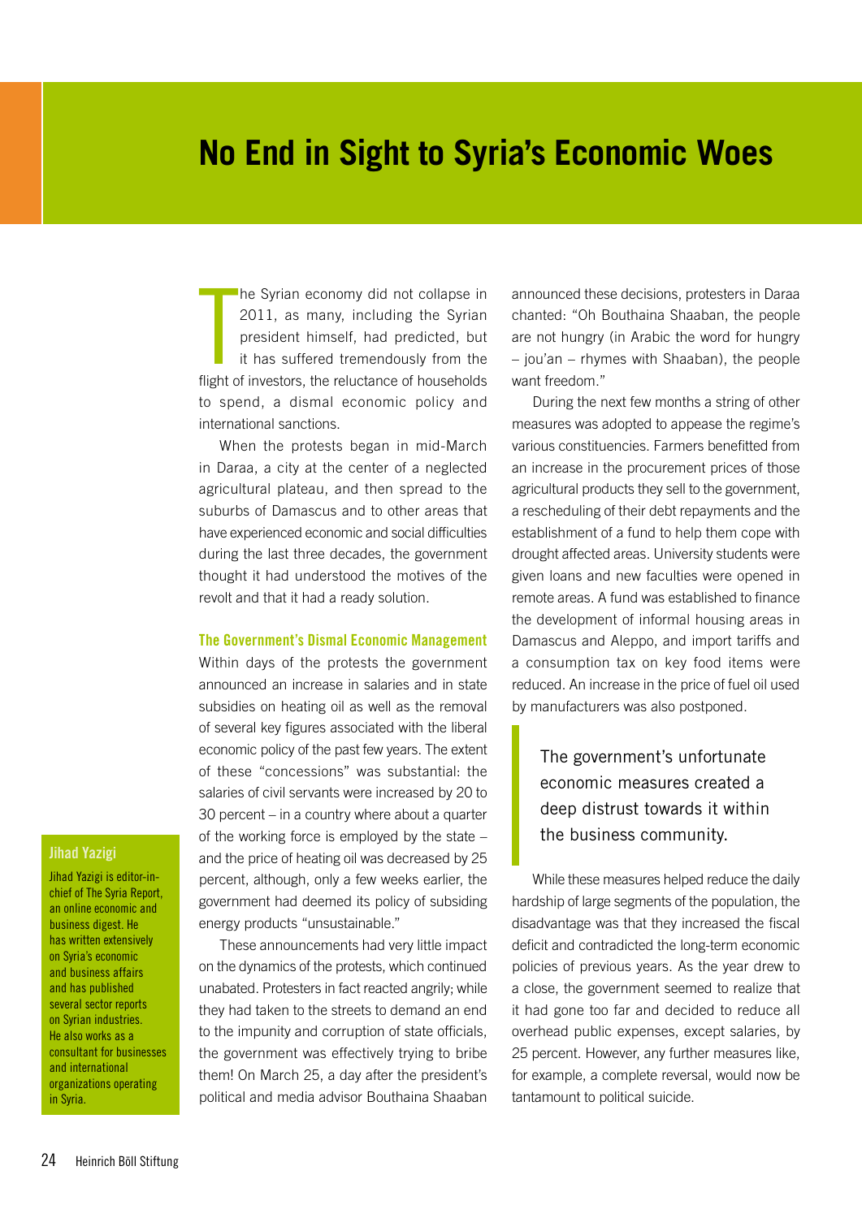# No End in Sight to Syria's Economic Woes

The Syrian economy did not collapse in 2011, as many, including the Syrian president himself, had predicted, but it has suffered tremendously from the flight of investors, the reluctance of households to spend, a dismal economic policy and international sanctions.

When the protests began in mid-March in Daraa, a city at the center of a neglected agricultural plateau, and then spread to the suburbs of Damascus and to other areas that have experienced economic and social difficulties during the last three decades, the government thought it had understood the motives of the revolt and that it had a ready solution.

## The Government's Dismal Economic Management

Within days of the protests the government announced an increase in salaries and in state subsidies on heating oil as well as the removal of several key figures associated with the liberal economic policy of the past few years. The extent of these "concessions" was substantial: the salaries of civil servants were increased by 20 to 30 percent – in a country where about a quarter of the working force is employed by the state – and the price of heating oil was decreased by 25 percent, although, only a few weeks earlier, the government had deemed its policy of subsiding energy products "unsustainable."

These announcements had very little impact on the dynamics of the protests, which continued unabated. Protesters in fact reacted angrily; while they had taken to the streets to demand an end to the impunity and corruption of state officials, the government was effectively trying to bribe them! On March 25, a day after the president's political and media advisor Bouthaina Shaaban announced these decisions, protesters in Daraa chanted: "Oh Bouthaina Shaaban, the people are not hungry (in Arabic the word for hungry – jou'an – rhymes with Shaaban), the people want freedom."

During the next few months a string of other measures was adopted to appease the regime's various constituencies. Farmers benefitted from an increase in the procurement prices of those agricultural products they sell to the government, a rescheduling of their debt repayments and the establishment of a fund to help them cope with drought affected areas. University students were given loans and new faculties were opened in remote areas. A fund was established to finance the development of informal housing areas in Damascus and Aleppo, and import tariffs and a consumption tax on key food items were reduced. An increase in the price of fuel oil used by manufacturers was also postponed.

> The government's unfortunate economic measures created a deep distrust towards it within the business community.

While these measures helped reduce the daily hardship of large segments of the population, the disadvantage was that they increased the fiscal deficit and contradicted the long-term economic policies of previous years. As the year drew to a close, the government seemed to realize that it had gone too far and decided to reduce all overhead public expenses, except salaries, by 25 percent. However, any further measures like, for example, a complete reversal, would now be tantamount to political suicide.

**Jihad Yazigi**

Jihad Yazigi is editor-in-chief of The Syria Report, an online economic and business digest. He has written extensively on Syria's economic and business affairs and has published several sector reports on Syrian industries. He also works as a consultant for businesses and international organizations operating in Syria.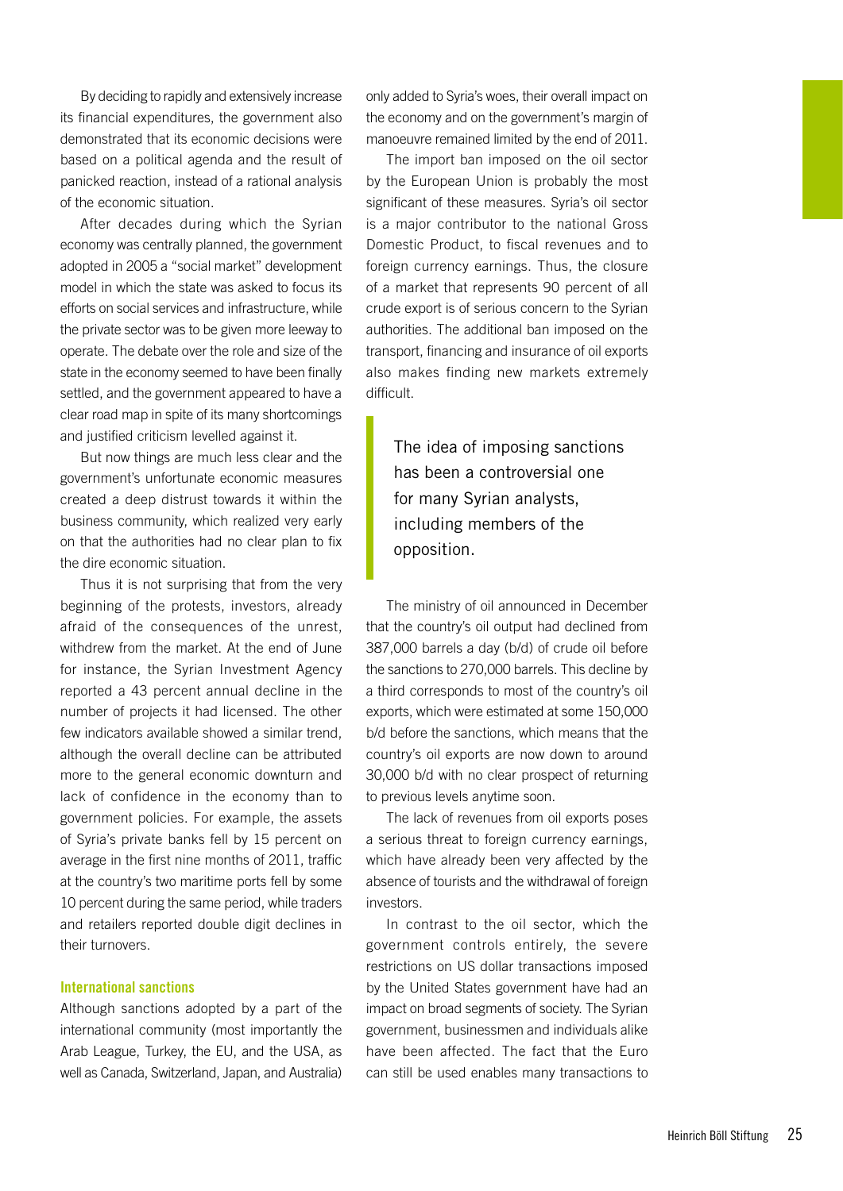By deciding to rapidly and extensively increase its financial expenditures, the government also demonstrated that its economic decisions were based on a political agenda and the result of panicked reaction, instead of a rational analysis of the economic situation.

After decades during which the Syrian economy was centrally planned, the government adopted in 2005 a "social market" development model in which the state was asked to focus its efforts on social services and infrastructure, while the private sector was to be given more leeway to operate. The debate over the role and size of the state in the economy seemed to have been finally settled, and the government appeared to have a clear road map in spite of its many shortcomings and justified criticism levelled against it.

But now things are much less clear and the government's unfortunate economic measures created a deep distrust towards it within the business community, which realized very early on that the authorities had no clear plan to fix the dire economic situation.

Thus it is not surprising that from the very beginning of the protests, investors, already afraid of the consequences of the unrest, withdrew from the market. At the end of June for instance, the Syrian Investment Agency reported a 43 percent annual decline in the number of projects it had licensed. The other few indicators available showed a similar trend, although the overall decline can be attributed more to the general economic downturn and lack of confidence in the economy than to government policies. For example, the assets of Syria's private banks fell by 15 percent on average in the first nine months of 2011, traffic at the country's two maritime ports fell by some 10 percent during the same period, while traders and retailers reported double digit declines in their turnovers.

### International sanctions

Although sanctions adopted by a part of the international community (most importantly the Arab League, Turkey, the EU, and the USA, as well as Canada, Switzerland, Japan, and Australia) only added to Syria's woes, their overall impact on the economy and on the government's margin of manoeuvre remained limited by the end of 2011.

The import ban imposed on the oil sector by the European Union is probably the most significant of these measures. Syria's oil sector is a major contributor to the national Gross Domestic Product, to fiscal revenues and to foreign currency earnings. Thus, the closure of a market that represents 90 percent of all crude export is of serious concern to the Syrian authorities. The additional ban imposed on the transport, financing and insurance of oil exports also makes finding new markets extremely difficult.

> The idea of imposing sanctions has been a controversial one for many Syrian analysts, including members of the opposition.

The ministry of oil announced in December that the country's oil output had declined from 387,000 barrels a day (b/d) of crude oil before the sanctions to 270,000 barrels. This decline by a third corresponds to most of the country's oil exports, which were estimated at some 150,000 b/d before the sanctions, which means that the country's oil exports are now down to around 30,000 b/d with no clear prospect of returning to previous levels anytime soon.

The lack of revenues from oil exports poses a serious threat to foreign currency earnings, which have already been very affected by the absence of tourists and the withdrawal of foreign investors.

In contrast to the oil sector, which the government controls entirely, the severe restrictions on US dollar transactions imposed by the United States government have had an impact on broad segments of society. The Syrian government, businessmen and individuals alike have been affected. The fact that the Euro can still be used enables many transactions to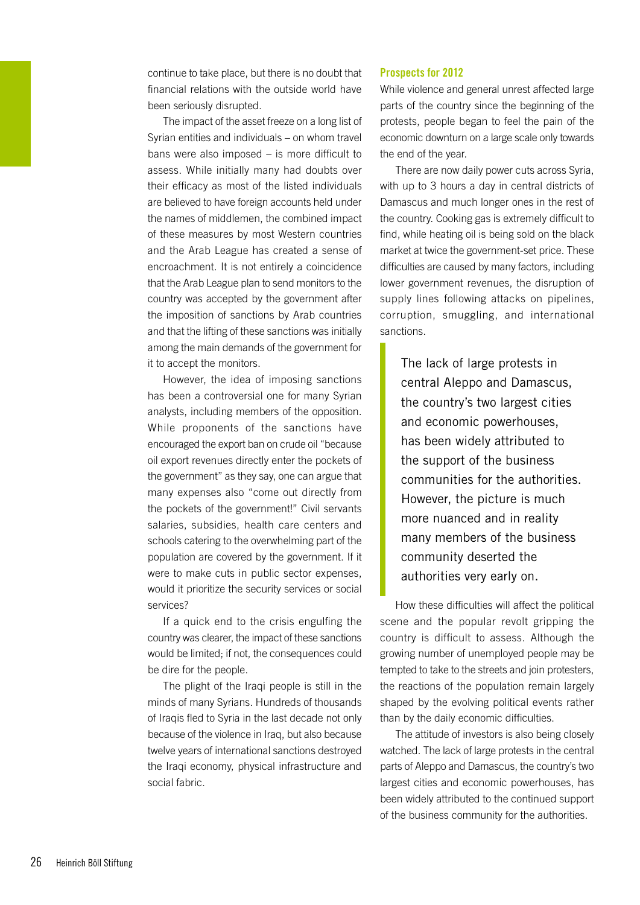continue to take place, but there is no doubt that financial relations with the outside world have been seriously disrupted.

The impact of the asset freeze on a long list of Syrian entities and individuals – on whom travel bans were also imposed – is more difficult to assess. While initially many had doubts over their efficacy as most of the listed individuals are believed to have foreign accounts held under the names of middlemen, the combined impact of these measures by most Western countries and the Arab League has created a sense of encroachment. It is not entirely a coincidence that the Arab League plan to send monitors to the country was accepted by the government after the imposition of sanctions by Arab countries and that the lifting of these sanctions was initially among the main demands of the government for it to accept the monitors.

However, the idea of imposing sanctions has been a controversial one for many Syrian analysts, including members of the opposition. While proponents of the sanctions have encouraged the export ban on crude oil "because oil export revenues directly enter the pockets of the government" as they say, one can argue that many expenses also "come out directly from the pockets of the government!" Civil servants salaries, subsidies, health care centers and schools catering to the overwhelming part of the population are covered by the government. If it were to make cuts in public sector expenses, would it prioritize the security services or social services?

If a quick end to the crisis engulfing the country was clearer, the impact of these sanctions would be limited; if not, the consequences could be dire for the people.

The plight of the Iraqi people is still in the minds of many Syrians. Hundreds of thousands of Iraqis fled to Syria in the last decade not only because of the violence in Iraq, but also because twelve years of international sanctions destroyed the Iraqi economy, physical infrastructure and social fabric.

### Prospects for 2012

While violence and general unrest affected large parts of the country since the beginning of the protests, people began to feel the pain of the economic downturn on a large scale only towards the end of the year.

There are now daily power cuts across Syria, with up to 3 hours a day in central districts of Damascus and much longer ones in the rest of the country. Cooking gas is extremely difficult to find, while heating oil is being sold on the black market at twice the government-set price. These difficulties are caused by many factors, including lower government revenues, the disruption of supply lines following attacks on pipelines, corruption, smuggling, and international sanctions.

> The lack of large protests in central Aleppo and Damascus, the country's two largest cities and economic powerhouses, has been widely attributed to the support of the business communities for the authorities. However, the picture is much more nuanced and in reality many members of the business community deserted the authorities very early on.

How these difficulties will affect the political scene and the popular revolt gripping the country is difficult to assess. Although the growing number of unemployed people may be tempted to take to the streets and join protesters, the reactions of the population remain largely shaped by the evolving political events rather than by the daily economic difficulties.

The attitude of investors is also being closely watched. The lack of large protests in the central parts of Aleppo and Damascus, the country's two largest cities and economic powerhouses, has been widely attributed to the continued support of the business community for the authorities.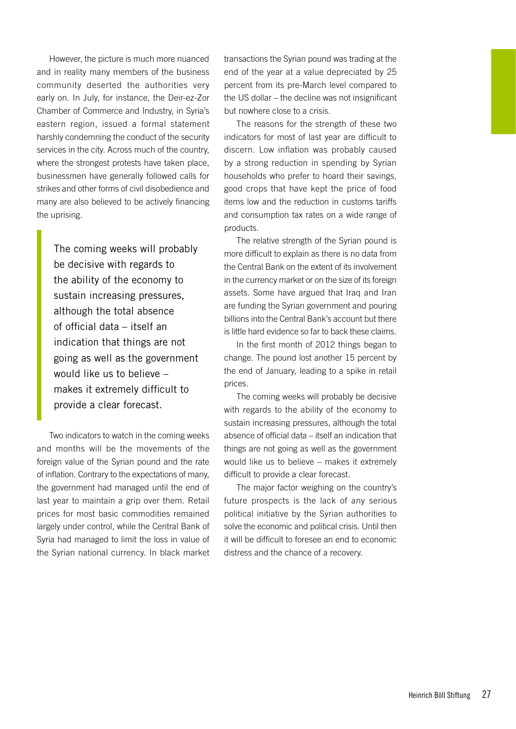However, the picture is much more nuanced and in reality many members of the business community deserted the authorities very early on. In July, for instance, the Deir-ez-Zor Chamber of Commerce and Industry, in Syria's eastern region, issued a formal statement harshly condemning the conduct of the security services in the city. Across much of the country, where the strongest protests have taken place, businessmen have generally followed calls for strikes and other forms of civil disobedience and many are also believed to be actively financing the uprising.

> The coming weeks will probably be decisive with regards to the ability of the economy to sustain increasing pressures, although the total absence of official data – itself an indication that things are not going as well as the government would like us to believe – makes it extremely difficult to provide a clear forecast.

Two indicators to watch in the coming weeks and months will be the movements of the foreign value of the Syrian pound and the rate of inflation. Contrary to the expectations of many, the government had managed until the end of last year to maintain a grip over them. Retail prices for most basic commodities remained largely under control, while the Central Bank of Syria had managed to limit the loss in value of the Syrian national currency. In black market transactions the Syrian pound was trading at the end of the year at a value depreciated by 25 percent from its pre-March level compared to the US dollar – the decline was not insignificant but nowhere close to a crisis.

The reasons for the strength of these two indicators for most of last year are difficult to discern. Low inflation was probably caused by a strong reduction in spending by Syrian households who prefer to hoard their savings, good crops that have kept the price of food items low and the reduction in customs tariffs and consumption tax rates on a wide range of products.

The relative strength of the Syrian pound is more difficult to explain as there is no data from the Central Bank on the extent of its involvement in the currency market or on the size of its foreign assets. Some have argued that Iraq and Iran are funding the Syrian government and pouring billions into the Central Bank's account but there is little hard evidence so far to back these claims.

In the first month of 2012 things began to change. The pound lost another 15 percent by the end of January, leading to a spike in retail prices.

The coming weeks will probably be decisive with regards to the ability of the economy to sustain increasing pressures, although the total absence of official data – itself an indication that things are not going as well as the government would like us to believe – makes it extremely difficult to provide a clear forecast.

The major factor weighing on the country's future prospects is the lack of any serious political initiative by the Syrian authorities to solve the economic and political crisis. Until then it will be difficult to foresee an end to economic distress and the chance of a recovery.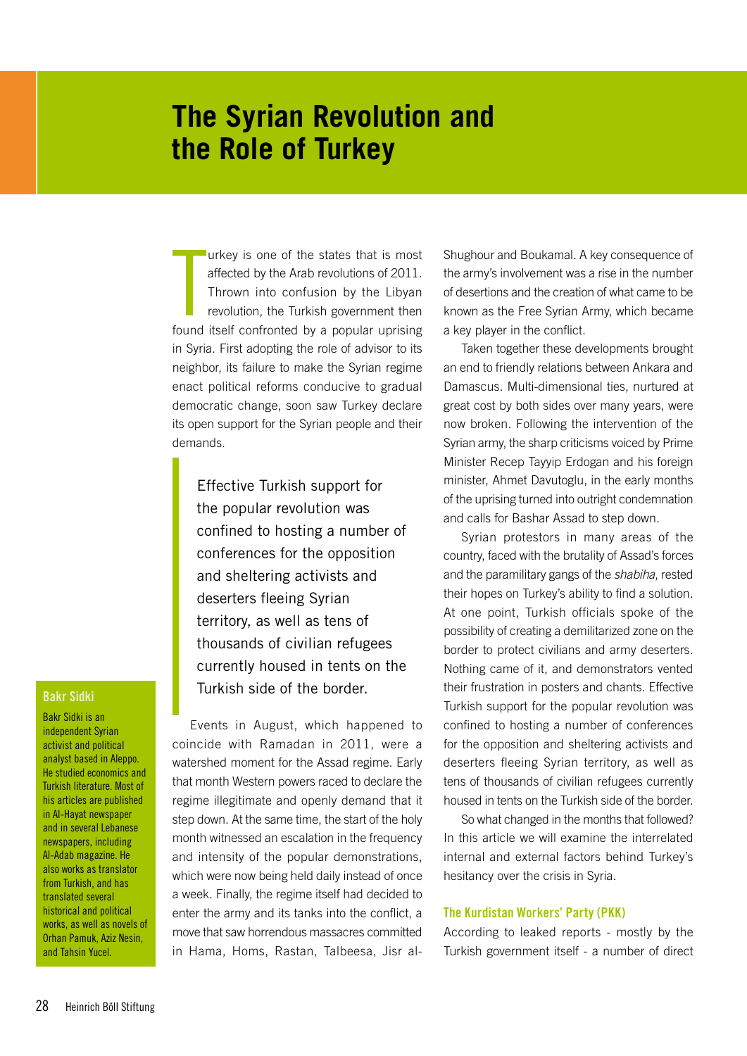# The Syrian Revolution and the Role of Turkey

Turkey is one of the states that is most affected by the Arab revolutions of 2011. Thrown into confusion by the Libyan revolution, the Turkish government then found itself confronted by a popular uprising in Syria. First adopting the role of advisor to its neighbor, its failure to make the Syrian regime enact political reforms conducive to gradual democratic change, soon saw Turkey declare its open support for the Syrian people and their demands.

> Effective Turkish support for the popular revolution was confined to hosting a number of conferences for the opposition and sheltering activists and deserters fleeing Syrian territory, as well as tens of thousands of civilian refugees currently housed in tents on the Turkish side of the border.

Events in August, which happened to coincide with Ramadan in 2011, were a watershed moment for the Assad regime. Early that month Western powers raced to declare the regime illegitimate and openly demand that it step down. At the same time, the start of the holy month witnessed an escalation in the frequency and intensity of the popular demonstrations, which were now being held daily instead of once a week. Finally, the regime itself had decided to enter the army and its tanks into the conflict, a move that saw horrendous massacres committed in Hama, Homs, Rastan, Talbeesa, Jisr al-Shughour and Boukamal. A key consequence of the army's involvement was a rise in the number of desertions and the creation of what came to be known as the Free Syrian Army, which became a key player in the conflict.

Taken together these developments brought an end to friendly relations between Ankara and Damascus. Multi-dimensional ties, nurtured at great cost by both sides over many years, were now broken. Following the intervention of the Syrian army, the sharp criticisms voiced by Prime Minister Recep Tayyip Erdogan and his foreign minister, Ahmet Davutoglu, in the early months of the uprising turned into outright condemnation and calls for Bashar Assad to step down.

Syrian protestors in many areas of the country, faced with the brutality of Assad's forces and the paramilitary gangs of the *shabiha*, rested their hopes on Turkey's ability to find a solution. At one point, Turkish officials spoke of the possibility of creating a demilitarized zone on the border to protect civilians and army deserters. Nothing came of it, and demonstrators vented their frustration in posters and chants. Effective Turkish support for the popular revolution was confined to hosting a number of conferences for the opposition and sheltering activists and deserters fleeing Syrian territory, as well as tens of thousands of civilian refugees currently housed in tents on the Turkish side of the border.

So what changed in the months that followed? In this article we will examine the interrelated internal and external factors behind Turkey's hesitancy over the crisis in Syria.

### The Kurdistan Workers' Party (PKK)

According to leaked reports - mostly by the Turkish government itself - a number of direct

**Bakr Sidki**

Bakr Sidki is an independent Syrian activist and political analyst based in Aleppo. He studied economics and Turkish literature. Most of his articles are published in Al-Hayat newspaper and in several Lebanese newspapers, including Al-Adab magazine. He also works as translator from Turkish, and has translated several historical and political works, as well as novels of Orhan Pamuk, Aziz Nesin, and Tahsin Yucel.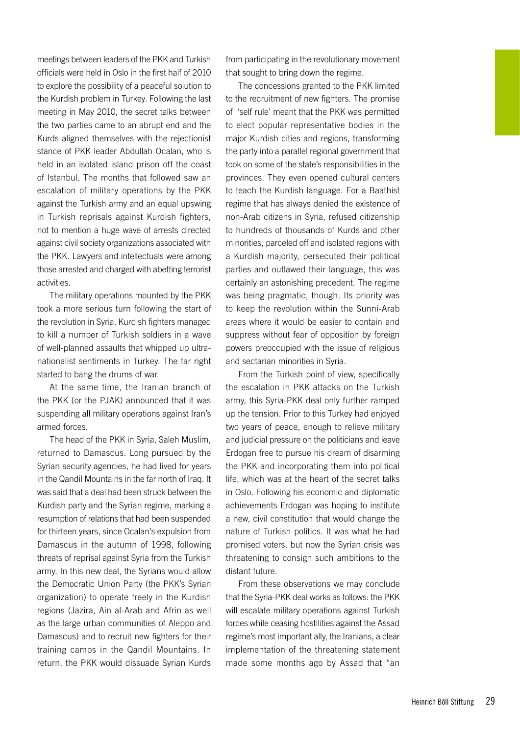meetings between leaders of the PKK and Turkish officials were held in Oslo in the first half of 2010 to explore the possibility of a peaceful solution to the Kurdish problem in Turkey. Following the last meeting in May 2010, the secret talks between the two parties came to an abrupt end and the Kurds aligned themselves with the rejectionist stance of PKK leader Abdullah Ocalan, who is held in an isolated island prison off the coast of Istanbul. The months that followed saw an escalation of military operations by the PKK against the Turkish army and an equal upswing in Turkish reprisals against Kurdish fighters, not to mention a huge wave of arrests directed against civil society organizations associated with the PKK. Lawyers and intellectuals were among those arrested and charged with abetting terrorist activities.

The military operations mounted by the PKK took a more serious turn following the start of the revolution in Syria. Kurdish fighters managed to kill a number of Turkish soldiers in a wave of well-planned assaults that whipped up ultra-nationalist sentiments in Turkey. The far right started to bang the drums of war.

At the same time, the Iranian branch of the PKK (or the PJAK) announced that it was suspending all military operations against Iran's armed forces.

The head of the PKK in Syria, Saleh Muslim, returned to Damascus. Long pursued by the Syrian security agencies, he had lived for years in the Qandil Mountains in the far north of Iraq. It was said that a deal had been struck between the Kurdish party and the Syrian regime, marking a resumption of relations that had been suspended for thirteen years, since Ocalan's expulsion from Damascus in the autumn of 1998, following threats of reprisal against Syria from the Turkish army. In this new deal, the Syrians would allow the Democratic Union Party (the PKK's Syrian organization) to operate freely in the Kurdish regions (Jazira, Ain al-Arab and Afrin as well as the large urban communities of Aleppo and Damascus) and to recruit new fighters for their training camps in the Qandil Mountains. In return, the PKK would dissuade Syrian Kurds from participating in the revolutionary movement that sought to bring down the regime.

The concessions granted to the PKK limited to the recruitment of new fighters. The promise of 'self rule' meant that the PKK was permitted to elect popular representative bodies in the major Kurdish cities and regions, transforming the party into a parallel regional government that took on some of the state's responsibilities in the provinces. They even opened cultural centers to teach the Kurdish language. For a Baathist regime that has always denied the existence of non-Arab citizens in Syria, refused citizenship to hundreds of thousands of Kurds and other minorities, parceled off and isolated regions with a Kurdish majority, persecuted their political parties and outlawed their language, this was certainly an astonishing precedent. The regime was being pragmatic, though. Its priority was to keep the revolution within the Sunni-Arab areas where it would be easier to contain and suppress without fear of opposition by foreign powers preoccupied with the issue of religious and sectarian minorities in Syria.

From the Turkish point of view, specifically the escalation in PKK attacks on the Turkish army, this Syria-PKK deal only further ramped up the tension. Prior to this Turkey had enjoyed two years of peace, enough to relieve military and judicial pressure on the politicians and leave Erdogan free to pursue his dream of disarming the PKK and incorporating them into political life, which was at the heart of the secret talks in Oslo. Following his economic and diplomatic achievements Erdogan was hoping to institute a new, civil constitution that would change the nature of Turkish politics. It was what he had promised voters, but now the Syrian crisis was threatening to consign such ambitions to the distant future.

From these observations we may conclude that the Syria-PKK deal works as follows: the PKK will escalate military operations against Turkish forces while ceasing hostilities against the Assad regime's most important ally, the Iranians, a clear implementation of the threatening statement made some months ago by Assad that "an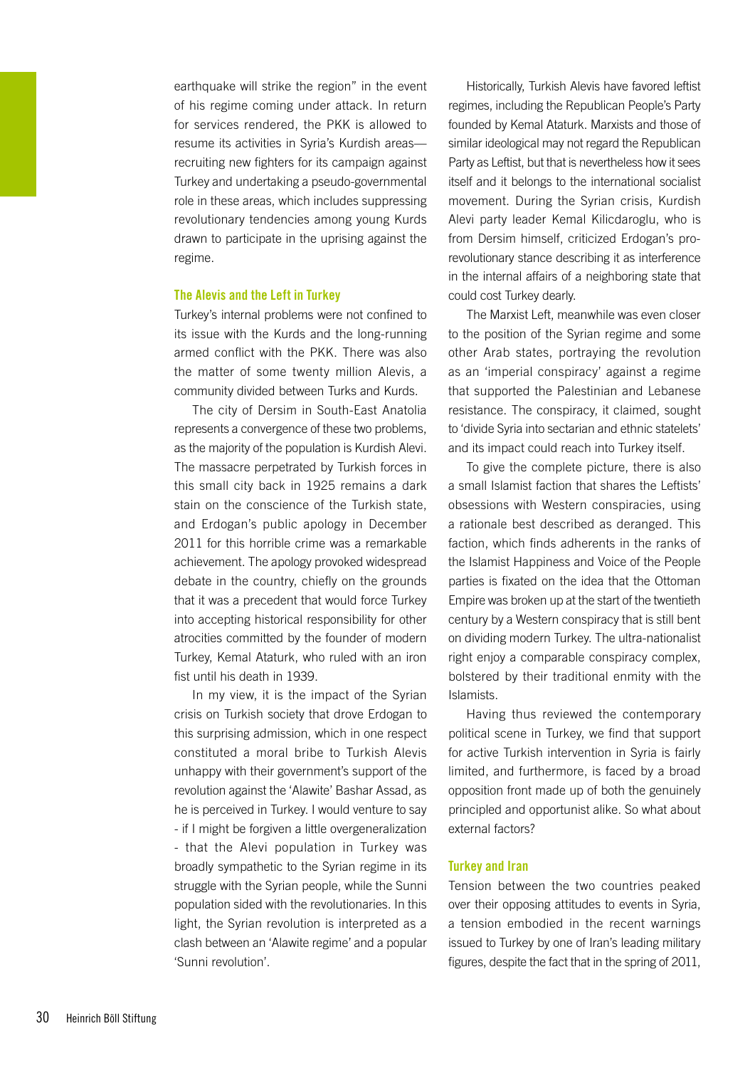earthquake will strike the region" in the event of his regime coming under attack. In return for services rendered, the PKK is allowed to resume its activities in Syria's Kurdish areas—recruiting new fighters for its campaign against Turkey and undertaking a pseudo-governmental role in these areas, which includes suppressing revolutionary tendencies among young Kurds drawn to participate in the uprising against the regime.

### The Alevis and the Left in Turkey

Turkey's internal problems were not confined to its issue with the Kurds and the long-running armed conflict with the PKK. There was also the matter of some twenty million Alevis, a community divided between Turks and Kurds.

The city of Dersim in South-East Anatolia represents a convergence of these two problems, as the majority of the population is Kurdish Alevi. The massacre perpetrated by Turkish forces in this small city back in 1925 remains a dark stain on the conscience of the Turkish state, and Erdogan's public apology in December 2011 for this horrible crime was a remarkable achievement. The apology provoked widespread debate in the country, chiefly on the grounds that it was a precedent that would force Turkey into accepting historical responsibility for other atrocities committed by the founder of modern Turkey, Kemal Ataturk, who ruled with an iron fist until his death in 1939.

In my view, it is the impact of the Syrian crisis on Turkish society that drove Erdogan to this surprising admission, which in one respect constituted a moral bribe to Turkish Alevis unhappy with their government's support of the revolution against the 'Alawite' Bashar Assad, as he is perceived in Turkey. I would venture to say - if I might be forgiven a little overgeneralization - that the Alevi population in Turkey was broadly sympathetic to the Syrian regime in its struggle with the Syrian people, while the Sunni population sided with the revolutionaries. In this light, the Syrian revolution is interpreted as a clash between an 'Alawite regime' and a popular 'Sunni revolution'.

Historically, Turkish Alevis have favored leftist regimes, including the Republican People's Party founded by Kemal Ataturk. Marxists and those of similar ideological may not regard the Republican Party as Leftist, but that is nevertheless how it sees itself and it belongs to the international socialist movement. During the Syrian crisis, Kurdish Alevi party leader Kemal Kilicdaroglu, who is from Dersim himself, criticized Erdogan's pro-revolutionary stance describing it as interference in the internal affairs of a neighboring state that could cost Turkey dearly.

The Marxist Left, meanwhile was even closer to the position of the Syrian regime and some other Arab states, portraying the revolution as an 'imperial conspiracy' against a regime that supported the Palestinian and Lebanese resistance. The conspiracy, it claimed, sought to 'divide Syria into sectarian and ethnic statelets' and its impact could reach into Turkey itself.

To give the complete picture, there is also a small Islamist faction that shares the Leftists' obsessions with Western conspiracies, using a rationale best described as deranged. This faction, which finds adherents in the ranks of the Islamist Happiness and Voice of the People parties is fixated on the idea that the Ottoman Empire was broken up at the start of the twentieth century by a Western conspiracy that is still bent on dividing modern Turkey. The ultra-nationalist right enjoy a comparable conspiracy complex, bolstered by their traditional enmity with the Islamists.

Having thus reviewed the contemporary political scene in Turkey, we find that support for active Turkish intervention in Syria is fairly limited, and furthermore, is faced by a broad opposition front made up of both the genuinely principled and opportunist alike. So what about external factors?

### Turkey and Iran

Tension between the two countries peaked over their opposing attitudes to events in Syria, a tension embodied in the recent warnings issued to Turkey by one of Iran's leading military figures, despite the fact that in the spring of 2011,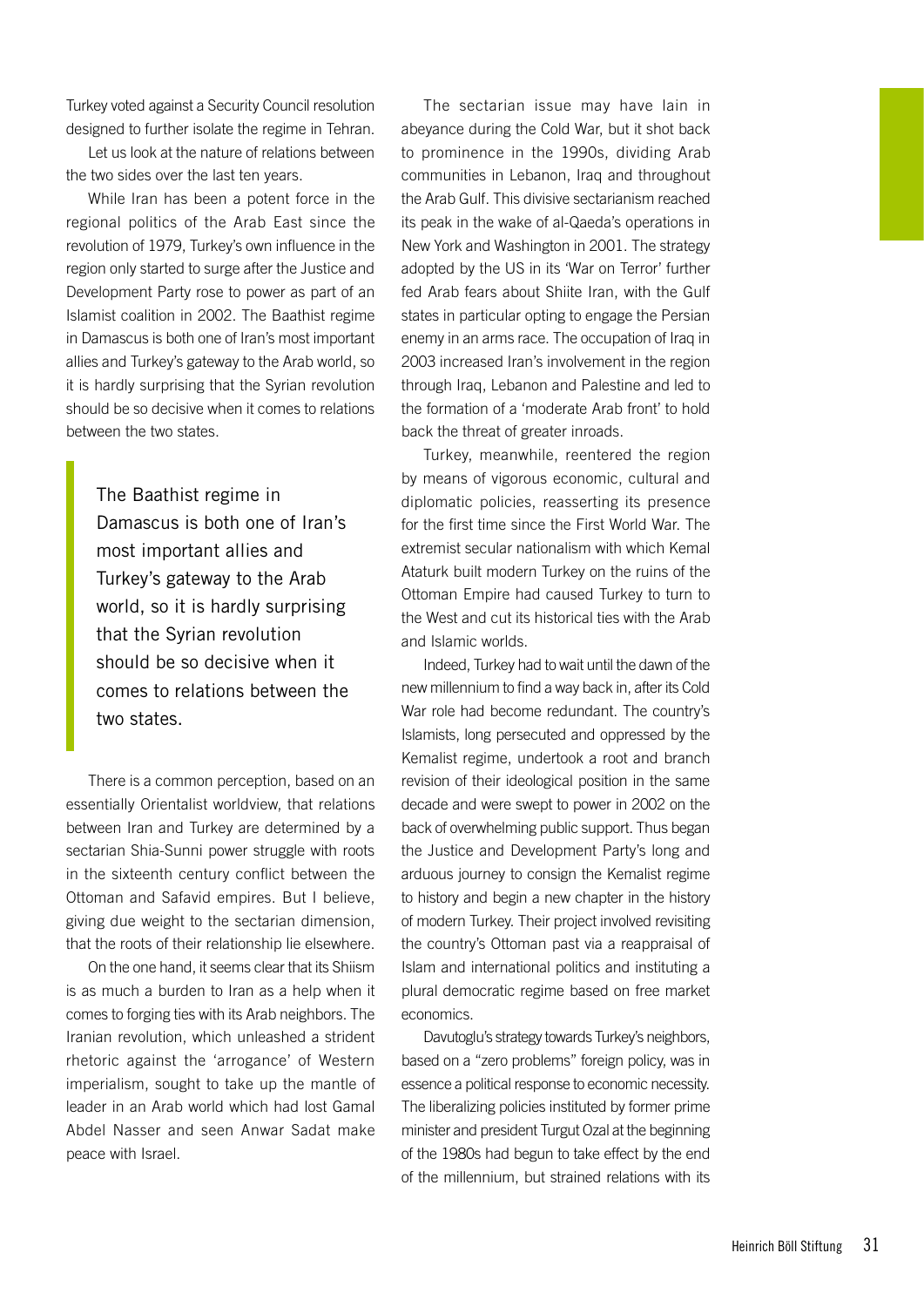Turkey voted against a Security Council resolution designed to further isolate the regime in Tehran.

Let us look at the nature of relations between the two sides over the last ten years.

While Iran has been a potent force in the regional politics of the Arab East since the revolution of 1979, Turkey's own influence in the region only started to surge after the Justice and Development Party rose to power as part of an Islamist coalition in 2002. The Baathist regime in Damascus is both one of Iran's most important allies and Turkey's gateway to the Arab world, so it is hardly surprising that the Syrian revolution should be so decisive when it comes to relations between the two states.

> The Baathist regime in Damascus is both one of Iran's most important allies and Turkey's gateway to the Arab world, so it is hardly surprising that the Syrian revolution should be so decisive when it comes to relations between the two states.

There is a common perception, based on an essentially Orientalist worldview, that relations between Iran and Turkey are determined by a sectarian Shia-Sunni power struggle with roots in the sixteenth century conflict between the Ottoman and Safavid empires. But I believe, giving due weight to the sectarian dimension, that the roots of their relationship lie elsewhere.

On the one hand, it seems clear that its Shiism is as much a burden to Iran as a help when it comes to forging ties with its Arab neighbors. The Iranian revolution, which unleashed a strident rhetoric against the 'arrogance' of Western imperialism, sought to take up the mantle of leader in an Arab world which had lost Gamal Abdel Nasser and seen Anwar Sadat make peace with Israel.

The sectarian issue may have lain in abeyance during the Cold War, but it shot back to prominence in the 1990s, dividing Arab communities in Lebanon, Iraq and throughout the Arab Gulf. This divisive sectarianism reached its peak in the wake of al-Qaeda's operations in New York and Washington in 2001. The strategy adopted by the US in its 'War on Terror' further fed Arab fears about Shiite Iran, with the Gulf states in particular opting to engage the Persian enemy in an arms race. The occupation of Iraq in 2003 increased Iran's involvement in the region through Iraq, Lebanon and Palestine and led to the formation of a 'moderate Arab front' to hold back the threat of greater inroads.

Turkey, meanwhile, reentered the region by means of vigorous economic, cultural and diplomatic policies, reasserting its presence for the first time since the First World War. The extremist secular nationalism with which Kemal Ataturk built modern Turkey on the ruins of the Ottoman Empire had caused Turkey to turn to the West and cut its historical ties with the Arab and Islamic worlds.

Indeed, Turkey had to wait until the dawn of the new millennium to find a way back in, after its Cold War role had become redundant. The country's Islamists, long persecuted and oppressed by the Kemalist regime, undertook a root and branch revision of their ideological position in the same decade and were swept to power in 2002 on the back of overwhelming public support. Thus began the Justice and Development Party's long and arduous journey to consign the Kemalist regime to history and begin a new chapter in the history of modern Turkey. Their project involved revisiting the country's Ottoman past via a reappraisal of Islam and international politics and instituting a plural democratic regime based on free market economics.

Davutoglu's strategy towards Turkey's neighbors, based on a "zero problems" foreign policy, was in essence a political response to economic necessity. The liberalizing policies instituted by former prime minister and president Turgut Ozal at the beginning of the 1980s had begun to take effect by the end of the millennium, but strained relations with its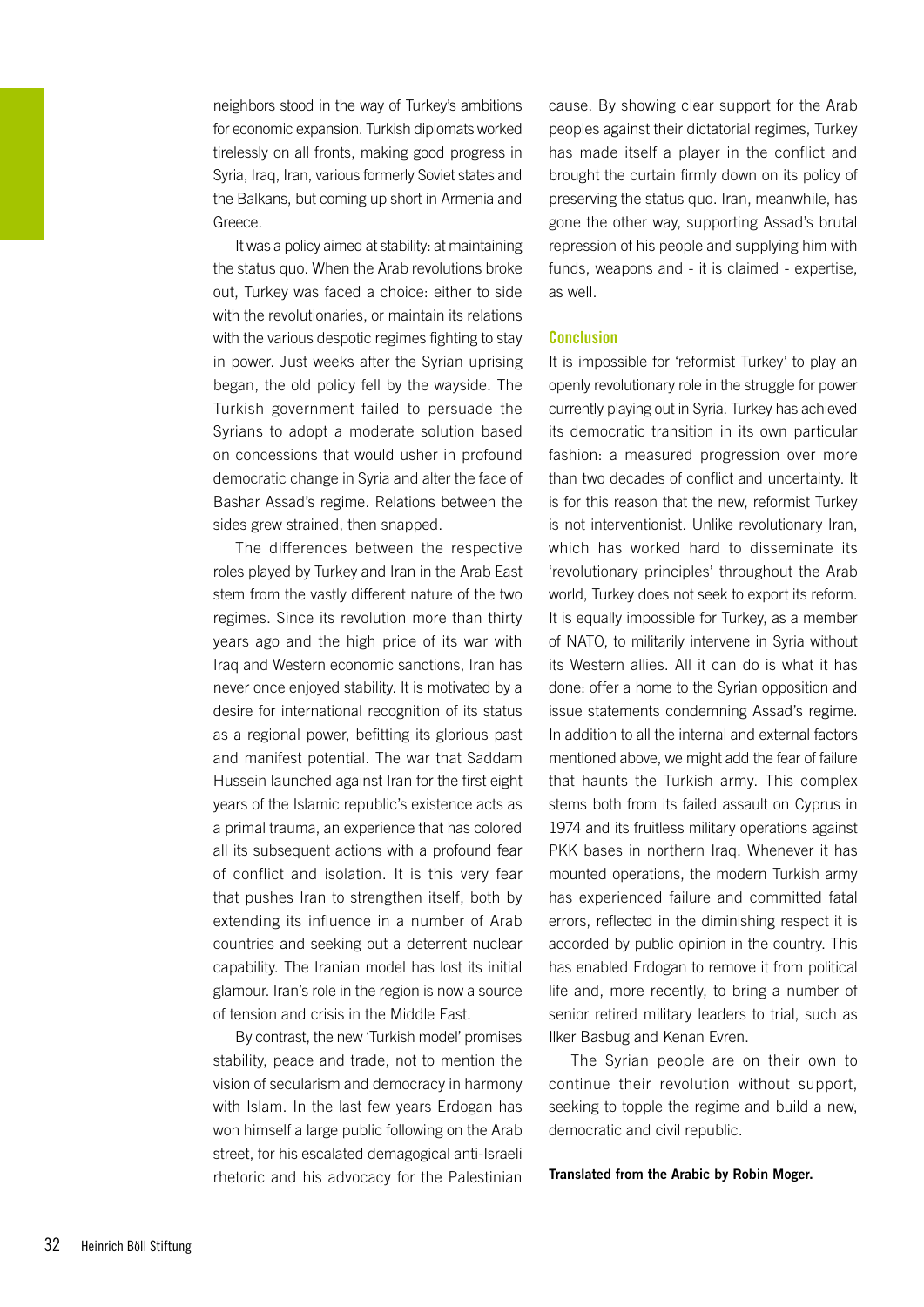neighbors stood in the way of Turkey's ambitions for economic expansion. Turkish diplomats worked tirelessly on all fronts, making good progress in Syria, Iraq, Iran, various formerly Soviet states and the Balkans, but coming up short in Armenia and Greece.

It was a policy aimed at stability: at maintaining the status quo. When the Arab revolutions broke out, Turkey was faced a choice: either to side with the revolutionaries, or maintain its relations with the various despotic regimes fighting to stay in power. Just weeks after the Syrian uprising began, the old policy fell by the wayside. The Turkish government failed to persuade the Syrians to adopt a moderate solution based on concessions that would usher in profound democratic change in Syria and alter the face of Bashar Assad's regime. Relations between the sides grew strained, then snapped.

The differences between the respective roles played by Turkey and Iran in the Arab East stem from the vastly different nature of the two regimes. Since its revolution more than thirty years ago and the high price of its war with Iraq and Western economic sanctions, Iran has never once enjoyed stability. It is motivated by a desire for international recognition of its status as a regional power, befitting its glorious past and manifest potential. The war that Saddam Hussein launched against Iran for the first eight years of the Islamic republic's existence acts as a primal trauma, an experience that has colored all its subsequent actions with a profound fear of conflict and isolation. It is this very fear that pushes Iran to strengthen itself, both by extending its influence in a number of Arab countries and seeking out a deterrent nuclear capability. The Iranian model has lost its initial glamour. Iran's role in the region is now a source of tension and crisis in the Middle East.

By contrast, the new 'Turkish model' promises stability, peace and trade, not to mention the vision of secularism and democracy in harmony with Islam. In the last few years Erdogan has won himself a large public following on the Arab street, for his escalated demagogical anti-Israeli rhetoric and his advocacy for the Palestinian cause. By showing clear support for the Arab peoples against their dictatorial regimes, Turkey has made itself a player in the conflict and brought the curtain firmly down on its policy of preserving the status quo. Iran, meanwhile, has gone the other way, supporting Assad's brutal repression of his people and supplying him with funds, weapons and - it is claimed - expertise, as well.

## Conclusion

It is impossible for 'reformist Turkey' to play an openly revolutionary role in the struggle for power currently playing out in Syria. Turkey has achieved its democratic transition in its own particular fashion: a measured progression over more than two decades of conflict and uncertainty. It is for this reason that the new, reformist Turkey is not interventionist. Unlike revolutionary Iran, which has worked hard to disseminate its 'revolutionary principles' throughout the Arab world, Turkey does not seek to export its reform. It is equally impossible for Turkey, as a member of NATO, to militarily intervene in Syria without its Western allies. All it can do is what it has done: offer a home to the Syrian opposition and issue statements condemning Assad's regime. In addition to all the internal and external factors mentioned above, we might add the fear of failure that haunts the Turkish army. This complex stems both from its failed assault on Cyprus in 1974 and its fruitless military operations against PKK bases in northern Iraq. Whenever it has mounted operations, the modern Turkish army has experienced failure and committed fatal errors, reflected in the diminishing respect it is accorded by public opinion in the country. This has enabled Erdogan to remove it from political life and, more recently, to bring a number of senior retired military leaders to trial, such as Ilker Basbug and Kenan Evren.

The Syrian people are on their own to continue their revolution without support, seeking to topple the regime and build a new, democratic and civil republic.

**Translated from the Arabic by Robin Moger.**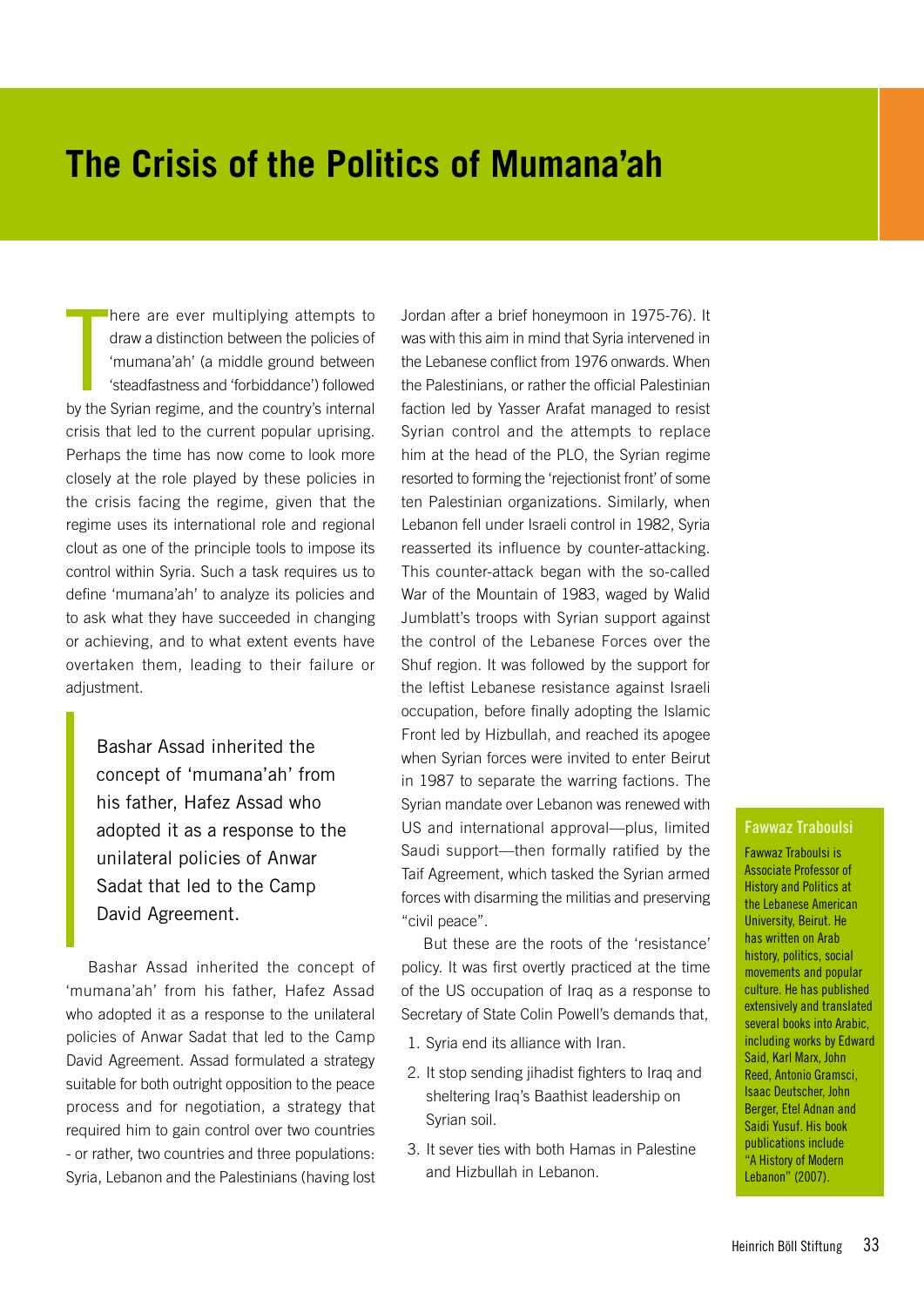# The Crisis of the Politics of Mumana'ah

There are ever multiplying attempts to draw a distinction between the policies of 'mumana'ah' (a middle ground between 'steadfastness and 'forbiddance') followed by the Syrian regime, and the country's internal crisis that led to the current popular uprising. Perhaps the time has now come to look more closely at the role played by these policies in the crisis facing the regime, given that the regime uses its international role and regional clout as one of the principle tools to impose its control within Syria. Such a task requires us to define 'mumana'ah' to analyze its policies and to ask what they have succeeded in changing or achieving, and to what extent events have overtaken them, leading to their failure or adjustment.

> Bashar Assad inherited the concept of 'mumana'ah' from his father, Hafez Assad who adopted it as a response to the unilateral policies of Anwar Sadat that led to the Camp David Agreement.

Bashar Assad inherited the concept of 'mumana'ah' from his father, Hafez Assad who adopted it as a response to the unilateral policies of Anwar Sadat that led to the Camp David Agreement. Assad formulated a strategy suitable for both outright opposition to the peace process and for negotiation, a strategy that required him to gain control over two countries - or rather, two countries and three populations: Syria, Lebanon and the Palestinians (having lost Jordan after a brief honeymoon in 1975-76). It was with this aim in mind that Syria intervened in the Lebanese conflict from 1976 onwards. When the Palestinians, or rather the official Palestinian faction led by Yasser Arafat managed to resist Syrian control and the attempts to replace him at the head of the PLO, the Syrian regime resorted to forming the 'rejectionist front' of some ten Palestinian organizations. Similarly, when Lebanon fell under Israeli control in 1982, Syria reasserted its influence by counter-attacking. This counter-attack began with the so-called War of the Mountain of 1983, waged by Walid Jumblatt's troops with Syrian support against the control of the Lebanese Forces over the Shuf region. It was followed by the support for the leftist Lebanese resistance against Israeli occupation, before finally adopting the Islamic Front led by Hizbullah, and reached its apogee when Syrian forces were invited to enter Beirut in 1987 to separate the warring factions. The Syrian mandate over Lebanon was renewed with US and international approval—plus, limited Saudi support—then formally ratified by the Taif Agreement, which tasked the Syrian armed forces with disarming the militias and preserving "civil peace".

But these are the roots of the 'resistance' policy. It was first overtly practiced at the time of the US occupation of Iraq as a response to Secretary of State Colin Powell's demands that,

1. Syria end its alliance with Iran.
2. It stop sending jihadist fighters to Iraq and sheltering Iraq's Baathist leadership on Syrian soil.
3. It sever ties with both Hamas in Palestine and Hizbullah in Lebanon.

**Fawwaz Traboulsi**

Fawwaz Traboulsi is Associate Professor of History and Politics at the Lebanese American University, Beirut. He has written on Arab history, politics, social movements and popular culture. He has published extensively and translated several books into Arabic, including works by Edward Said, Karl Marx, John Reed, Antonio Gramsci, Isaac Deutscher, John Berger, Etel Adnan and Saidi Yusuf. His book publications include "A History of Modern Lebanon" (2007).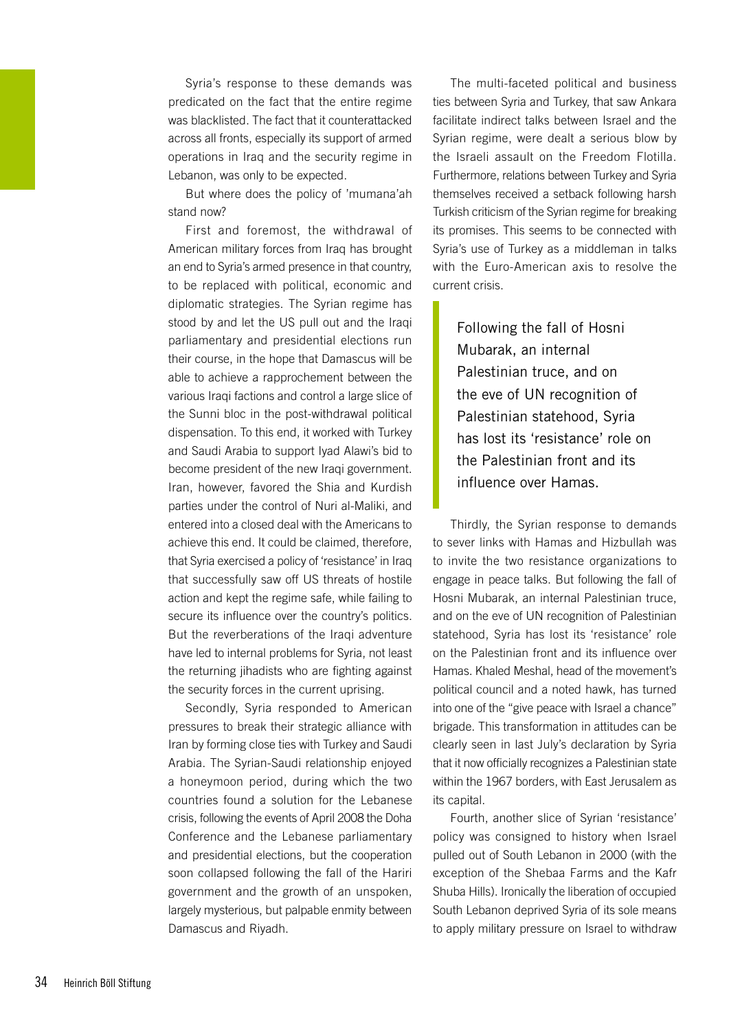Syria's response to these demands was predicated on the fact that the entire regime was blacklisted. The fact that it counterattacked across all fronts, especially its support of armed operations in Iraq and the security regime in Lebanon, was only to be expected.

But where does the policy of 'mumana'ah stand now?

First and foremost, the withdrawal of American military forces from Iraq has brought an end to Syria's armed presence in that country, to be replaced with political, economic and diplomatic strategies. The Syrian regime has stood by and let the US pull out and the Iraqi parliamentary and presidential elections run their course, in the hope that Damascus will be able to achieve a rapprochement between the various Iraqi factions and control a large slice of the Sunni bloc in the post-withdrawal political dispensation. To this end, it worked with Turkey and Saudi Arabia to support Iyad Alawi's bid to become president of the new Iraqi government. Iran, however, favored the Shia and Kurdish parties under the control of Nuri al-Maliki, and entered into a closed deal with the Americans to achieve this end. It could be claimed, therefore, that Syria exercised a policy of 'resistance' in Iraq that successfully saw off US threats of hostile action and kept the regime safe, while failing to secure its influence over the country's politics. But the reverberations of the Iraqi adventure have led to internal problems for Syria, not least the returning jihadists who are fighting against the security forces in the current uprising.

Secondly, Syria responded to American pressures to break their strategic alliance with Iran by forming close ties with Turkey and Saudi Arabia. The Syrian-Saudi relationship enjoyed a honeymoon period, during which the two countries found a solution for the Lebanese crisis, following the events of April 2008 the Doha Conference and the Lebanese parliamentary and presidential elections, but the cooperation soon collapsed following the fall of the Hariri government and the growth of an unspoken, largely mysterious, but palpable enmity between Damascus and Riyadh.

The multi-faceted political and business ties between Syria and Turkey, that saw Ankara facilitate indirect talks between Israel and the Syrian regime, were dealt a serious blow by the Israeli assault on the Freedom Flotilla. Furthermore, relations between Turkey and Syria themselves received a setback following harsh Turkish criticism of the Syrian regime for breaking its promises. This seems to be connected with Syria's use of Turkey as a middleman in talks with the Euro-American axis to resolve the current crisis.

> Following the fall of Hosni Mubarak, an internal Palestinian truce, and on the eve of UN recognition of Palestinian statehood, Syria has lost its 'resistance' role on the Palestinian front and its influence over Hamas.

Thirdly, the Syrian response to demands to sever links with Hamas and Hizbullah was to invite the two resistance organizations to engage in peace talks. But following the fall of Hosni Mubarak, an internal Palestinian truce, and on the eve of UN recognition of Palestinian statehood, Syria has lost its 'resistance' role on the Palestinian front and its influence over Hamas. Khaled Meshal, head of the movement's political council and a noted hawk, has turned into one of the "give peace with Israel a chance" brigade. This transformation in attitudes can be clearly seen in last July's declaration by Syria that it now officially recognizes a Palestinian state within the 1967 borders, with East Jerusalem as its capital.

Fourth, another slice of Syrian 'resistance' policy was consigned to history when Israel pulled out of South Lebanon in 2000 (with the exception of the Shebaa Farms and the Kafr Shuba Hills). Ironically the liberation of occupied South Lebanon deprived Syria of its sole means to apply military pressure on Israel to withdraw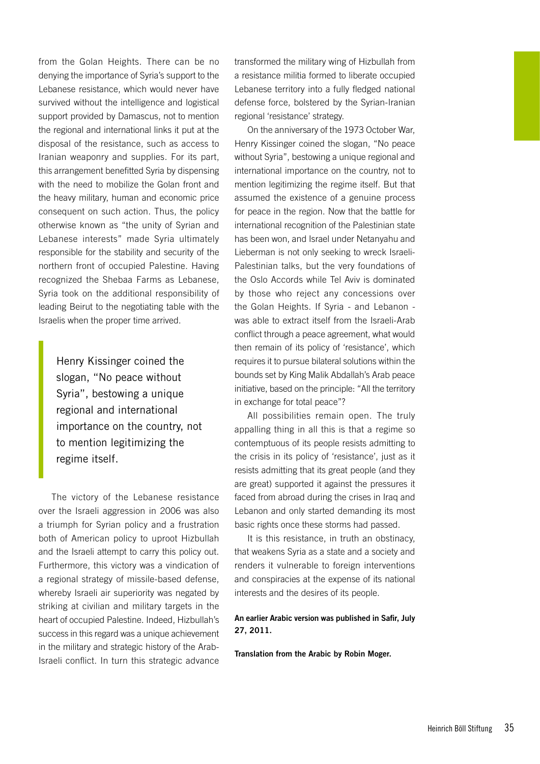from the Golan Heights. There can be no denying the importance of Syria's support to the Lebanese resistance, which would never have survived without the intelligence and logistical support provided by Damascus, not to mention the regional and international links it put at the disposal of the resistance, such as access to Iranian weaponry and supplies. For its part, this arrangement benefitted Syria by dispensing with the need to mobilize the Golan front and the heavy military, human and economic price consequent on such action. Thus, the policy otherwise known as "the unity of Syrian and Lebanese interests" made Syria ultimately responsible for the stability and security of the northern front of occupied Palestine. Having recognized the Shebaa Farms as Lebanese, Syria took on the additional responsibility of leading Beirut to the negotiating table with the Israelis when the proper time arrived.

> Henry Kissinger coined the slogan, "No peace without Syria", bestowing a unique regional and international importance on the country, not to mention legitimizing the regime itself.

The victory of the Lebanese resistance over the Israeli aggression in 2006 was also a triumph for Syrian policy and a frustration both of American policy to uproot Hizbullah and the Israeli attempt to carry this policy out. Furthermore, this victory was a vindication of a regional strategy of missile-based defense, whereby Israeli air superiority was negated by striking at civilian and military targets in the heart of occupied Palestine. Indeed, Hizbullah's success in this regard was a unique achievement in the military and strategic history of the Arab-Israeli conflict. In turn this strategic advance transformed the military wing of Hizbullah from a resistance militia formed to liberate occupied Lebanese territory into a fully fledged national defense force, bolstered by the Syrian-Iranian regional 'resistance' strategy.

On the anniversary of the 1973 October War, Henry Kissinger coined the slogan, "No peace without Syria", bestowing a unique regional and international importance on the country, not to mention legitimizing the regime itself. But that assumed the existence of a genuine process for peace in the region. Now that the battle for international recognition of the Palestinian state has been won, and Israel under Netanyahu and Lieberman is not only seeking to wreck Israeli-Palestinian talks, but the very foundations of the Oslo Accords while Tel Aviv is dominated by those who reject any concessions over the Golan Heights. If Syria - and Lebanon - was able to extract itself from the Israeli-Arab conflict through a peace agreement, what would then remain of its policy of 'resistance', which requires it to pursue bilateral solutions within the bounds set by King Malik Abdallah's Arab peace initiative, based on the principle: "All the territory in exchange for total peace"?

All possibilities remain open. The truly appalling thing in all this is that a regime so contemptuous of its people resists admitting to the crisis in its policy of 'resistance', just as it resists admitting that its great people (and they are great) supported it against the pressures it faced from abroad during the crises in Iraq and Lebanon and only started demanding its most basic rights once these storms had passed.

It is this resistance, in truth an obstinacy, that weakens Syria as a state and a society and renders it vulnerable to foreign interventions and conspiracies at the expense of its national interests and the desires of its people.

**An earlier Arabic version was published in Safir, July 27, 2011.**

**Translation from the Arabic by Robin Moger.**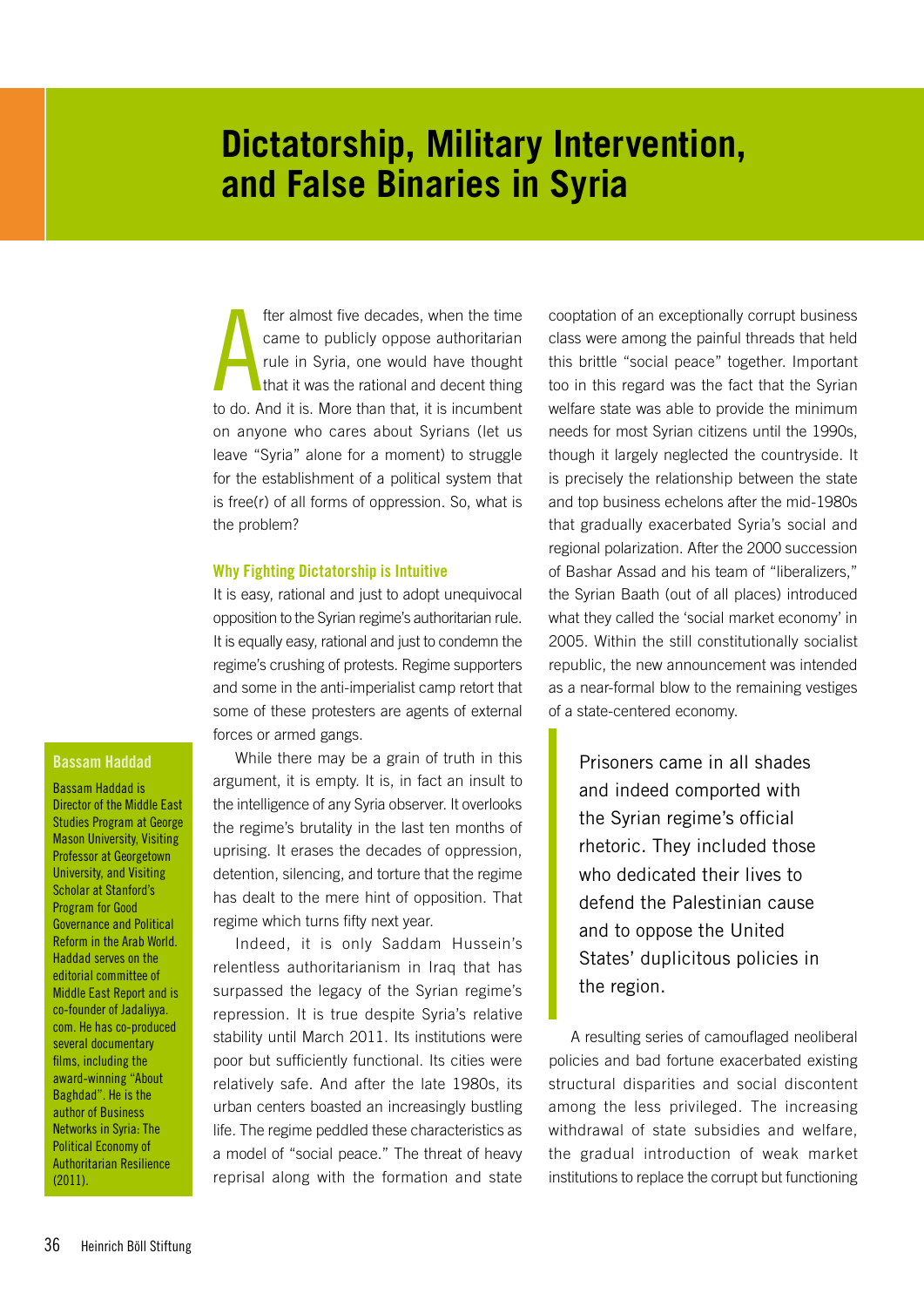# Dictatorship, Military Intervention, and False Binaries in Syria

After almost five decades, when the time came to publicly oppose authoritarian rule in Syria, one would have thought that it was the rational and decent thing to do. And it is. More than that, it is incumbent on anyone who cares about Syrians (let us leave "Syria" alone for a moment) to struggle for the establishment of a political system that is free(r) of all forms of oppression. So, what is the problem?

### Why Fighting Dictatorship is Intuitive

It is easy, rational and just to adopt unequivocal opposition to the Syrian regime's authoritarian rule. It is equally easy, rational and just to condemn the regime's crushing of protests. Regime supporters and some in the anti-imperialist camp retort that some of these protesters are agents of external forces or armed gangs.

While there may be a grain of truth in this argument, it is empty. It is, in fact an insult to the intelligence of any Syria observer. It overlooks the regime's brutality in the last ten months of uprising. It erases the decades of oppression, detention, silencing, and torture that the regime has dealt to the mere hint of opposition. That regime which turns fifty next year.

Indeed, it is only Saddam Hussein's relentless authoritarianism in Iraq that has surpassed the legacy of the Syrian regime's repression. It is true despite Syria's relative stability until March 2011. Its institutions were poor but sufficiently functional. Its cities were relatively safe. And after the late 1980s, its urban centers boasted an increasingly bustling life. The regime peddled these characteristics as a model of "social peace." The threat of heavy reprisal along with the formation and state cooptation of an exceptionally corrupt business class were among the painful threads that held this brittle "social peace" together. Important too in this regard was the fact that the Syrian welfare state was able to provide the minimum needs for most Syrian citizens until the 1990s, though it largely neglected the countryside. It is precisely the relationship between the state and top business echelons after the mid-1980s that gradually exacerbated Syria's social and regional polarization. After the 2000 succession of Bashar Assad and his team of "liberalizers," the Syrian Baath (out of all places) introduced what they called the 'social market economy' in 2005. Within the still constitutionally socialist republic, the new announcement was intended as a near-formal blow to the remaining vestiges of a state-centered economy.

> Prisoners came in all shades and indeed comported with the Syrian regime's official rhetoric. They included those who dedicated their lives to defend the Palestinian cause and to oppose the United States' duplicitous policies in the region.

A resulting series of camouflaged neoliberal policies and bad fortune exacerbated existing structural disparities and social discontent among the less privileged. The increasing withdrawal of state subsidies and welfare, the gradual introduction of weak market institutions to replace the corrupt but functioning

**Bassam Haddad**

Bassam Haddad is Director of the Middle East Studies Program at George Mason University, Visiting Professor at Georgetown University, and Visiting Scholar at Stanford's Program for Good Governance and Political Reform in the Arab World. Haddad serves on the editorial committee of Middle East Report and is co-founder of Jadaliyya.com. He has co-produced several documentary films, including the award-winning "About Baghdad". He is the author of Business Networks in Syria: The Political Economy of Authoritarian Resilience (2011).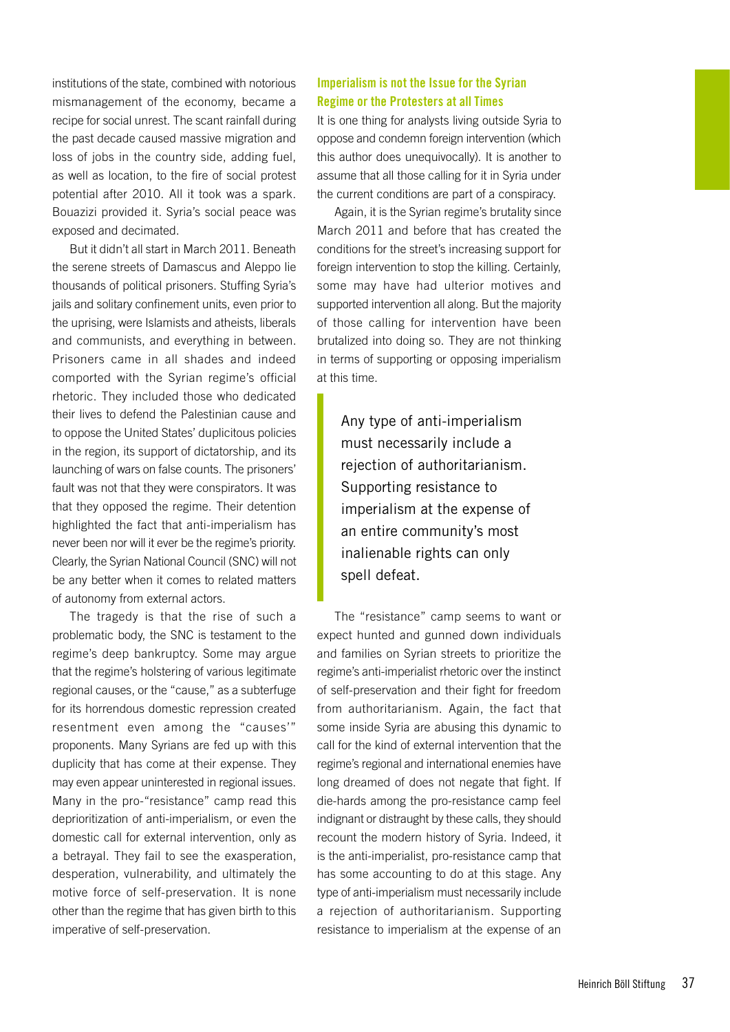institutions of the state, combined with notorious mismanagement of the economy, became a recipe for social unrest. The scant rainfall during the past decade caused massive migration and loss of jobs in the country side, adding fuel, as well as location, to the fire of social protest potential after 2010. All it took was a spark. Bouazizi provided it. Syria's social peace was exposed and decimated.

But it didn't all start in March 2011. Beneath the serene streets of Damascus and Aleppo lie thousands of political prisoners. Stuffing Syria's jails and solitary confinement units, even prior to the uprising, were Islamists and atheists, liberals and communists, and everything in between. Prisoners came in all shades and indeed comported with the Syrian regime's official rhetoric. They included those who dedicated their lives to defend the Palestinian cause and to oppose the United States' duplicitous policies in the region, its support of dictatorship, and its launching of wars on false counts. The prisoners' fault was not that they were conspirators. It was that they opposed the regime. Their detention highlighted the fact that anti-imperialism has never been nor will it ever be the regime's priority. Clearly, the Syrian National Council (SNC) will not be any better when it comes to related matters of autonomy from external actors.

The tragedy is that the rise of such a problematic body, the SNC is testament to the regime's deep bankruptcy. Some may argue that the regime's holstering of various legitimate regional causes, or the "cause," as a subterfuge for its horrendous domestic repression created resentment even among the "causes'" proponents. Many Syrians are fed up with this duplicity that has come at their expense. They may even appear uninterested in regional issues. Many in the pro-"resistance" camp read this deprioritization of anti-imperialism, or even the domestic call for external intervention, only as a betrayal. They fail to see the exasperation, desperation, vulnerability, and ultimately the motive force of self-preservation. It is none other than the regime that has given birth to this imperative of self-preservation.

### Imperialism is not the Issue for the Syrian Regime or the Protesters at all Times

It is one thing for analysts living outside Syria to oppose and condemn foreign intervention (which this author does unequivocally). It is another to assume that all those calling for it in Syria under the current conditions are part of a conspiracy.

Again, it is the Syrian regime's brutality since March 2011 and before that has created the conditions for the street's increasing support for foreign intervention to stop the killing. Certainly, some may have had ulterior motives and supported intervention all along. But the majority of those calling for intervention have been brutalized into doing so. They are not thinking in terms of supporting or opposing imperialism at this time.

> Any type of anti-imperialism must necessarily include a rejection of authoritarianism. Supporting resistance to imperialism at the expense of an entire community's most inalienable rights can only spell defeat.

The "resistance" camp seems to want or expect hunted and gunned down individuals and families on Syrian streets to prioritize the regime's anti-imperialist rhetoric over the instinct of self-preservation and their fight for freedom from authoritarianism. Again, the fact that some inside Syria are abusing this dynamic to call for the kind of external intervention that the regime's regional and international enemies have long dreamed of does not negate that fight. If die-hards among the pro-resistance camp feel indignant or distraught by these calls, they should recount the modern history of Syria. Indeed, it is the anti-imperialist, pro-resistance camp that has some accounting to do at this stage. Any type of anti-imperialism must necessarily include a rejection of authoritarianism. Supporting resistance to imperialism at the expense of an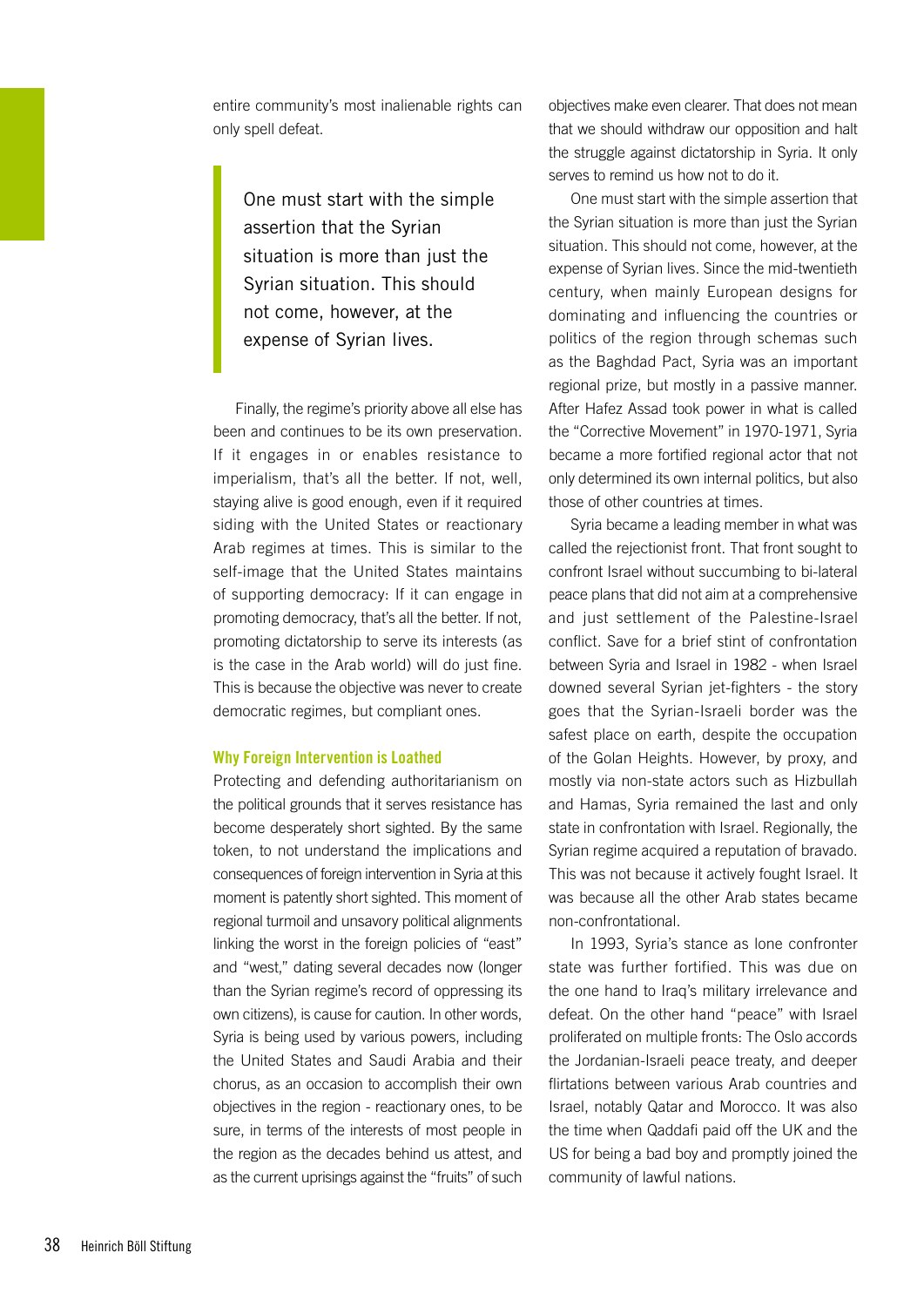entire community's most inalienable rights can only spell defeat.

> One must start with the simple assertion that the Syrian situation is more than just the Syrian situation. This should not come, however, at the expense of Syrian lives.

Finally, the regime's priority above all else has been and continues to be its own preservation. If it engages in or enables resistance to imperialism, that's all the better. If not, well, staying alive is good enough, even if it required siding with the United States or reactionary Arab regimes at times. This is similar to the self-image that the United States maintains of supporting democracy: If it can engage in promoting democracy, that's all the better. If not, promoting dictatorship to serve its interests (as is the case in the Arab world) will do just fine. This is because the objective was never to create democratic regimes, but compliant ones.

### Why Foreign Intervention is Loathed

Protecting and defending authoritarianism on the political grounds that it serves resistance has become desperately short sighted. By the same token, to not understand the implications and consequences of foreign intervention in Syria at this moment is patently short sighted. This moment of regional turmoil and unsavory political alignments linking the worst in the foreign policies of "east" and "west," dating several decades now (longer than the Syrian regime's record of oppressing its own citizens), is cause for caution. In other words, Syria is being used by various powers, including the United States and Saudi Arabia and their chorus, as an occasion to accomplish their own objectives in the region - reactionary ones, to be sure, in terms of the interests of most people in the region as the decades behind us attest, and as the current uprisings against the "fruits" of such objectives make even clearer. That does not mean that we should withdraw our opposition and halt the struggle against dictatorship in Syria. It only serves to remind us how not to do it.

One must start with the simple assertion that the Syrian situation is more than just the Syrian situation. This should not come, however, at the expense of Syrian lives. Since the mid-twentieth century, when mainly European designs for dominating and influencing the countries or politics of the region through schemas such as the Baghdad Pact, Syria was an important regional prize, but mostly in a passive manner. After Hafez Assad took power in what is called the "Corrective Movement" in 1970-1971, Syria became a more fortified regional actor that not only determined its own internal politics, but also those of other countries at times.

Syria became a leading member in what was called the rejectionist front. That front sought to confront Israel without succumbing to bi-lateral peace plans that did not aim at a comprehensive and just settlement of the Palestine-Israel conflict. Save for a brief stint of confrontation between Syria and Israel in 1982 - when Israel downed several Syrian jet-fighters - the story goes that the Syrian-Israeli border was the safest place on earth, despite the occupation of the Golan Heights. However, by proxy, and mostly via non-state actors such as Hizbullah and Hamas, Syria remained the last and only state in confrontation with Israel. Regionally, the Syrian regime acquired a reputation of bravado. This was not because it actively fought Israel. It was because all the other Arab states became non-confrontational.

In 1993, Syria's stance as lone confronter state was further fortified. This was due on the one hand to Iraq's military irrelevance and defeat. On the other hand "peace" with Israel proliferated on multiple fronts: The Oslo accords the Jordanian-Israeli peace treaty, and deeper flirtations between various Arab countries and Israel, notably Qatar and Morocco. It was also the time when Qaddafi paid off the UK and the US for being a bad boy and promptly joined the community of lawful nations.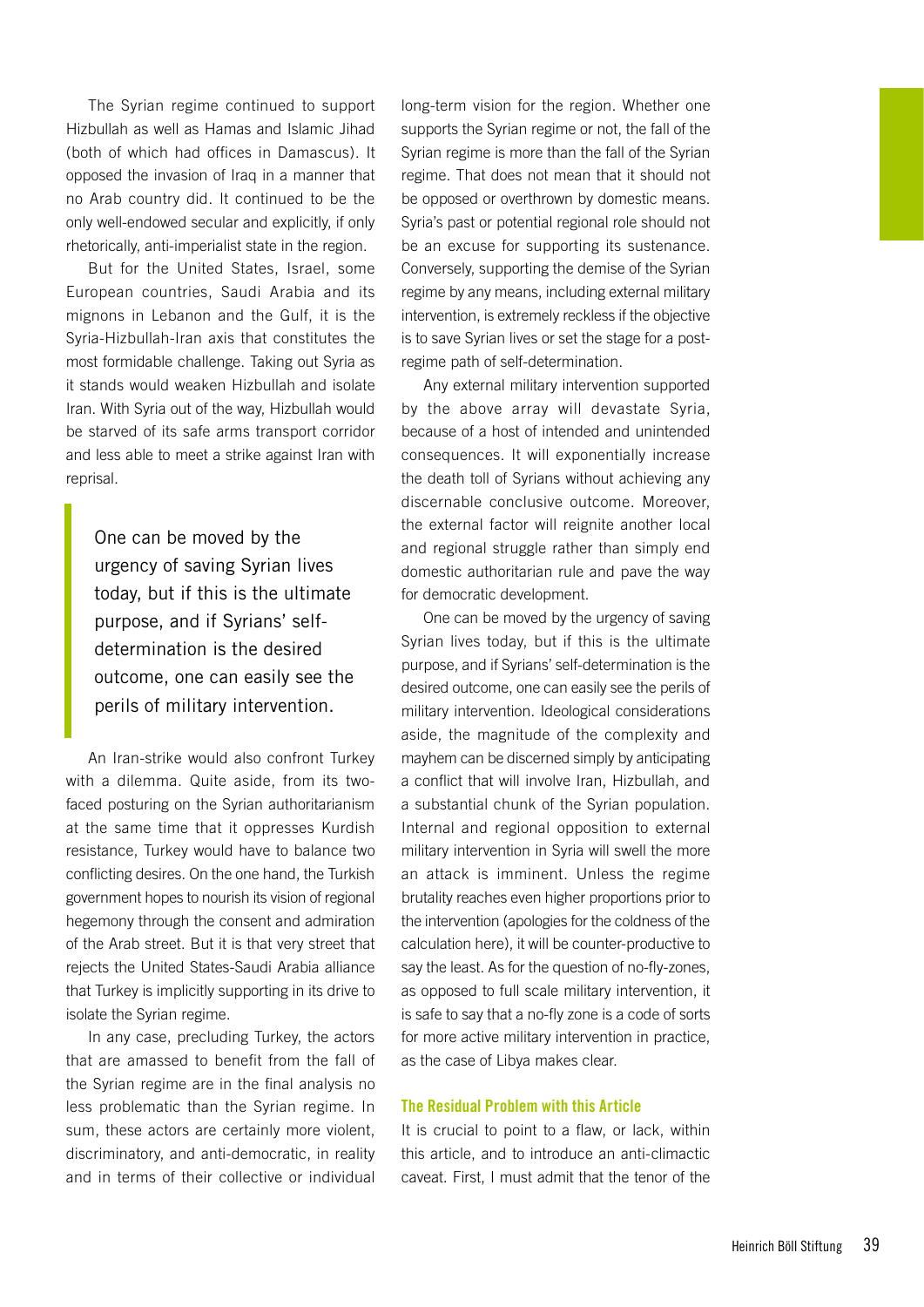The Syrian regime continued to support Hizbullah as well as Hamas and Islamic Jihad (both of which had offices in Damascus). It opposed the invasion of Iraq in a manner that no Arab country did. It continued to be the only well-endowed secular and explicitly, if only rhetorically, anti-imperialist state in the region.

But for the United States, Israel, some European countries, Saudi Arabia and its mignons in Lebanon and the Gulf, it is the Syria-Hizbullah-Iran axis that constitutes the most formidable challenge. Taking out Syria as it stands would weaken Hizbullah and isolate Iran. With Syria out of the way, Hizbullah would be starved of its safe arms transport corridor and less able to meet a strike against Iran with reprisal.

> One can be moved by the urgency of saving Syrian lives today, but if this is the ultimate purpose, and if Syrians' self-determination is the desired outcome, one can easily see the perils of military intervention.

An Iran-strike would also confront Turkey with a dilemma. Quite aside, from its two-faced posturing on the Syrian authoritarianism at the same time that it oppresses Kurdish resistance, Turkey would have to balance two conflicting desires. On the one hand, the Turkish government hopes to nourish its vision of regional hegemony through the consent and admiration of the Arab street. But it is that very street that rejects the United States-Saudi Arabia alliance that Turkey is implicitly supporting in its drive to isolate the Syrian regime.

In any case, precluding Turkey, the actors that are amassed to benefit from the fall of the Syrian regime are in the final analysis no less problematic than the Syrian regime. In sum, these actors are certainly more violent, discriminatory, and anti-democratic, in reality and in terms of their collective or individual long-term vision for the region. Whether one supports the Syrian regime or not, the fall of the Syrian regime is more than the fall of the Syrian regime. That does not mean that it should not be opposed or overthrown by domestic means. Syria's past or potential regional role should not be an excuse for supporting its sustenance. Conversely, supporting the demise of the Syrian regime by any means, including external military intervention, is extremely reckless if the objective is to save Syrian lives or set the stage for a post-regime path of self-determination.

Any external military intervention supported by the above array will devastate Syria, because of a host of intended and unintended consequences. It will exponentially increase the death toll of Syrians without achieving any discernable conclusive outcome. Moreover, the external factor will reignite another local and regional struggle rather than simply end domestic authoritarian rule and pave the way for democratic development.

One can be moved by the urgency of saving Syrian lives today, but if this is the ultimate purpose, and if Syrians' self-determination is the desired outcome, one can easily see the perils of military intervention. Ideological considerations aside, the magnitude of the complexity and mayhem can be discerned simply by anticipating a conflict that will involve Iran, Hizbullah, and a substantial chunk of the Syrian population. Internal and regional opposition to external military intervention in Syria will swell the more an attack is imminent. Unless the regime brutality reaches even higher proportions prior to the intervention (apologies for the coldness of the calculation here), it will be counter-productive to say the least. As for the question of no-fly-zones, as opposed to full scale military intervention, it is safe to say that a no-fly zone is a code of sorts for more active military intervention in practice, as the case of Libya makes clear.

### The Residual Problem with this Article

It is crucial to point to a flaw, or lack, within this article, and to introduce an anti-climactic caveat. First, I must admit that the tenor of the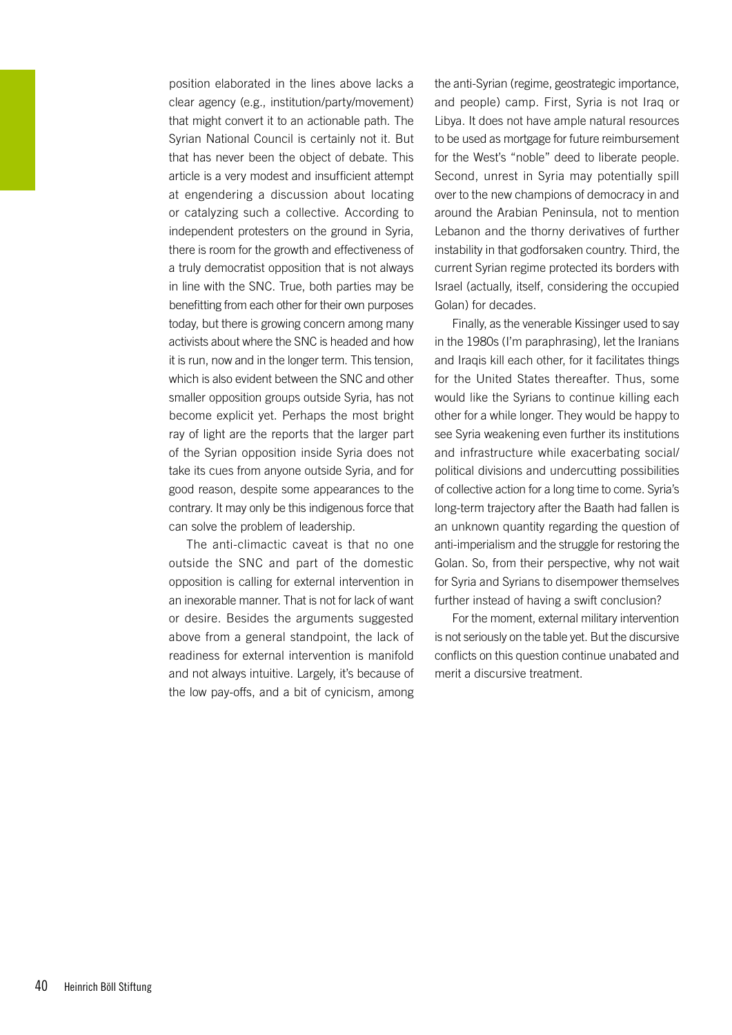position elaborated in the lines above lacks a clear agency (e.g., institution/party/movement) that might convert it to an actionable path. The Syrian National Council is certainly not it. But that has never been the object of debate. This article is a very modest and insufficient attempt at engendering a discussion about locating or catalyzing such a collective. According to independent protesters on the ground in Syria, there is room for the growth and effectiveness of a truly democratist opposition that is not always in line with the SNC. True, both parties may be benefitting from each other for their own purposes today, but there is growing concern among many activists about where the SNC is headed and how it is run, now and in the longer term. This tension, which is also evident between the SNC and other smaller opposition groups outside Syria, has not become explicit yet. Perhaps the most bright ray of light are the reports that the larger part of the Syrian opposition inside Syria does not take its cues from anyone outside Syria, and for good reason, despite some appearances to the contrary. It may only be this indigenous force that can solve the problem of leadership.

The anti-climactic caveat is that no one outside the SNC and part of the domestic opposition is calling for external intervention in an inexorable manner. That is not for lack of want or desire. Besides the arguments suggested above from a general standpoint, the lack of readiness for external intervention is manifold and not always intuitive. Largely, it's because of the low pay-offs, and a bit of cynicism, among the anti-Syrian (regime, geostrategic importance, and people) camp. First, Syria is not Iraq or Libya. It does not have ample natural resources to be used as mortgage for future reimbursement for the West's "noble" deed to liberate people. Second, unrest in Syria may potentially spill over to the new champions of democracy in and around the Arabian Peninsula, not to mention Lebanon and the thorny derivatives of further instability in that godforsaken country. Third, the current Syrian regime protected its borders with Israel (actually, itself, considering the occupied Golan) for decades.

Finally, as the venerable Kissinger used to say in the 1980s (I'm paraphrasing), let the Iranians and Iraqis kill each other, for it facilitates things for the United States thereafter. Thus, some would like the Syrians to continue killing each other for a while longer. They would be happy to see Syria weakening even further its institutions and infrastructure while exacerbating social/political divisions and undercutting possibilities of collective action for a long time to come. Syria's long-term trajectory after the Baath had fallen is an unknown quantity regarding the question of anti-imperialism and the struggle for restoring the Golan. So, from their perspective, why not wait for Syria and Syrians to disempower themselves further instead of having a swift conclusion?

For the moment, external military intervention is not seriously on the table yet. But the discursive conflicts on this question continue unabated and merit a discursive treatment.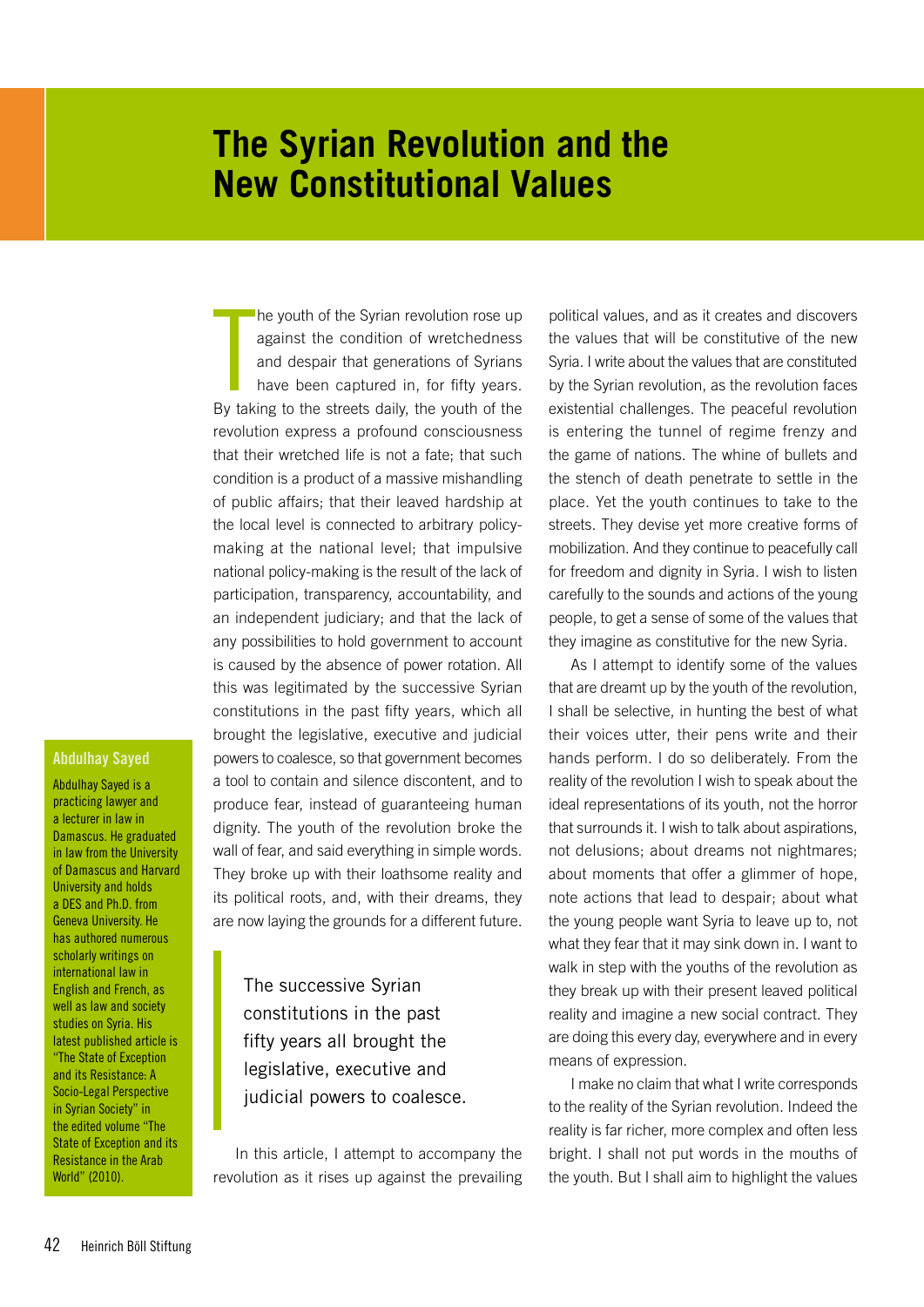# The Syrian Revolution and the New Constitutional Values

The youth of the Syrian revolution rose up against the condition of wretchedness and despair that generations of Syrians have been captured in, for fifty years. By taking to the streets daily, the youth of the revolution express a profound consciousness that their wretched life is not a fate; that such condition is a product of a massive mishandling of public affairs; that their leaved hardship at the local level is connected to arbitrary policy-making at the national level; that impulsive national policy-making is the result of the lack of participation, transparency, accountability, and an independent judiciary; and that the lack of any possibilities to hold government to account is caused by the absence of power rotation. All this was legitimated by the successive Syrian constitutions in the past fifty years, which all brought the legislative, executive and judicial powers to coalesce, so that government becomes a tool to contain and silence discontent, and to produce fear, instead of guaranteeing human dignity. The youth of the revolution broke the wall of fear, and said everything in simple words. They broke up with their loathsome reality and its political roots, and, with their dreams, they are now laying the grounds for a different future.

> The successive Syrian constitutions in the past fifty years all brought the legislative, executive and judicial powers to coalesce.

In this article, I attempt to accompany the revolution as it rises up against the prevailing political values, and as it creates and discovers the values that will be constitutive of the new Syria. I write about the values that are constituted by the Syrian revolution, as the revolution faces existential challenges. The peaceful revolution is entering the tunnel of regime frenzy and the game of nations. The whine of bullets and the stench of death penetrate to settle in the place. Yet the youth continues to take to the streets. They devise yet more creative forms of mobilization. And they continue to peacefully call for freedom and dignity in Syria. I wish to listen carefully to the sounds and actions of the young people, to get a sense of some of the values that they imagine as constitutive for the new Syria.

As I attempt to identify some of the values that are dreamt up by the youth of the revolution, I shall be selective, in hunting the best of what their voices utter, their pens write and their hands perform. I do so deliberately. From the reality of the revolution I wish to speak about the ideal representations of its youth, not the horror that surrounds it. I wish to talk about aspirations, not delusions; about dreams not nightmares; about moments that offer a glimmer of hope, note actions that lead to despair; about what the young people want Syria to leave up to, not what they fear that it may sink down in. I want to walk in step with the youths of the revolution as they break up with their present leaved political reality and imagine a new social contract. They are doing this every day, everywhere and in every means of expression.

I make no claim that what I write corresponds to the reality of the Syrian revolution. Indeed the reality is far richer, more complex and often less bright. I shall not put words in the mouths of the youth. But I shall aim to highlight the values

**Abdulhay Sayed**

Abdulhay Sayed is a practicing lawyer and a lecturer in law in Damascus. He graduated in law from the University of Damascus and Harvard University and holds a DES and Ph.D. from Geneva University. He has authored numerous scholarly writings on international law in English and French, as well as law and society studies on Syria. His latest published article is "The State of Exception and its Resistance: A Socio-Legal Perspective in Syrian Society" in the edited volume "The State of Exception and its Resistance in the Arab World" (2010).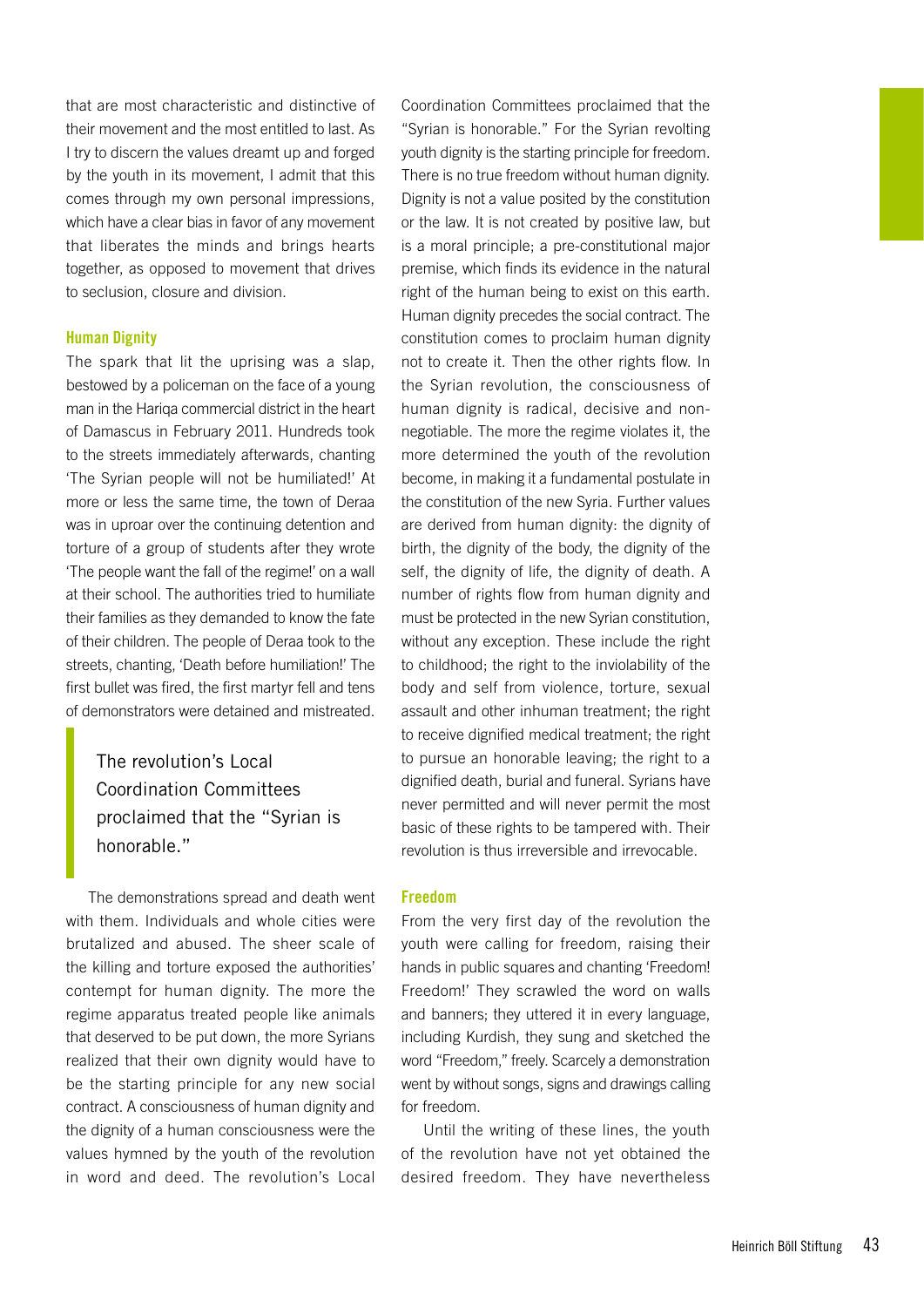that are most characteristic and distinctive of their movement and the most entitled to last. As I try to discern the values dreamt up and forged by the youth in its movement, I admit that this comes through my own personal impressions, which have a clear bias in favor of any movement that liberates the minds and brings hearts together, as opposed to movement that drives to seclusion, closure and division.

## Human Dignity

The spark that lit the uprising was a slap, bestowed by a policeman on the face of a young man in the Hariqa commercial district in the heart of Damascus in February 2011. Hundreds took to the streets immediately afterwards, chanting 'The Syrian people will not be humiliated!' At more or less the same time, the town of Deraa was in uproar over the continuing detention and torture of a group of students after they wrote 'The people want the fall of the regime!' on a wall at their school. The authorities tried to humiliate their families as they demanded to know the fate of their children. The people of Deraa took to the streets, chanting, 'Death before humiliation!' The first bullet was fired, the first martyr fell and tens of demonstrators were detained and mistreated.

> The revolution's Local Coordination Committees proclaimed that the "Syrian is honorable."

The demonstrations spread and death went with them. Individuals and whole cities were brutalized and abused. The sheer scale of the killing and torture exposed the authorities' contempt for human dignity. The more the regime apparatus treated people like animals that deserved to be put down, the more Syrians realized that their own dignity would have to be the starting principle for any new social contract. A consciousness of human dignity and the dignity of a human consciousness were the values hymned by the youth of the revolution in word and deed. The revolution's Local Coordination Committees proclaimed that the "Syrian is honorable." For the Syrian revolting youth dignity is the starting principle for freedom. There is no true freedom without human dignity. Dignity is not a value posited by the constitution or the law. It is not created by positive law, but is a moral principle; a pre-constitutional major premise, which finds its evidence in the natural right of the human being to exist on this earth. Human dignity precedes the social contract. The constitution comes to proclaim human dignity not to create it. Then the other rights flow. In the Syrian revolution, the consciousness of human dignity is radical, decisive and non-negotiable. The more the regime violates it, the more determined the youth of the revolution become, in making it a fundamental postulate in the constitution of the new Syria. Further values are derived from human dignity: the dignity of birth, the dignity of the body, the dignity of the self, the dignity of life, the dignity of death. A number of rights flow from human dignity and must be protected in the new Syrian constitution, without any exception. These include the right to childhood; the right to the inviolability of the body and self from violence, torture, sexual assault and other inhuman treatment; the right to receive dignified medical treatment; the right to pursue an honorable leaving; the right to a dignified death, burial and funeral. Syrians have never permitted and will never permit the most basic of these rights to be tampered with. Their revolution is thus irreversible and irrevocable.

## Freedom

From the very first day of the revolution the youth were calling for freedom, raising their hands in public squares and chanting 'Freedom! Freedom!' They scrawled the word on walls and banners; they uttered it in every language, including Kurdish, they sung and sketched the word "Freedom," freely. Scarcely a demonstration went by without songs, signs and drawings calling for freedom.

Until the writing of these lines, the youth of the revolution have not yet obtained the desired freedom. They have nevertheless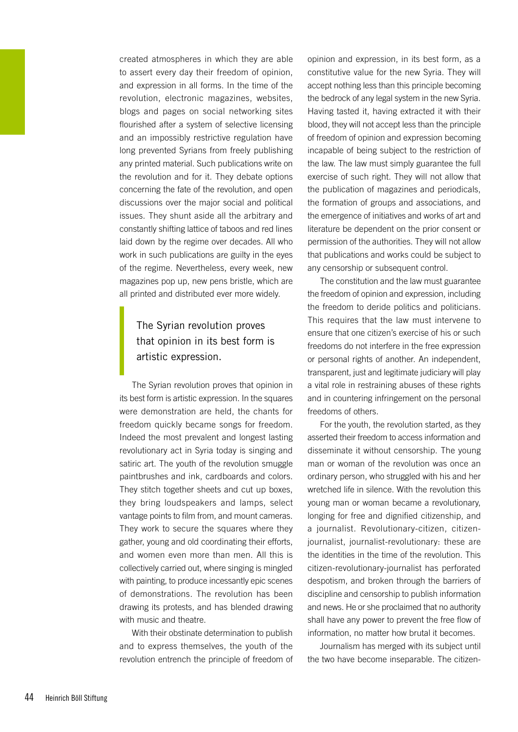created atmospheres in which they are able to assert every day their freedom of opinion, and expression in all forms. In the time of the revolution, electronic magazines, websites, blogs and pages on social networking sites flourished after a system of selective licensing and an impossibly restrictive regulation have long prevented Syrians from freely publishing any printed material. Such publications write on the revolution and for it. They debate options concerning the fate of the revolution, and open discussions over the major social and political issues. They shunt aside all the arbitrary and constantly shifting lattice of taboos and red lines laid down by the regime over decades. All who work in such publications are guilty in the eyes of the regime. Nevertheless, every week, new magazines pop up, new pens bristle, which are all printed and distributed ever more widely.

> The Syrian revolution proves that opinion in its best form is artistic expression.

The Syrian revolution proves that opinion in its best form is artistic expression. In the squares were demonstration are held, the chants for freedom quickly became songs for freedom. Indeed the most prevalent and longest lasting revolutionary act in Syria today is singing and satiric art. The youth of the revolution smuggle paintbrushes and ink, cardboards and colors. They stitch together sheets and cut up boxes, they bring loudspeakers and lamps, select vantage points to film from, and mount cameras. They work to secure the squares where they gather, young and old coordinating their efforts, and women even more than men. All this is collectively carried out, where singing is mingled with painting, to produce incessantly epic scenes of demonstrations. The revolution has been drawing its protests, and has blended drawing with music and theatre.

With their obstinate determination to publish and to express themselves, the youth of the revolution entrench the principle of freedom of opinion and expression, in its best form, as a constitutive value for the new Syria. They will accept nothing less than this principle becoming the bedrock of any legal system in the new Syria. Having tasted it, having extracted it with their blood, they will not accept less than the principle of freedom of opinion and expression becoming incapable of being subject to the restriction of the law. The law must simply guarantee the full exercise of such right. They will not allow that the publication of magazines and periodicals, the formation of groups and associations, and the emergence of initiatives and works of art and literature be dependent on the prior consent or permission of the authorities. They will not allow that publications and works could be subject to any censorship or subsequent control.

The constitution and the law must guarantee the freedom of opinion and expression, including the freedom to deride politics and politicians. This requires that the law must intervene to ensure that one citizen's exercise of his or such freedoms do not interfere in the free expression or personal rights of another. An independent, transparent, just and legitimate judiciary will play a vital role in restraining abuses of these rights and in countering infringement on the personal freedoms of others.

For the youth, the revolution started, as they asserted their freedom to access information and disseminate it without censorship. The young man or woman of the revolution was once an ordinary person, who struggled with his and her wretched life in silence. With the revolution this young man or woman became a revolutionary, longing for free and dignified citizenship, and a journalist. Revolutionary-citizen, citizen-journalist, journalist-revolutionary: these are the identities in the time of the revolution. This citizen-revolutionary-journalist has perforated despotism, and broken through the barriers of discipline and censorship to publish information and news. He or she proclaimed that no authority shall have any power to prevent the free flow of information, no matter how brutal it becomes.

Journalism has merged with its subject until the two have become inseparable. The citizen-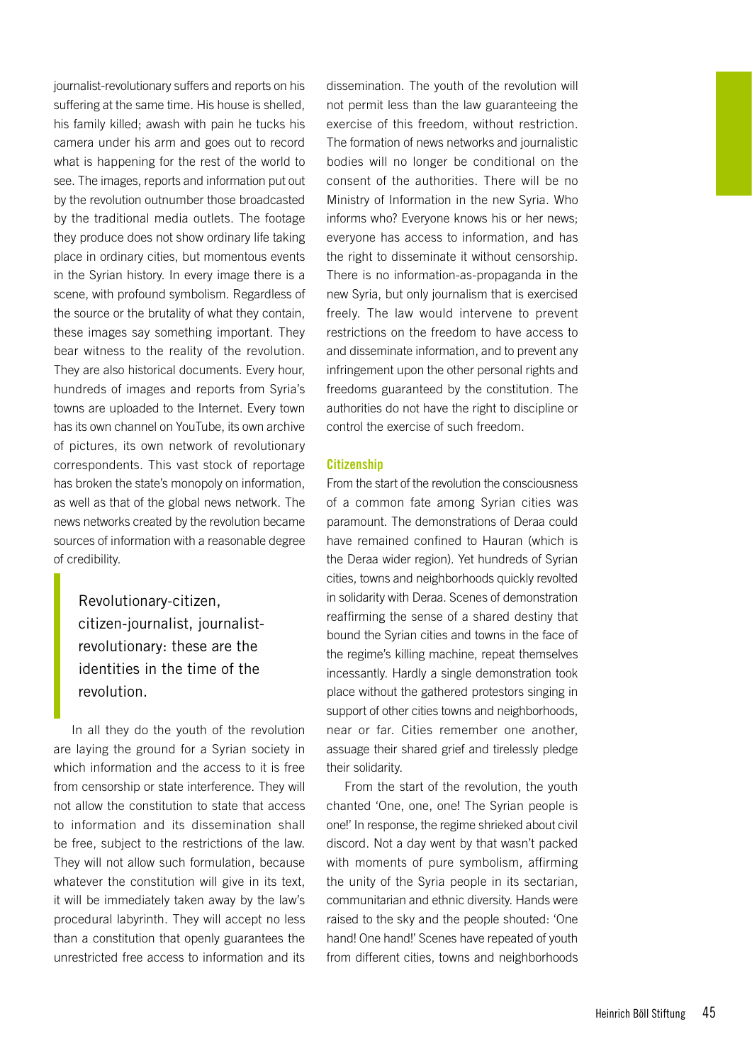journalist-revolutionary suffers and reports on his suffering at the same time. His house is shelled, his family killed; awash with pain he tucks his camera under his arm and goes out to record what is happening for the rest of the world to see. The images, reports and information put out by the revolution outnumber those broadcasted by the traditional media outlets. The footage they produce does not show ordinary life taking place in ordinary cities, but momentous events in the Syrian history. In every image there is a scene, with profound symbolism. Regardless of the source or the brutality of what they contain, these images say something important. They bear witness to the reality of the revolution. They are also historical documents. Every hour, hundreds of images and reports from Syria's towns are uploaded to the Internet. Every town has its own channel on YouTube, its own archive of pictures, its own network of revolutionary correspondents. This vast stock of reportage has broken the state's monopoly on information, as well as that of the global news network. The news networks created by the revolution became sources of information with a reasonable degree of credibility.

> Revolutionary-citizen, citizen-journalist, journalist-revolutionary: these are the identities in the time of the revolution.

In all they do the youth of the revolution are laying the ground for a Syrian society in which information and the access to it is free from censorship or state interference. They will not allow the constitution to state that access to information and its dissemination shall be free, subject to the restrictions of the law. They will not allow such formulation, because whatever the constitution will give in its text, it will be immediately taken away by the law's procedural labyrinth. They will accept no less than a constitution that openly guarantees the unrestricted free access to information and its dissemination. The youth of the revolution will not permit less than the law guaranteeing the exercise of this freedom, without restriction. The formation of news networks and journalistic bodies will no longer be conditional on the consent of the authorities. There will be no Ministry of Information in the new Syria. Who informs who? Everyone knows his or her news; everyone has access to information, and has the right to disseminate it without censorship. There is no information-as-propaganda in the new Syria, but only journalism that is exercised freely. The law would intervene to prevent restrictions on the freedom to have access to and disseminate information, and to prevent any infringement upon the other personal rights and freedoms guaranteed by the constitution. The authorities do not have the right to discipline or control the exercise of such freedom.

### Citizenship

From the start of the revolution the consciousness of a common fate among Syrian cities was paramount. The demonstrations of Deraa could have remained confined to Hauran (which is the Deraa wider region). Yet hundreds of Syrian cities, towns and neighborhoods quickly revolted in solidarity with Deraa. Scenes of demonstration reaffirming the sense of a shared destiny that bound the Syrian cities and towns in the face of the regime's killing machine, repeat themselves incessantly. Hardly a single demonstration took place without the gathered protestors singing in support of other cities towns and neighborhoods, near or far. Cities remember one another, assuage their shared grief and tirelessly pledge their solidarity.

From the start of the revolution, the youth chanted 'One, one, one! The Syrian people is one!' In response, the regime shrieked about civil discord. Not a day went by that wasn't packed with moments of pure symbolism, affirming the unity of the Syria people in its sectarian, communitarian and ethnic diversity. Hands were raised to the sky and the people shouted: 'One hand! One hand!' Scenes have repeated of youth from different cities, towns and neighborhoods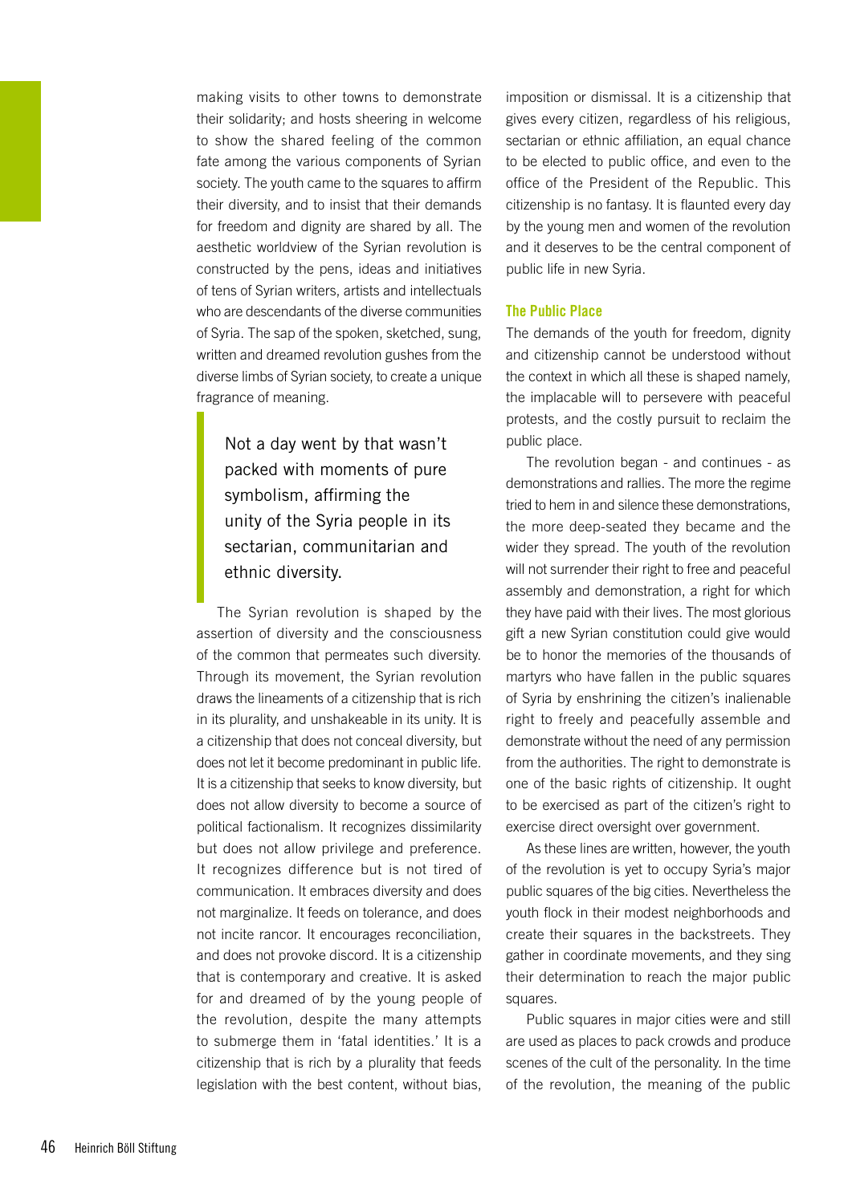making visits to other towns to demonstrate their solidarity; and hosts sheering in welcome to show the shared feeling of the common fate among the various components of Syrian society. The youth came to the squares to affirm their diversity, and to insist that their demands for freedom and dignity are shared by all. The aesthetic worldview of the Syrian revolution is constructed by the pens, ideas and initiatives of tens of Syrian writers, artists and intellectuals who are descendants of the diverse communities of Syria. The sap of the spoken, sketched, sung, written and dreamed revolution gushes from the diverse limbs of Syrian society, to create a unique fragrance of meaning.

> Not a day went by that wasn't packed with moments of pure symbolism, affirming the unity of the Syria people in its sectarian, communitarian and ethnic diversity.

The Syrian revolution is shaped by the assertion of diversity and the consciousness of the common that permeates such diversity. Through its movement, the Syrian revolution draws the lineaments of a citizenship that is rich in its plurality, and unshakeable in its unity. It is a citizenship that does not conceal diversity, but does not let it become predominant in public life. It is a citizenship that seeks to know diversity, but does not allow diversity to become a source of political factionalism. It recognizes dissimilarity but does not allow privilege and preference. It recognizes difference but is not tired of communication. It embraces diversity and does not marginalize. It feeds on tolerance, and does not incite rancor. It encourages reconciliation, and does not provoke discord. It is a citizenship that is contemporary and creative. It is asked for and dreamed of by the young people of the revolution, despite the many attempts to submerge them in 'fatal identities.' It is a citizenship that is rich by a plurality that feeds legislation with the best content, without bias, imposition or dismissal. It is a citizenship that gives every citizen, regardless of his religious, sectarian or ethnic affiliation, an equal chance to be elected to public office, and even to the office of the President of the Republic. This citizenship is no fantasy. It is flaunted every day by the young men and women of the revolution and it deserves to be the central component of public life in new Syria.

### The Public Place

The demands of the youth for freedom, dignity and citizenship cannot be understood without the context in which all these is shaped namely, the implacable will to persevere with peaceful protests, and the costly pursuit to reclaim the public place.

The revolution began - and continues - as demonstrations and rallies. The more the regime tried to hem in and silence these demonstrations, the more deep-seated they became and the wider they spread. The youth of the revolution will not surrender their right to free and peaceful assembly and demonstration, a right for which they have paid with their lives. The most glorious gift a new Syrian constitution could give would be to honor the memories of the thousands of martyrs who have fallen in the public squares of Syria by enshrining the citizen's inalienable right to freely and peacefully assemble and demonstrate without the need of any permission from the authorities. The right to demonstrate is one of the basic rights of citizenship. It ought to be exercised as part of the citizen's right to exercise direct oversight over government.

As these lines are written, however, the youth of the revolution is yet to occupy Syria's major public squares of the big cities. Nevertheless the youth flock in their modest neighborhoods and create their squares in the backstreets. They gather in coordinate movements, and they sing their determination to reach the major public squares.

Public squares in major cities were and still are used as places to pack crowds and produce scenes of the cult of the personality. In the time of the revolution, the meaning of the public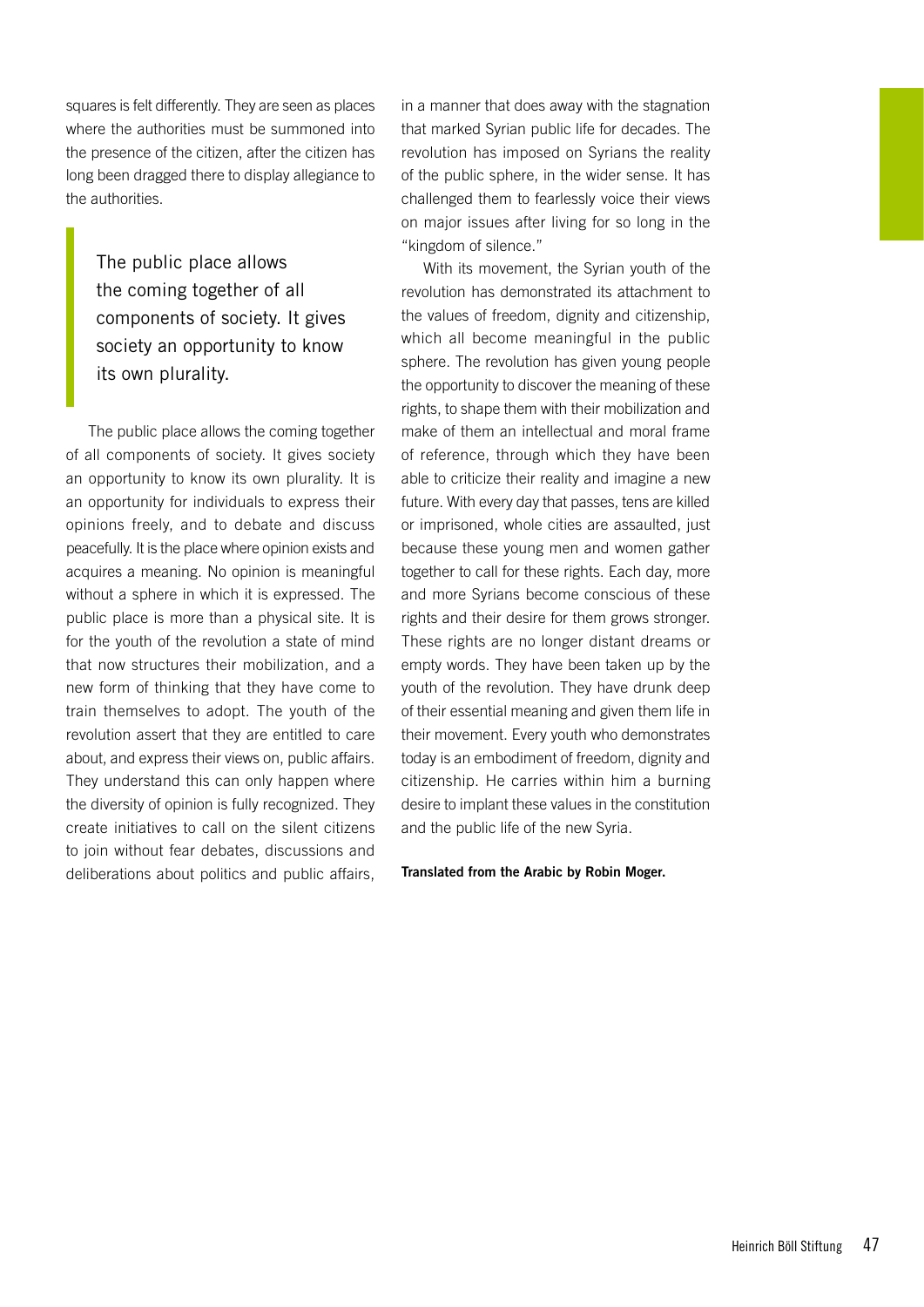squares is felt differently. They are seen as places where the authorities must be summoned into the presence of the citizen, after the citizen has long been dragged there to display allegiance to the authorities.

> The public place allows the coming together of all components of society. It gives society an opportunity to know its own plurality.

The public place allows the coming together of all components of society. It gives society an opportunity to know its own plurality. It is an opportunity for individuals to express their opinions freely, and to debate and discuss peacefully. It is the place where opinion exists and acquires a meaning. No opinion is meaningful without a sphere in which it is expressed. The public place is more than a physical site. It is for the youth of the revolution a state of mind that now structures their mobilization, and a new form of thinking that they have come to train themselves to adopt. The youth of the revolution assert that they are entitled to care about, and express their views on, public affairs. They understand this can only happen where the diversity of opinion is fully recognized. They create initiatives to call on the silent citizens to join without fear debates, discussions and deliberations about politics and public affairs, in a manner that does away with the stagnation that marked Syrian public life for decades. The revolution has imposed on Syrians the reality of the public sphere, in the wider sense. It has challenged them to fearlessly voice their views on major issues after living for so long in the "kingdom of silence."

With its movement, the Syrian youth of the revolution has demonstrated its attachment to the values of freedom, dignity and citizenship, which all become meaningful in the public sphere. The revolution has given young people the opportunity to discover the meaning of these rights, to shape them with their mobilization and make of them an intellectual and moral frame of reference, through which they have been able to criticize their reality and imagine a new future. With every day that passes, tens are killed or imprisoned, whole cities are assaulted, just because these young men and women gather together to call for these rights. Each day, more and more Syrians become conscious of these rights and their desire for them grows stronger. These rights are no longer distant dreams or empty words. They have been taken up by the youth of the revolution. They have drunk deep of their essential meaning and given them life in their movement. Every youth who demonstrates today is an embodiment of freedom, dignity and citizenship. He carries within him a burning desire to implant these values in the constitution and the public life of the new Syria.

**Translated from the Arabic by Robin Moger.**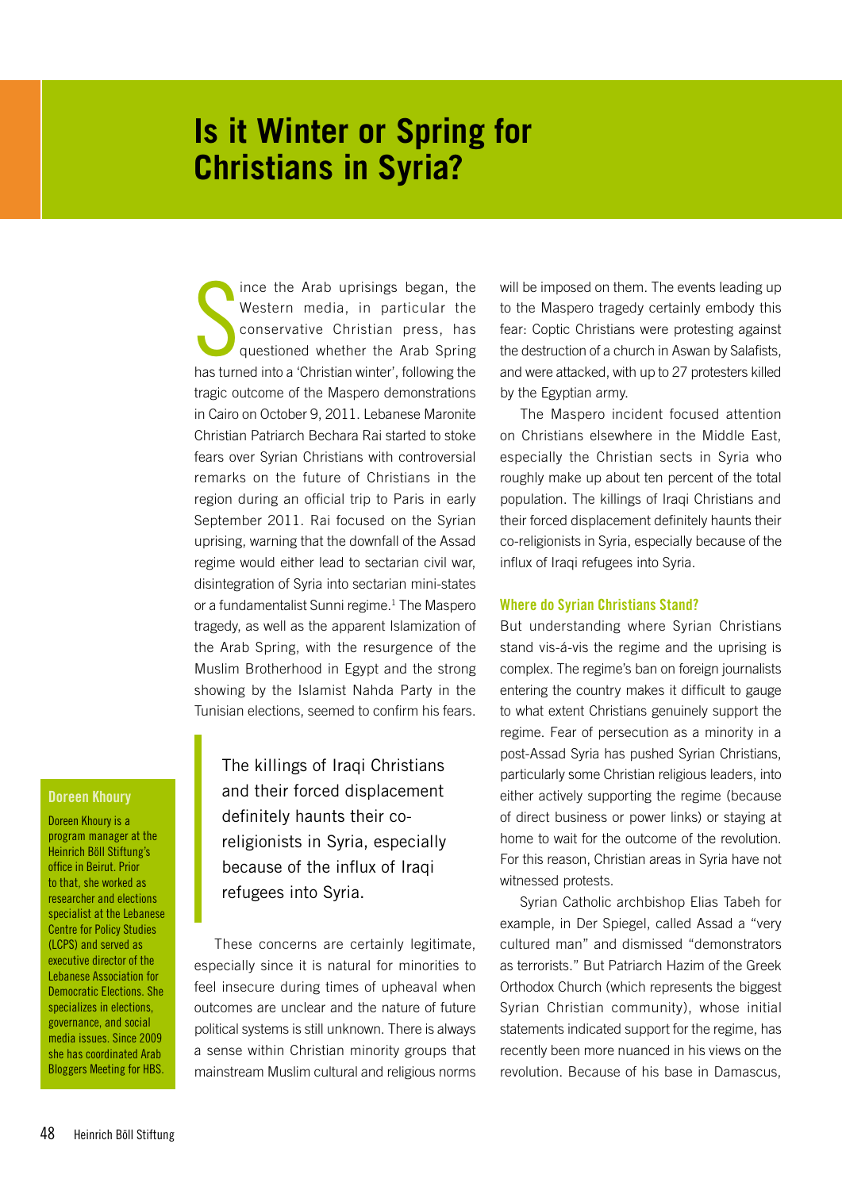# Is it Winter or Spring for Christians in Syria?

Since the Arab uprisings began, the Western media, in particular the conservative Christian press, has questioned whether the Arab Spring has turned into a 'Christian winter', following the tragic outcome of the Maspero demonstrations in Cairo on October 9, 2011. Lebanese Maronite Christian Patriarch Bechara Rai started to stoke fears over Syrian Christians with controversial remarks on the future of Christians in the region during an official trip to Paris in early September 2011. Rai focused on the Syrian uprising, warning that the downfall of the Assad regime would either lead to sectarian civil war, disintegration of Syria into sectarian mini-states or a fundamentalist Sunni regime.[1] The Maspero tragedy, as well as the apparent Islamization of the Arab Spring, with the resurgence of the Muslim Brotherhood in Egypt and the strong showing by the Islamist Nahda Party in the Tunisian elections, seemed to confirm his fears.

> The killings of Iraqi Christians and their forced displacement definitely haunts their co-religionists in Syria, especially because of the influx of Iraqi refugees into Syria.

These concerns are certainly legitimate, especially since it is natural for minorities to feel insecure during times of upheaval when outcomes are unclear and the nature of future political systems is still unknown. There is always a sense within Christian minority groups that mainstream Muslim cultural and religious norms will be imposed on them. The events leading up to the Maspero tragedy certainly embody this fear: Coptic Christians were protesting against the destruction of a church in Aswan by Salafists, and were attacked, with up to 27 protesters killed by the Egyptian army.

The Maspero incident focused attention on Christians elsewhere in the Middle East, especially the Christian sects in Syria who roughly make up about ten percent of the total population. The killings of Iraqi Christians and their forced displacement definitely haunts their co-religionists in Syria, especially because of the influx of Iraqi refugees into Syria.

## Where do Syrian Christians Stand?

But understanding where Syrian Christians stand vis-á-vis the regime and the uprising is complex. The regime's ban on foreign journalists entering the country makes it difficult to gauge to what extent Christians genuinely support the regime. Fear of persecution as a minority in a post-Assad Syria has pushed Syrian Christians, particularly some Christian religious leaders, into either actively supporting the regime (because of direct business or power links) or staying at home to wait for the outcome of the revolution. For this reason, Christian areas in Syria have not witnessed protests.

Syrian Catholic archbishop Elias Tabeh for example, in Der Spiegel, called Assad a "very cultured man" and dismissed "demonstrators as terrorists." But Patriarch Hazim of the Greek Orthodox Church (which represents the biggest Syrian Christian community), whose initial statements indicated support for the regime, has recently been more nuanced in his views on the revolution. Because of his base in Damascus,

**Doreen Khoury**

Doreen Khoury is a program manager at the Heinrich Böll Stiftung's office in Beirut. Prior to that, she worked as researcher and elections specialist at the Lebanese Centre for Policy Studies (LCPS) and served as executive director of the Lebanese Association for Democratic Elections. She specializes in elections, governance, and social media issues. Since 2009 she has coordinated Arab Bloggers Meeting for HBS.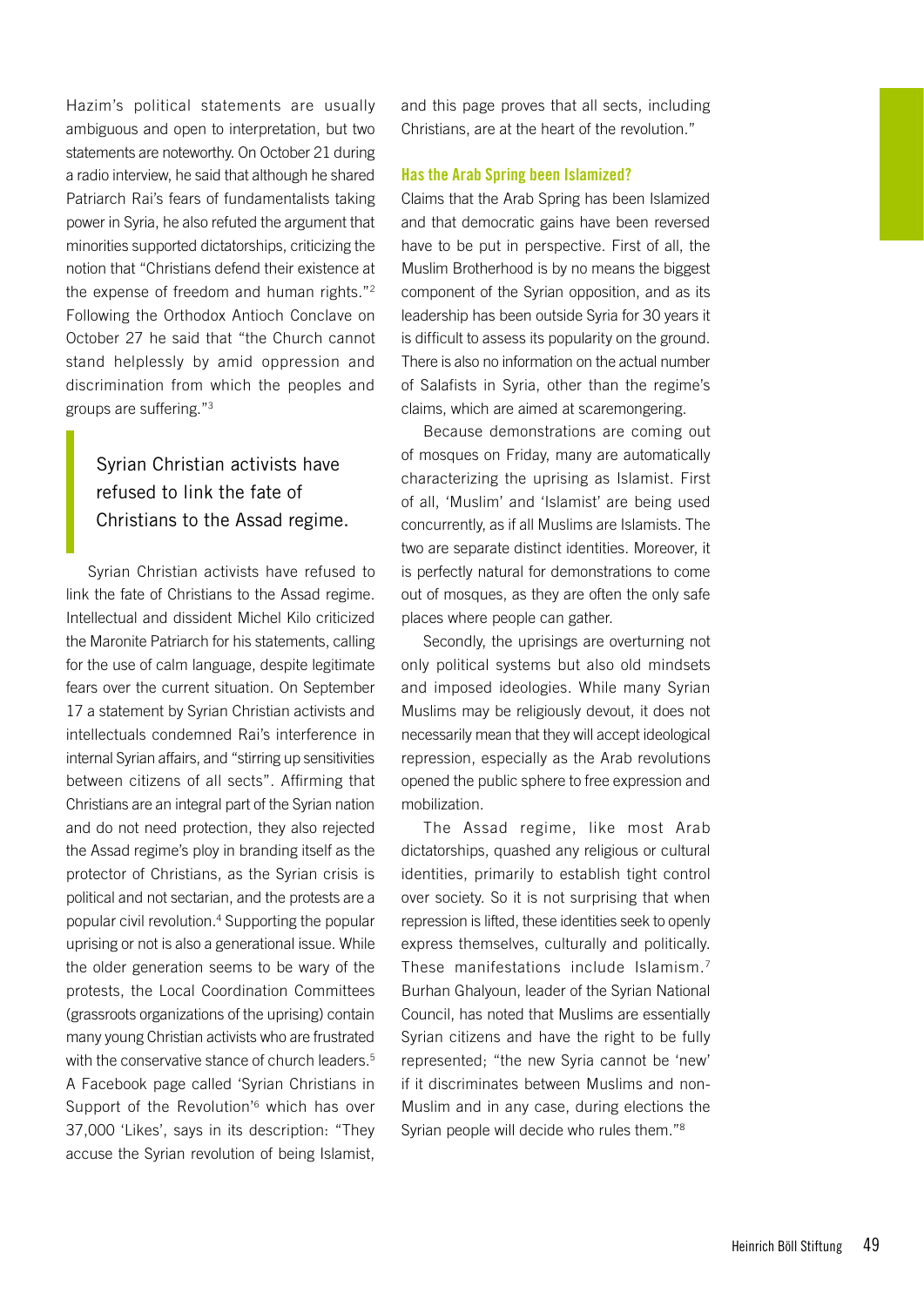Hazim's political statements are usually ambiguous and open to interpretation, but two statements are noteworthy. On October 21 during a radio interview, he said that although he shared Patriarch Rai's fears of fundamentalists taking power in Syria, he also refuted the argument that minorities supported dictatorships, criticizing the notion that "Christians defend their existence at the expense of freedom and human rights."[2] Following the Orthodox Antioch Conclave on October 27 he said that "the Church cannot stand helplessly by amid oppression and discrimination from which the peoples and groups are suffering."[3]

> Syrian Christian activists have refused to link the fate of Christians to the Assad regime.

Syrian Christian activists have refused to link the fate of Christians to the Assad regime. Intellectual and dissident Michel Kilo criticized the Maronite Patriarch for his statements, calling for the use of calm language, despite legitimate fears over the current situation. On September 17 a statement by Syrian Christian activists and intellectuals condemned Rai's interference in internal Syrian affairs, and "stirring up sensitivities between citizens of all sects". Affirming that Christians are an integral part of the Syrian nation and do not need protection, they also rejected the Assad regime's ploy in branding itself as the protector of Christians, as the Syrian crisis is political and not sectarian, and the protests are a popular civil revolution.[4] Supporting the popular uprising or not is also a generational issue. While the older generation seems to be wary of the protests, the Local Coordination Committees (grassroots organizations of the uprising) contain many young Christian activists who are frustrated with the conservative stance of church leaders.[5] A Facebook page called 'Syrian Christians in Support of the Revolution'[6] which has over 37,000 'Likes', says in its description: "They accuse the Syrian revolution of being Islamist, and this page proves that all sects, including Christians, are at the heart of the revolution."

### Has the Arab Spring been Islamized?

Claims that the Arab Spring has been Islamized and that democratic gains have been reversed have to be put in perspective. First of all, the Muslim Brotherhood is by no means the biggest component of the Syrian opposition, and as its leadership has been outside Syria for 30 years it is difficult to assess its popularity on the ground. There is also no information on the actual number of Salafists in Syria, other than the regime's claims, which are aimed at scaremongering.

Because demonstrations are coming out of mosques on Friday, many are automatically characterizing the uprising as Islamist. First of all, 'Muslim' and 'Islamist' are being used concurrently, as if all Muslims are Islamists. The two are separate distinct identities. Moreover, it is perfectly natural for demonstrations to come out of mosques, as they are often the only safe places where people can gather.

Secondly, the uprisings are overturning not only political systems but also old mindsets and imposed ideologies. While many Syrian Muslims may be religiously devout, it does not necessarily mean that they will accept ideological repression, especially as the Arab revolutions opened the public sphere to free expression and mobilization.

The Assad regime, like most Arab dictatorships, quashed any religious or cultural identities, primarily to establish tight control over society. So it is not surprising that when repression is lifted, these identities seek to openly express themselves, culturally and politically. These manifestations include Islamism.[7] Burhan Ghalyoun, leader of the Syrian National Council, has noted that Muslims are essentially Syrian citizens and have the right to be fully represented; "the new Syria cannot be 'new' if it discriminates between Muslims and non-Muslim and in any case, during elections the Syrian people will decide who rules them."[8]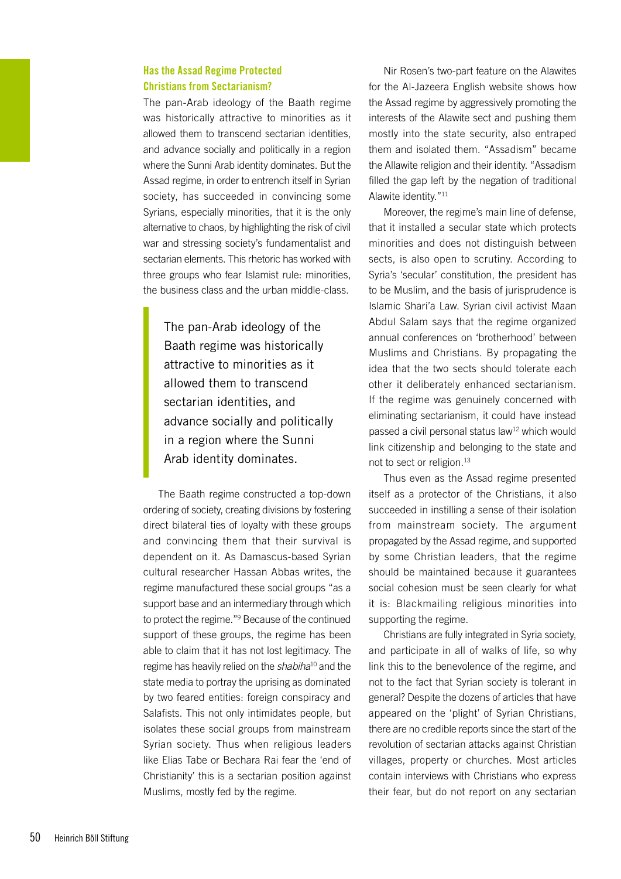### Has the Assad Regime Protected Christians from Sectarianism?

The pan-Arab ideology of the Baath regime was historically attractive to minorities as it allowed them to transcend sectarian identities, and advance socially and politically in a region where the Sunni Arab identity dominates. But the Assad regime, in order to entrench itself in Syrian society, has succeeded in convincing some Syrians, especially minorities, that it is the only alternative to chaos, by highlighting the risk of civil war and stressing society's fundamentalist and sectarian elements. This rhetoric has worked with three groups who fear Islamist rule: minorities, the business class and the urban middle-class.

> The pan-Arab ideology of the Baath regime was historically attractive to minorities as it allowed them to transcend sectarian identities, and advance socially and politically in a region where the Sunni Arab identity dominates.

The Baath regime constructed a top-down ordering of society, creating divisions by fostering direct bilateral ties of loyalty with these groups and convincing them that their survival is dependent on it. As Damascus-based Syrian cultural researcher Hassan Abbas writes, the regime manufactured these social groups "as a support base and an intermediary through which to protect the regime."[9] Because of the continued support of these groups, the regime has been able to claim that it has not lost legitimacy. The regime has heavily relied on the *shabiha*[10] and the state media to portray the uprising as dominated by two feared entities: foreign conspiracy and Salafists. This not only intimidates people, but isolates these social groups from mainstream Syrian society. Thus when religious leaders like Elias Tabe or Bechara Rai fear the 'end of Christianity' this is a sectarian position against Muslims, mostly fed by the regime.

Nir Rosen's two-part feature on the Alawites for the Al-Jazeera English website shows how the Assad regime by aggressively promoting the interests of the Alawite sect and pushing them mostly into the state security, also entraped them and isolated them. "Assadism" became the Allawite religion and their identity. "Assadism filled the gap left by the negation of traditional Alawite identity."[11]

Moreover, the regime's main line of defense, that it installed a secular state which protects minorities and does not distinguish between sects, is also open to scrutiny. According to Syria's 'secular' constitution, the president has to be Muslim, and the basis of jurisprudence is Islamic Shari'a Law. Syrian civil activist Maan Abdul Salam says that the regime organized annual conferences on 'brotherhood' between Muslims and Christians. By propagating the idea that the two sects should tolerate each other it deliberately enhanced sectarianism. If the regime was genuinely concerned with eliminating sectarianism, it could have instead passed a civil personal status law[12] which would link citizenship and belonging to the state and not to sect or religion.[13]

Thus even as the Assad regime presented itself as a protector of the Christians, it also succeeded in instilling a sense of their isolation from mainstream society. The argument propagated by the Assad regime, and supported by some Christian leaders, that the regime should be maintained because it guarantees social cohesion must be seen clearly for what it is: Blackmailing religious minorities into supporting the regime.

Christians are fully integrated in Syria society, and participate in all of walks of life, so why link this to the benevolence of the regime, and not to the fact that Syrian society is tolerant in general? Despite the dozens of articles that have appeared on the 'plight' of Syrian Christians, there are no credible reports since the start of the revolution of sectarian attacks against Christian villages, property or churches. Most articles contain interviews with Christians who express their fear, but do not report on any sectarian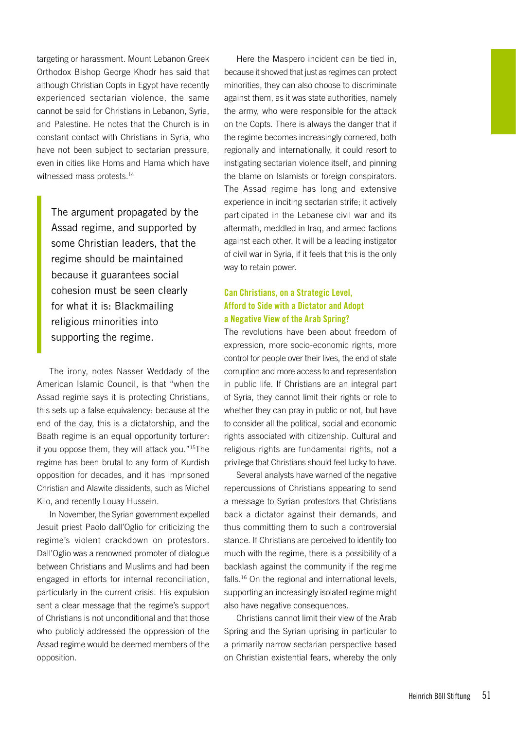targeting or harassment. Mount Lebanon Greek Orthodox Bishop George Khodr has said that although Christian Copts in Egypt have recently experienced sectarian violence, the same cannot be said for Christians in Lebanon, Syria, and Palestine. He notes that the Church is in constant contact with Christians in Syria, who have not been subject to sectarian pressure, even in cities like Homs and Hama which have witnessed mass protests.[14]

> The argument propagated by the Assad regime, and supported by some Christian leaders, that the regime should be maintained because it guarantees social cohesion must be seen clearly for what it is: Blackmailing religious minorities into supporting the regime.

The irony, notes Nasser Weddady of the American Islamic Council, is that "when the Assad regime says it is protecting Christians, this sets up a false equivalency: because at the end of the day, this is a dictatorship, and the Baath regime is an equal opportunity torturer: if you oppose them, they will attack you."[15]The regime has been brutal to any form of Kurdish opposition for decades, and it has imprisoned Christian and Alawite dissidents, such as Michel Kilo, and recently Louay Hussein.

In November, the Syrian government expelled Jesuit priest Paolo dall'Oglio for criticizing the regime's violent crackdown on protestors. Dall'Oglio was a renowned promoter of dialogue between Christians and Muslims and had been engaged in efforts for internal reconciliation, particularly in the current crisis. His expulsion sent a clear message that the regime's support of Christians is not unconditional and that those who publicly addressed the oppression of the Assad regime would be deemed members of the opposition.

Here the Maspero incident can be tied in, because it showed that just as regimes can protect minorities, they can also choose to discriminate against them, as it was state authorities, namely the army, who were responsible for the attack on the Copts. There is always the danger that if the regime becomes increasingly cornered, both regionally and internationally, it could resort to instigating sectarian violence itself, and pinning the blame on Islamists or foreign conspirators. The Assad regime has long and extensive experience in inciting sectarian strife; it actively participated in the Lebanese civil war and its aftermath, meddled in Iraq, and armed factions against each other. It will be a leading instigator of civil war in Syria, if it feels that this is the only way to retain power.

### Can Christians, on a Strategic Level, Afford to Side with a Dictator and Adopt a Negative View of the Arab Spring?

The revolutions have been about freedom of expression, more socio-economic rights, more control for people over their lives, the end of state corruption and more access to and representation in public life. If Christians are an integral part of Syria, they cannot limit their rights or role to whether they can pray in public or not, but have to consider all the political, social and economic rights associated with citizenship. Cultural and religious rights are fundamental rights, not a privilege that Christians should feel lucky to have.

Several analysts have warned of the negative repercussions of Christians appearing to send a message to Syrian protestors that Christians back a dictator against their demands, and thus committing them to such a controversial stance. If Christians are perceived to identify too much with the regime, there is a possibility of a backlash against the community if the regime falls.[16] On the regional and international levels, supporting an increasingly isolated regime might also have negative consequences.

Christians cannot limit their view of the Arab Spring and the Syrian uprising in particular to a primarily narrow sectarian perspective based on Christian existential fears, whereby the only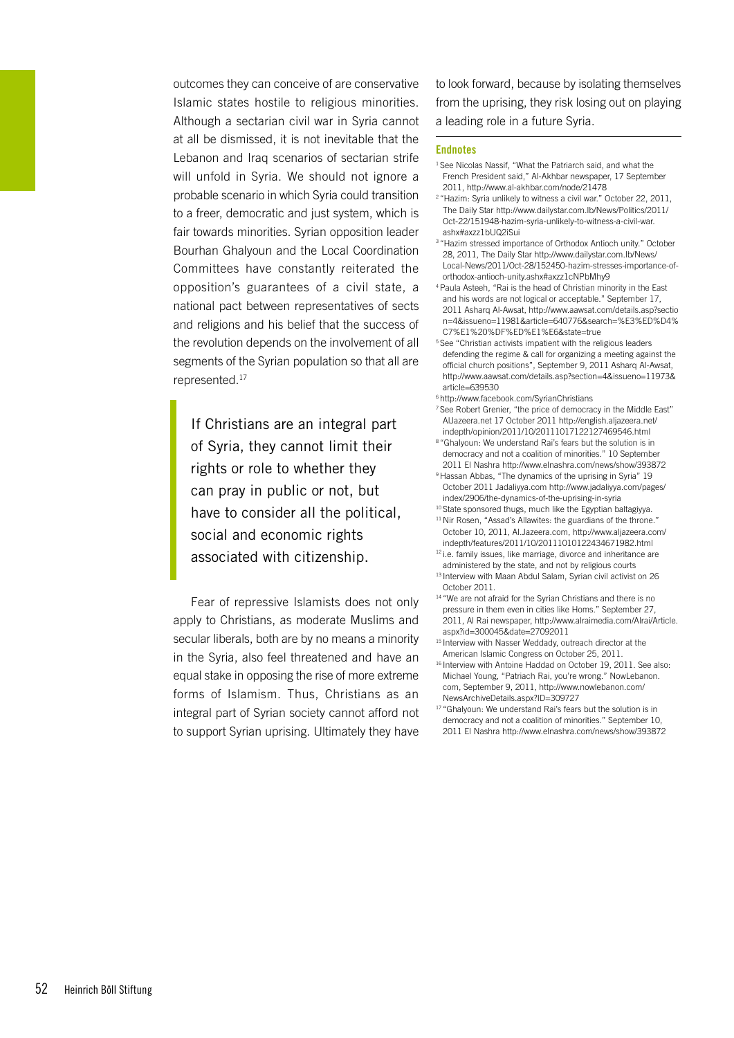outcomes they can conceive of are conservative Islamic states hostile to religious minorities. Although a sectarian civil war in Syria cannot at all be dismissed, it is not inevitable that the Lebanon and Iraq scenarios of sectarian strife will unfold in Syria. We should not ignore a probable scenario in which Syria could transition to a freer, democratic and just system, which is fair towards minorities. Syrian opposition leader Bourhan Ghalyoun and the Local Coordination Committees have constantly reiterated the opposition's guarantees of a civil state, a national pact between representatives of sects and religions and his belief that the success of the revolution depends on the involvement of all segments of the Syrian population so that all are represented.[17]

> If Christians are an integral part of Syria, they cannot limit their rights or role to whether they can pray in public or not, but have to consider all the political, social and economic rights associated with citizenship.

Fear of repressive Islamists does not only apply to Christians, as moderate Muslims and secular liberals, both are by no means a minority in the Syria, also feel threatened and have an equal stake in opposing the rise of more extreme forms of Islamism. Thus, Christians as an integral part of Syrian society cannot afford not to support Syrian uprising. Ultimately they have to look forward, because by isolating themselves from the uprising, they risk losing out on playing a leading role in a future Syria.

## Endnotes

1. See Nicolas Nassif, "What the Patriarch said, and what the French President said," Al-Akhbar newspaper, 17 September 2011, http://www.al-akhbar.com/node/21478
2. "Hazim: Syria unlikely to witness a civil war." October 22, 2011, The Daily Star http://www.dailystar.com.lb/News/Politics/2011/Oct-22/151948-hazim-syria-unlikely-to-witness-a-civil-war.ashx#axzz1bUQ2iSui
3. "Hazim stressed importance of Orthodox Antioch unity." October 28, 2011, The Daily Star http://www.dailystar.com.lb/News/Local-News/2011/Oct-28/152450-hazim-stresses-importance-of-orthodox-antioch-unity.ashx#axzz1cNPbMhy9
4. Paula Asteeh, "Rai is the head of Christian minority in the East and his words are not logical or acceptable." September 17, 2011 Asharq Al-Awsat, http://www.aawsat.com/details.asp?section=4&issueno=11981&article=640776&search=%E3%ED%D4%C7%E1%20%DF%ED%E1%E6&state=true
5. See "Christian activists impatient with the religious leaders defending the regime & call for organizing a meeting against the official church positions", September 9, 2011 Asharq Al-Awsat, http://www.aawsat.com/details.asp?section=4&issueno=11973&article=639530
6. http://www.facebook.com/SyrianChristians
7. See Robert Grenier, "the price of democracy in the Middle East" AlJazeera.net 17 October 2011 http://english.aljazeera.net/indepth/opinion/2011/10/20111017122127469546.html
8. "Ghalyoun: We understand Rai's fears but the solution is in democracy and not a coalition of minorities." 10 September 2011 El Nashra http://www.elnashra.com/news/show/393872
9. Hassan Abbas, "The dynamics of the uprising in Syria" 19 October 2011 Jadaliyya.com http://www.jadaliyya.com/pages/index/2906/the-dynamics-of-the-uprising-in-syria
10. State sponsored thugs, much like the Egyptian baltagiyya.
11. Nir Rosen, "Assad's Allawites: the guardians of the throne." October 10, 2011, Al.Jazeera.com, http://www.aljazeera.com/indepth/features/2011/10/20111010122434671982.html
12. i.e. family issues, like marriage, divorce and inheritance are administered by the state, and not by religious courts
13. Interview with Maan Abdul Salam, Syrian civil activist on 26 October 2011.
14. "We are not afraid for the Syrian Christians and there is no pressure in them even in cities like Homs." September 27, 2011, Al Rai newspaper, http://www.alraimedia.com/Alrai/Article.aspx?id=300045&date=27092011
15. Interview with Nasser Weddady, outreach director at the American Islamic Congress on October 25, 2011.
16. Interview with Antoine Haddad on October 19, 2011. See also: Michael Young, "Patriach Rai, you're wrong." NowLebanon.com, September 9, 2011, http://www.nowlebanon.com/NewsArchiveDetails.aspx?ID=309727
17. "Ghalyoun: We understand Rai's fears but the solution is in democracy and not a coalition of minorities." September 10, 2011 El Nashra http://www.elnashra.com/news/show/393872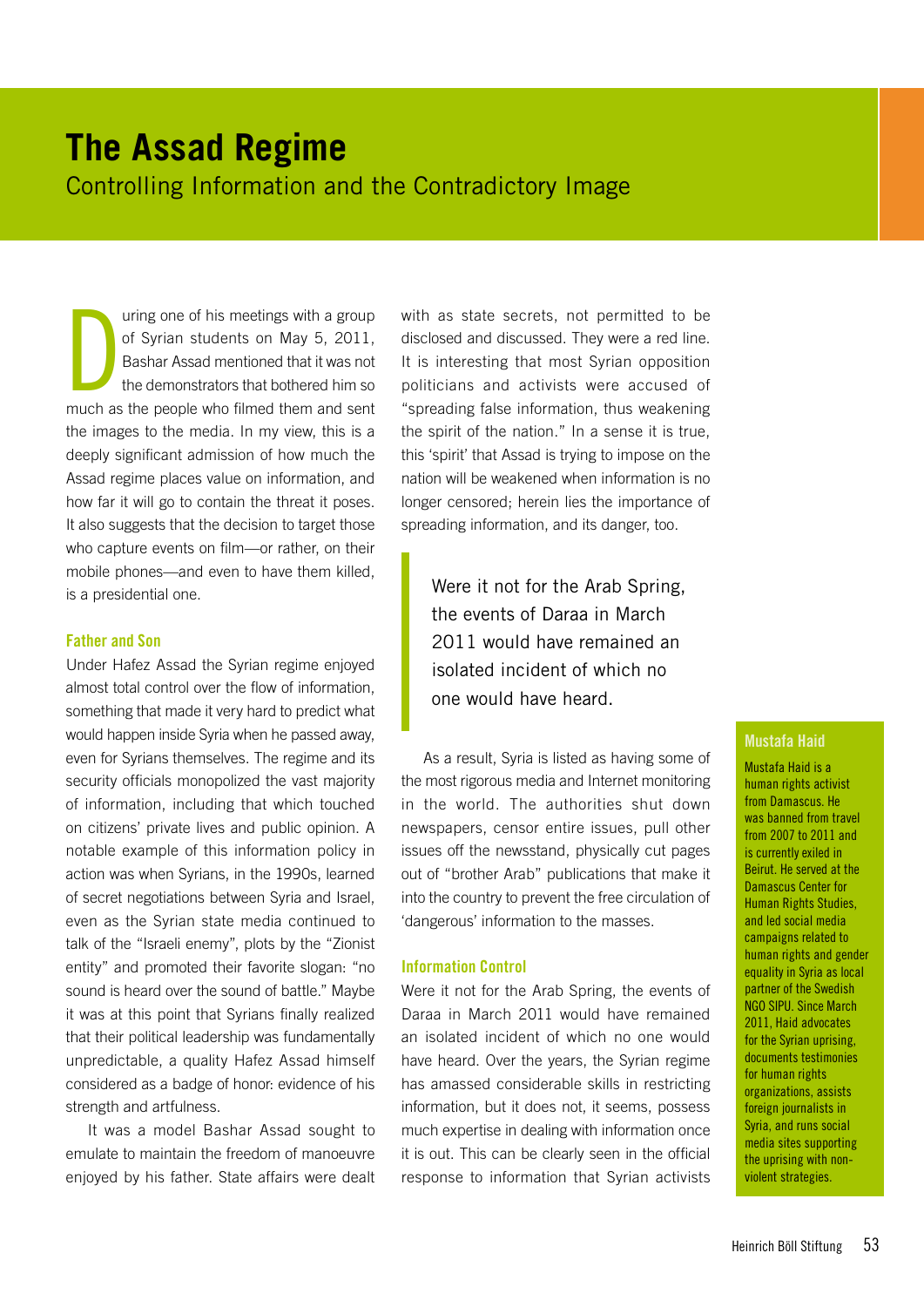# The Assad Regime

Controlling Information and the Contradictory Image

During one of his meetings with a group of Syrian students on May 5, 2011, Bashar Assad mentioned that it was not the demonstrators that bothered him so much as the people who filmed them and sent the images to the media. In my view, this is a deeply significant admission of how much the Assad regime places value on information, and how far it will go to contain the threat it poses. It also suggests that the decision to target those who capture events on film—or rather, on their mobile phones—and even to have them killed, is a presidential one.

### Father and Son

Under Hafez Assad the Syrian regime enjoyed almost total control over the flow of information, something that made it very hard to predict what would happen inside Syria when he passed away, even for Syrians themselves. The regime and its security officials monopolized the vast majority of information, including that which touched on citizens' private lives and public opinion. A notable example of this information policy in action was when Syrians, in the 1990s, learned of secret negotiations between Syria and Israel, even as the Syrian state media continued to talk of the "Israeli enemy", plots by the "Zionist entity" and promoted their favorite slogan: "no sound is heard over the sound of battle." Maybe it was at this point that Syrians finally realized that their political leadership was fundamentally unpredictable, a quality Hafez Assad himself considered as a badge of honor: evidence of his strength and artfulness.

It was a model Bashar Assad sought to emulate to maintain the freedom of manoeuvre enjoyed by his father. State affairs were dealt with as state secrets, not permitted to be disclosed and discussed. They were a red line. It is interesting that most Syrian opposition politicians and activists were accused of "spreading false information, thus weakening the spirit of the nation." In a sense it is true, this 'spirit' that Assad is trying to impose on the nation will be weakened when information is no longer censored; herein lies the importance of spreading information, and its danger, too.

> Were it not for the Arab Spring, the events of Daraa in March 2011 would have remained an isolated incident of which no one would have heard.

As a result, Syria is listed as having some of the most rigorous media and Internet monitoring in the world. The authorities shut down newspapers, censor entire issues, pull other issues off the newsstand, physically cut pages out of "brother Arab" publications that make it into the country to prevent the free circulation of 'dangerous' information to the masses.

### Information Control

Were it not for the Arab Spring, the events of Daraa in March 2011 would have remained an isolated incident of which no one would have heard. Over the years, the Syrian regime has amassed considerable skills in restricting information, but it does not, it seems, possess much expertise in dealing with information once it is out. This can be clearly seen in the official response to information that Syrian activists

**Mustafa Haid**

Mustafa Haid is a human rights activist from Damascus. He was banned from travel from 2007 to 2011 and is currently exiled in Beirut. He served at the Damascus Center for Human Rights Studies, and led social media campaigns related to human rights and gender equality in Syria as local partner of the Swedish NGO SIPU. Since March 2011, Haid advocates for the Syrian uprising, documents testimonies for human rights organizations, assists foreign journalists in Syria, and runs social media sites supporting the uprising with non-violent strategies.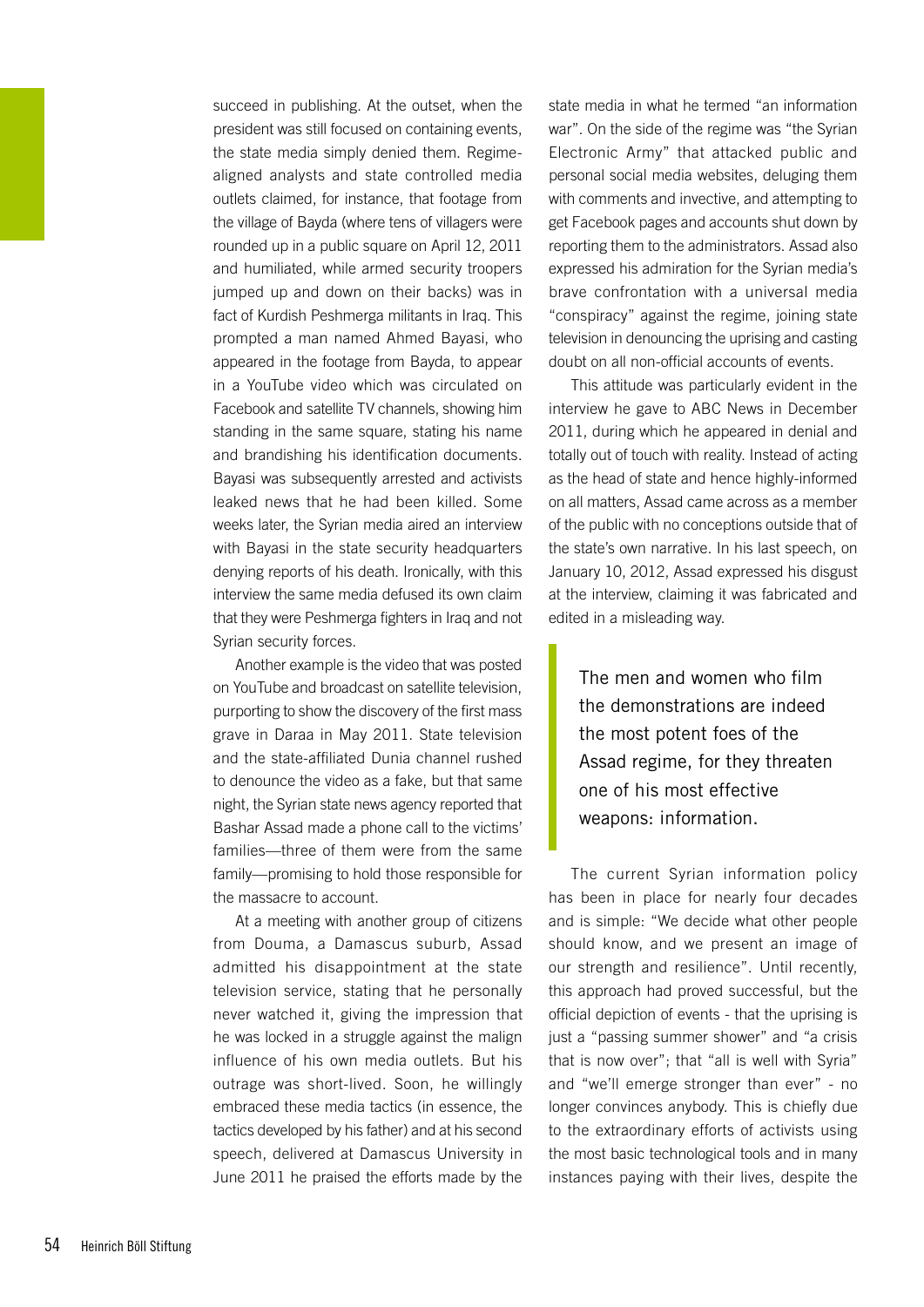succeed in publishing. At the outset, when the president was still focused on containing events, the state media simply denied them. Regime-aligned analysts and state controlled media outlets claimed, for instance, that footage from the village of Bayda (where tens of villagers were rounded up in a public square on April 12, 2011 and humiliated, while armed security troopers jumped up and down on their backs) was in fact of Kurdish Peshmerga militants in Iraq. This prompted a man named Ahmed Bayasi, who appeared in the footage from Bayda, to appear in a YouTube video which was circulated on Facebook and satellite TV channels, showing him standing in the same square, stating his name and brandishing his identification documents. Bayasi was subsequently arrested and activists leaked news that he had been killed. Some weeks later, the Syrian media aired an interview with Bayasi in the state security headquarters denying reports of his death. Ironically, with this interview the same media defused its own claim that they were Peshmerga fighters in Iraq and not Syrian security forces.

Another example is the video that was posted on YouTube and broadcast on satellite television, purporting to show the discovery of the first mass grave in Daraa in May 2011. State television and the state-affiliated Dunia channel rushed to denounce the video as a fake, but that same night, the Syrian state news agency reported that Bashar Assad made a phone call to the victims' families—three of them were from the same family—promising to hold those responsible for the massacre to account.

At a meeting with another group of citizens from Douma, a Damascus suburb, Assad admitted his disappointment at the state television service, stating that he personally never watched it, giving the impression that he was locked in a struggle against the malign influence of his own media outlets. But his outrage was short-lived. Soon, he willingly embraced these media tactics (in essence, the tactics developed by his father) and at his second speech, delivered at Damascus University in June 2011 he praised the efforts made by the state media in what he termed "an information war". On the side of the regime was "the Syrian Electronic Army" that attacked public and personal social media websites, deluging them with comments and invective, and attempting to get Facebook pages and accounts shut down by reporting them to the administrators. Assad also expressed his admiration for the Syrian media's brave confrontation with a universal media "conspiracy" against the regime, joining state television in denouncing the uprising and casting doubt on all non-official accounts of events.

This attitude was particularly evident in the interview he gave to ABC News in December 2011, during which he appeared in denial and totally out of touch with reality. Instead of acting as the head of state and hence highly-informed on all matters, Assad came across as a member of the public with no conceptions outside that of the state's own narrative. In his last speech, on January 10, 2012, Assad expressed his disgust at the interview, claiming it was fabricated and edited in a misleading way.

> The men and women who film the demonstrations are indeed the most potent foes of the Assad regime, for they threaten one of his most effective weapons: information.

The current Syrian information policy has been in place for nearly four decades and is simple: "We decide what other people should know, and we present an image of our strength and resilience". Until recently, this approach had proved successful, but the official depiction of events - that the uprising is just a "passing summer shower" and "a crisis that is now over"; that "all is well with Syria" and "we'll emerge stronger than ever" - no longer convinces anybody. This is chiefly due to the extraordinary efforts of activists using the most basic technological tools and in many instances paying with their lives, despite the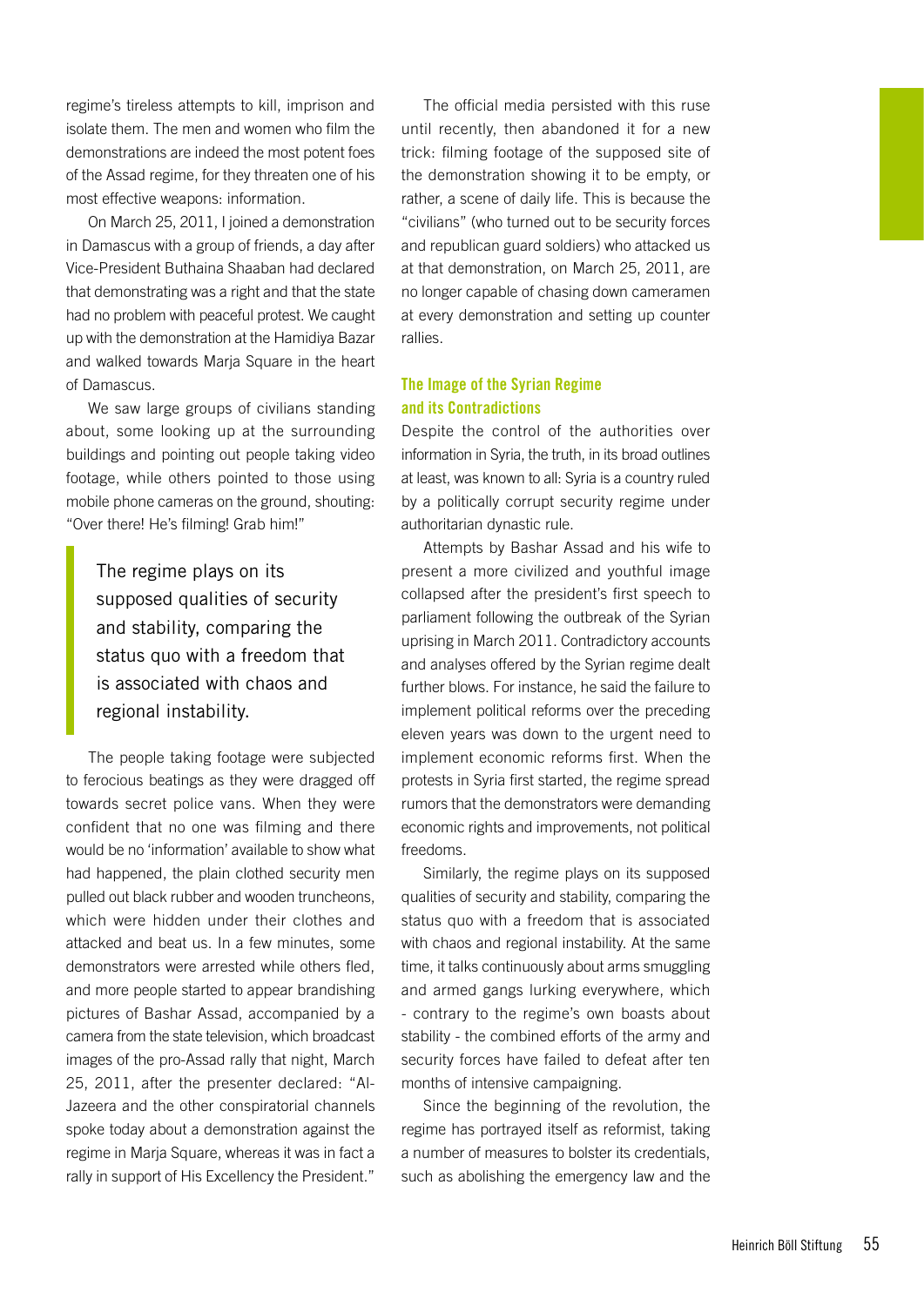regime's tireless attempts to kill, imprison and isolate them. The men and women who film the demonstrations are indeed the most potent foes of the Assad regime, for they threaten one of his most effective weapons: information.

On March 25, 2011, I joined a demonstration in Damascus with a group of friends, a day after Vice-President Buthaina Shaaban had declared that demonstrating was a right and that the state had no problem with peaceful protest. We caught up with the demonstration at the Hamidiya Bazar and walked towards Marja Square in the heart of Damascus.

We saw large groups of civilians standing about, some looking up at the surrounding buildings and pointing out people taking video footage, while others pointed to those using mobile phone cameras on the ground, shouting: "Over there! He's filming! Grab him!"

> The regime plays on its supposed qualities of security and stability, comparing the status quo with a freedom that is associated with chaos and regional instability.

The people taking footage were subjected to ferocious beatings as they were dragged off towards secret police vans. When they were confident that no one was filming and there would be no 'information' available to show what had happened, the plain clothed security men pulled out black rubber and wooden truncheons, which were hidden under their clothes and attacked and beat us. In a few minutes, some demonstrators were arrested while others fled, and more people started to appear brandishing pictures of Bashar Assad, accompanied by a camera from the state television, which broadcast images of the pro-Assad rally that night, March 25, 2011, after the presenter declared: "Al-Jazeera and the other conspiratorial channels spoke today about a demonstration against the regime in Marja Square, whereas it was in fact a rally in support of His Excellency the President."

The official media persisted with this ruse until recently, then abandoned it for a new trick: filming footage of the supposed site of the demonstration showing it to be empty, or rather, a scene of daily life. This is because the "civilians" (who turned out to be security forces and republican guard soldiers) who attacked us at that demonstration, on March 25, 2011, are no longer capable of chasing down cameramen at every demonstration and setting up counter rallies.

### The Image of the Syrian Regime and its Contradictions

Despite the control of the authorities over information in Syria, the truth, in its broad outlines at least, was known to all: Syria is a country ruled by a politically corrupt security regime under authoritarian dynastic rule.

Attempts by Bashar Assad and his wife to present a more civilized and youthful image collapsed after the president's first speech to parliament following the outbreak of the Syrian uprising in March 2011. Contradictory accounts and analyses offered by the Syrian regime dealt further blows. For instance, he said the failure to implement political reforms over the preceding eleven years was down to the urgent need to implement economic reforms first. When the protests in Syria first started, the regime spread rumors that the demonstrators were demanding economic rights and improvements, not political freedoms.

Similarly, the regime plays on its supposed qualities of security and stability, comparing the status quo with a freedom that is associated with chaos and regional instability. At the same time, it talks continuously about arms smuggling and armed gangs lurking everywhere, which - contrary to the regime's own boasts about stability - the combined efforts of the army and security forces have failed to defeat after ten months of intensive campaigning.

Since the beginning of the revolution, the regime has portrayed itself as reformist, taking a number of measures to bolster its credentials, such as abolishing the emergency law and the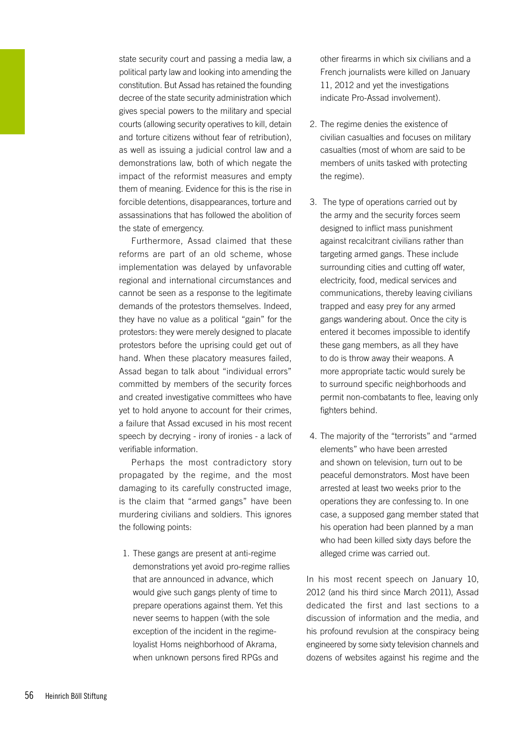state security court and passing a media law, a political party law and looking into amending the constitution. But Assad has retained the founding decree of the state security administration which gives special powers to the military and special courts (allowing security operatives to kill, detain and torture citizens without fear of retribution), as well as issuing a judicial control law and a demonstrations law, both of which negate the impact of the reformist measures and empty them of meaning. Evidence for this is the rise in forcible detentions, disappearances, torture and assassinations that has followed the abolition of the state of emergency.

Furthermore, Assad claimed that these reforms are part of an old scheme, whose implementation was delayed by unfavorable regional and international circumstances and cannot be seen as a response to the legitimate demands of the protestors themselves. Indeed, they have no value as a political "gain" for the protestors: they were merely designed to placate protestors before the uprising could get out of hand. When these placatory measures failed, Assad began to talk about "individual errors" committed by members of the security forces and created investigative committees who have yet to hold anyone to account for their crimes, a failure that Assad excused in his most recent speech by decrying - irony of ironies - a lack of verifiable information.

Perhaps the most contradictory story propagated by the regime, and the most damaging to its carefully constructed image, is the claim that "armed gangs" have been murdering civilians and soldiers. This ignores the following points:

1. These gangs are present at anti-regime demonstrations yet avoid pro-regime rallies that are announced in advance, which would give such gangs plenty of time to prepare operations against them. Yet this never seems to happen (with the sole exception of the incident in the regime-loyalist Homs neighborhood of Akrama, when unknown persons fired RPGs and other firearms in which six civilians and a French journalists were killed on January 11, 2012 and yet the investigations indicate Pro-Assad involvement).
2. The regime denies the existence of civilian casualties and focuses on military casualties (most of whom are said to be members of units tasked with protecting the regime).
3. The type of operations carried out by the army and the security forces seem designed to inflict mass punishment against recalcitrant civilians rather than targeting armed gangs. These include surrounding cities and cutting off water, electricity, food, medical services and communications, thereby leaving civilians trapped and easy prey for any armed gangs wandering about. Once the city is entered it becomes impossible to identify these gang members, as all they have to do is throw away their weapons. A more appropriate tactic would surely be to surround specific neighborhoods and permit non-combatants to flee, leaving only fighters behind.
4. The majority of the "terrorists" and "armed elements" who have been arrested and shown on television, turn out to be peaceful demonstrators. Most have been arrested at least two weeks prior to the operations they are confessing to. In one case, a supposed gang member stated that his operation had been planned by a man who had been killed sixty days before the alleged crime was carried out.

In his most recent speech on January 10, 2012 (and his third since March 2011), Assad dedicated the first and last sections to a discussion of information and the media, and his profound revulsion at the conspiracy being engineered by some sixty television channels and dozens of websites against his regime and the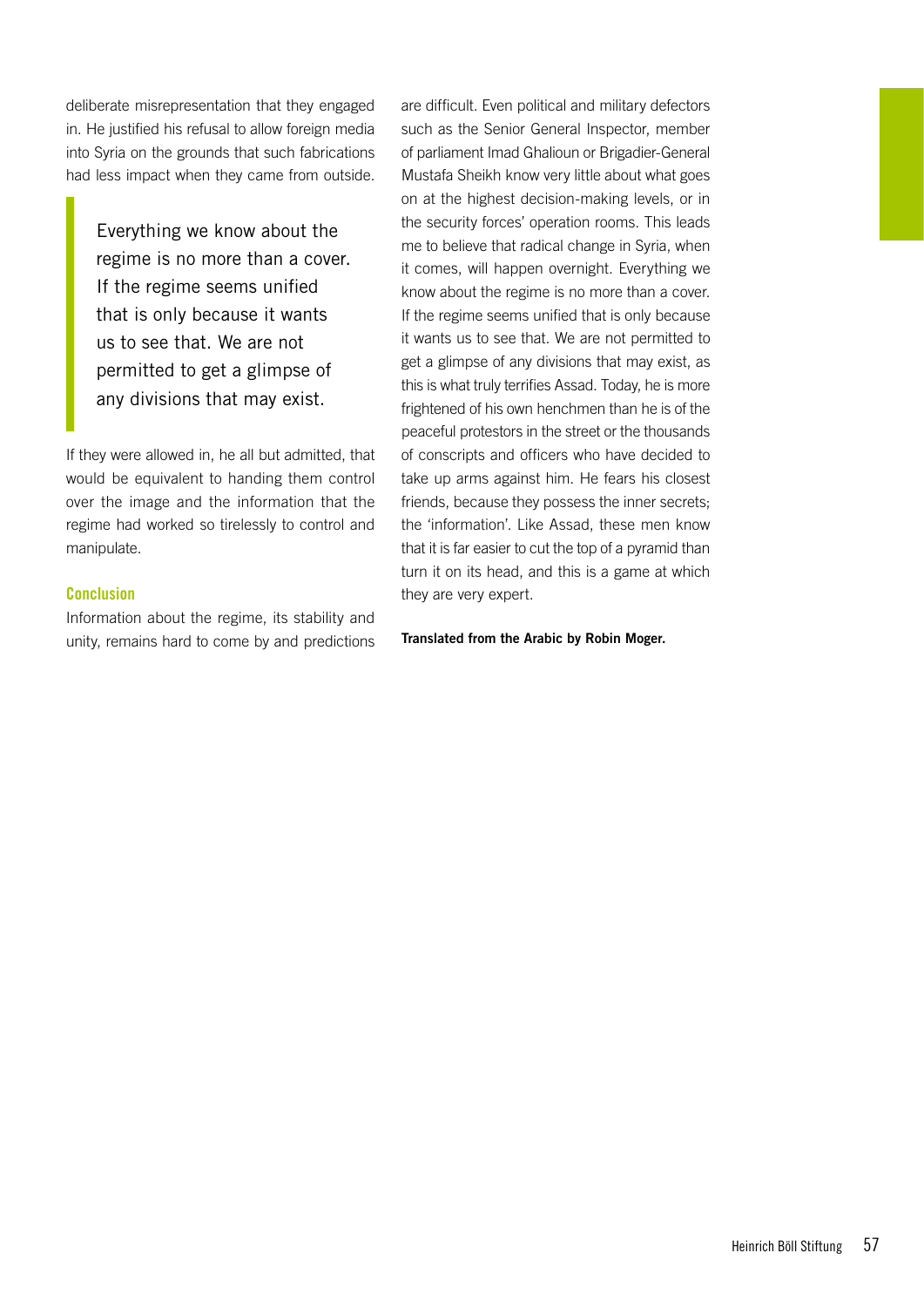deliberate misrepresentation that they engaged in. He justified his refusal to allow foreign media into Syria on the grounds that such fabrications had less impact when they came from outside.

> Everything we know about the regime is no more than a cover. If the regime seems unified that is only because it wants us to see that. We are not permitted to get a glimpse of any divisions that may exist.

If they were allowed in, he all but admitted, that would be equivalent to handing them control over the image and the information that the regime had worked so tirelessly to control and manipulate.

### Conclusion

Information about the regime, its stability and unity, remains hard to come by and predictions are difficult. Even political and military defectors such as the Senior General Inspector, member of parliament Imad Ghalioun or Brigadier-General Mustafa Sheikh know very little about what goes on at the highest decision-making levels, or in the security forces' operation rooms. This leads me to believe that radical change in Syria, when it comes, will happen overnight. Everything we know about the regime is no more than a cover. If the regime seems unified that is only because it wants us to see that. We are not permitted to get a glimpse of any divisions that may exist, as this is what truly terrifies Assad. Today, he is more frightened of his own henchmen than he is of the peaceful protestors in the street or the thousands of conscripts and officers who have decided to take up arms against him. He fears his closest friends, because they possess the inner secrets; the 'information'. Like Assad, these men know that it is far easier to cut the top of a pyramid than turn it on its head, and this is a game at which they are very expert.

**Translated from the Arabic by Robin Moger.**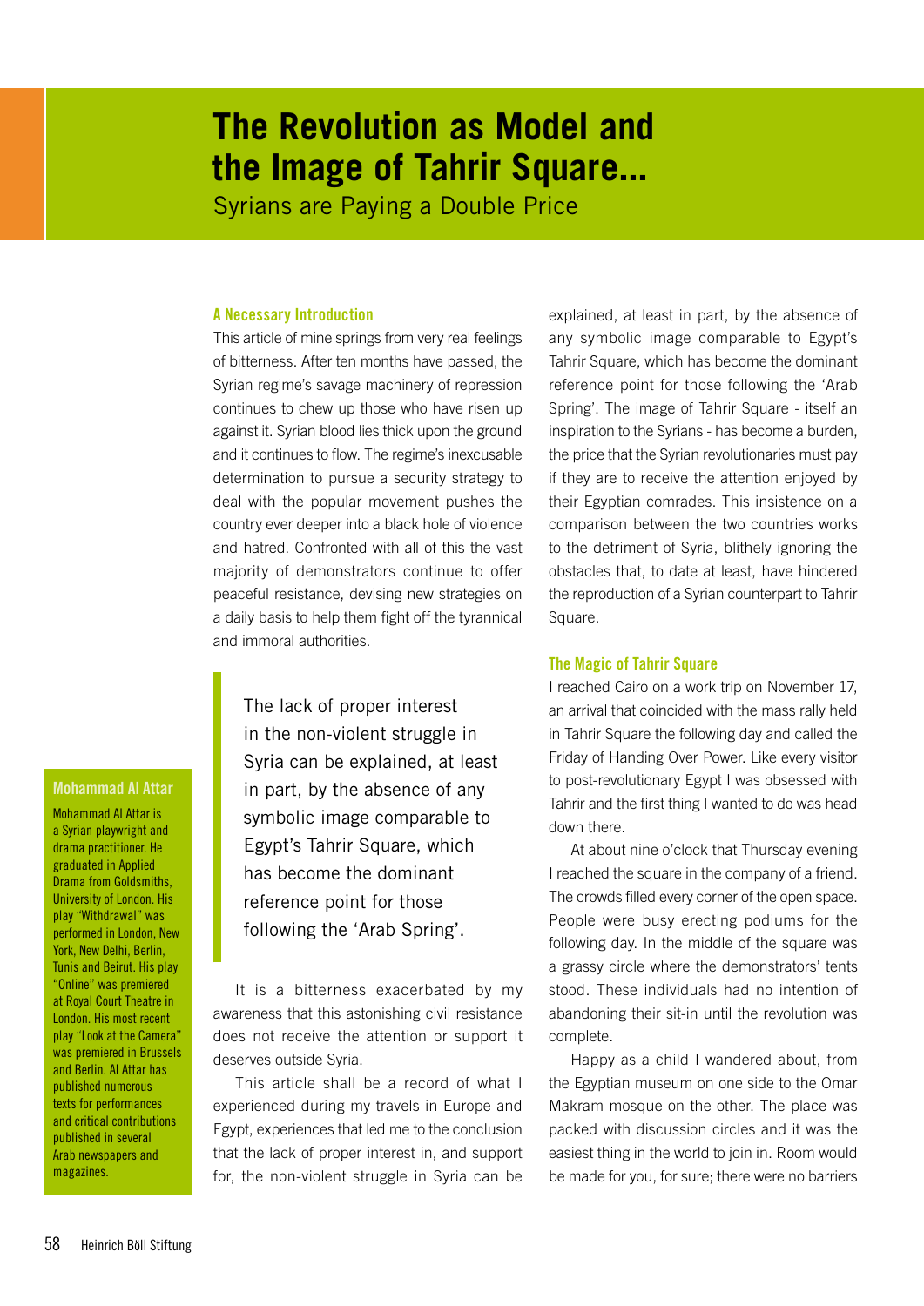# The Revolution as Model and the Image of Tahrir Square...

## Syrians are Paying a Double Price

### A Necessary Introduction

This article of mine springs from very real feelings of bitterness. After ten months have passed, the Syrian regime's savage machinery of repression continues to chew up those who have risen up against it. Syrian blood lies thick upon the ground and it continues to flow. The regime's inexcusable determination to pursue a security strategy to deal with the popular movement pushes the country ever deeper into a black hole of violence and hatred. Confronted with all of this the vast majority of demonstrators continue to offer peaceful resistance, devising new strategies on a daily basis to help them fight off the tyrannical and immoral authorities.

> The lack of proper interest in the non-violent struggle in Syria can be explained, at least in part, by the absence of any symbolic image comparable to Egypt's Tahrir Square, which has become the dominant reference point for those following the 'Arab Spring'.

It is a bitterness exacerbated by my awareness that this astonishing civil resistance does not receive the attention or support it deserves outside Syria.

This article shall be a record of what I experienced during my travels in Europe and Egypt, experiences that led me to the conclusion that the lack of proper interest in, and support for, the non-violent struggle in Syria can be explained, at least in part, by the absence of any symbolic image comparable to Egypt's Tahrir Square, which has become the dominant reference point for those following the 'Arab Spring'. The image of Tahrir Square - itself an inspiration to the Syrians - has become a burden, the price that the Syrian revolutionaries must pay if they are to receive the attention enjoyed by their Egyptian comrades. This insistence on a comparison between the two countries works to the detriment of Syria, blithely ignoring the obstacles that, to date at least, have hindered the reproduction of a Syrian counterpart to Tahrir Square.

### The Magic of Tahrir Square

I reached Cairo on a work trip on November 17, an arrival that coincided with the mass rally held in Tahrir Square the following day and called the Friday of Handing Over Power. Like every visitor to post-revolutionary Egypt I was obsessed with Tahrir and the first thing I wanted to do was head down there.

At about nine o'clock that Thursday evening I reached the square in the company of a friend. The crowds filled every corner of the open space. People were busy erecting podiums for the following day. In the middle of the square was a grassy circle where the demonstrators' tents stood. These individuals had no intention of abandoning their sit-in until the revolution was complete.

Happy as a child I wandered about, from the Egyptian museum on one side to the Omar Makram mosque on the other. The place was packed with discussion circles and it was the easiest thing in the world to join in. Room would be made for you, for sure; there were no barriers

**Mohammad Al Attar**

Mohammad Al Attar is a Syrian playwright and drama practitioner. He graduated in Applied Drama from Goldsmiths, University of London. His play "Withdrawal" was performed in London, New York, New Delhi, Berlin, Tunis and Beirut. His play "Online" was premiered at Royal Court Theatre in London. His most recent play "Look at the Camera" was premiered in Brussels and Berlin. Al Attar has published numerous texts for performances and critical contributions published in several Arab newspapers and magazines.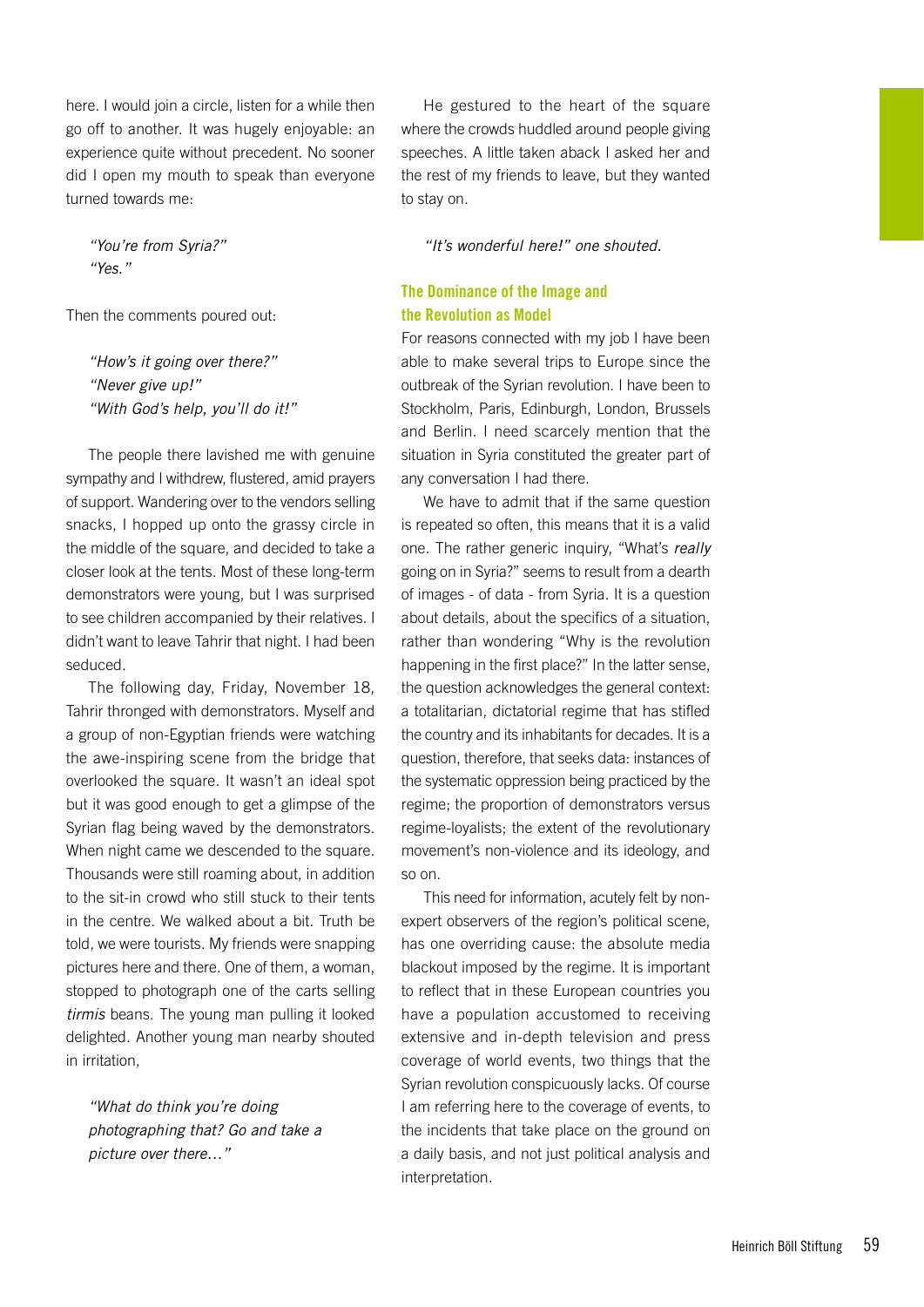here. I would join a circle, listen for a while then go off to another. It was hugely enjoyable: an experience quite without precedent. No sooner did I open my mouth to speak than everyone turned towards me:

*"You're from Syria?"*
*"Yes."*

Then the comments poured out:

*"How's it going over there?"*
*"Never give up!"*
*"With God's help, you'll do it!"*

The people there lavished me with genuine sympathy and I withdrew, flustered, amid prayers of support. Wandering over to the vendors selling snacks, I hopped up onto the grassy circle in the middle of the square, and decided to take a closer look at the tents. Most of these long-term demonstrators were young, but I was surprised to see children accompanied by their relatives. I didn't want to leave Tahrir that night. I had been seduced.

The following day, Friday, November 18, Tahrir thronged with demonstrators. Myself and a group of non-Egyptian friends were watching the awe-inspiring scene from the bridge that overlooked the square. It wasn't an ideal spot but it was good enough to get a glimpse of the Syrian flag being waved by the demonstrators. When night came we descended to the square. Thousands were still roaming about, in addition to the sit-in crowd who still stuck to their tents in the centre. We walked about a bit. Truth be told, we were tourists. My friends were snapping pictures here and there. One of them, a woman, stopped to photograph one of the carts selling *tirmis* beans. The young man pulling it looked delighted. Another young man nearby shouted in irritation,

*"What do think you're doing photographing that? Go and take a picture over there…"*

He gestured to the heart of the square where the crowds huddled around people giving speeches. A little taken aback I asked her and the rest of my friends to leave, but they wanted to stay on.

*"It's wonderful here!" one shouted.*

## The Dominance of the Image and the Revolution as Model

For reasons connected with my job I have been able to make several trips to Europe since the outbreak of the Syrian revolution. I have been to Stockholm, Paris, Edinburgh, London, Brussels and Berlin. I need scarcely mention that the situation in Syria constituted the greater part of any conversation I had there.

We have to admit that if the same question is repeated so often, this means that it is a valid one. The rather generic inquiry, "What's *really* going on in Syria?" seems to result from a dearth of images - of data - from Syria. It is a question about details, about the specifics of a situation, rather than wondering "Why is the revolution happening in the first place?" In the latter sense, the question acknowledges the general context: a totalitarian, dictatorial regime that has stifled the country and its inhabitants for decades. It is a question, therefore, that seeks data: instances of the systematic oppression being practiced by the regime; the proportion of demonstrators versus regime-loyalists; the extent of the revolutionary movement's non-violence and its ideology, and so on.

This need for information, acutely felt by non-expert observers of the region's political scene, has one overriding cause: the absolute media blackout imposed by the regime. It is important to reflect that in these European countries you have a population accustomed to receiving extensive and in-depth television and press coverage of world events, two things that the Syrian revolution conspicuously lacks. Of course I am referring here to the coverage of events, to the incidents that take place on the ground on a daily basis, and not just political analysis and interpretation.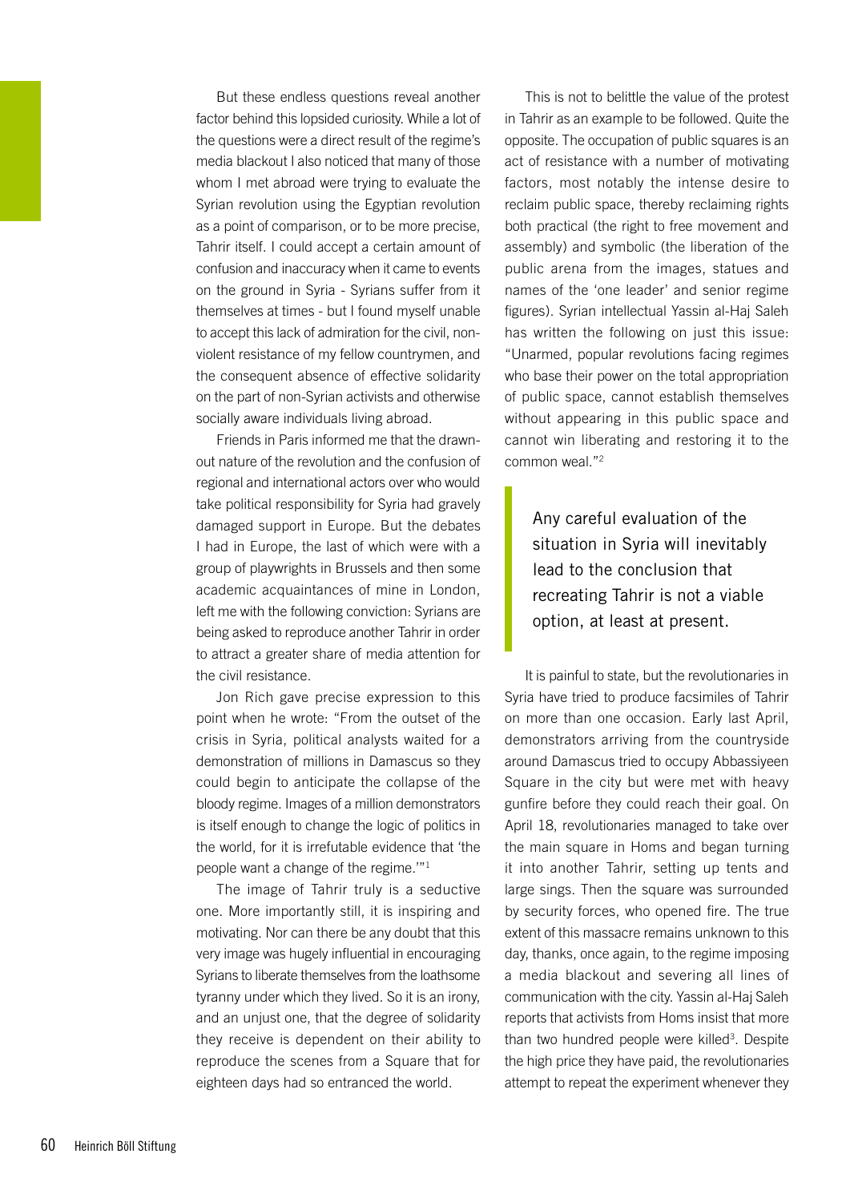But these endless questions reveal another factor behind this lopsided curiosity. While a lot of the questions were a direct result of the regime's media blackout I also noticed that many of those whom I met abroad were trying to evaluate the Syrian revolution using the Egyptian revolution as a point of comparison, or to be more precise, Tahrir itself. I could accept a certain amount of confusion and inaccuracy when it came to events on the ground in Syria - Syrians suffer from it themselves at times - but I found myself unable to accept this lack of admiration for the civil, non-violent resistance of my fellow countrymen, and the consequent absence of effective solidarity on the part of non-Syrian activists and otherwise socially aware individuals living abroad.

Friends in Paris informed me that the drawn-out nature of the revolution and the confusion of regional and international actors over who would take political responsibility for Syria had gravely damaged support in Europe. But the debates I had in Europe, the last of which were with a group of playwrights in Brussels and then some academic acquaintances of mine in London, left me with the following conviction: Syrians are being asked to reproduce another Tahrir in order to attract a greater share of media attention for the civil resistance.

Jon Rich gave precise expression to this point when he wrote: "From the outset of the crisis in Syria, political analysts waited for a demonstration of millions in Damascus so they could begin to anticipate the collapse of the bloody regime. Images of a million demonstrators is itself enough to change the logic of politics in the world, for it is irrefutable evidence that 'the people want a change of the regime.'"[1]

The image of Tahrir truly is a seductive one. More importantly still, it is inspiring and motivating. Nor can there be any doubt that this very image was hugely influential in encouraging Syrians to liberate themselves from the loathsome tyranny under which they lived. So it is an irony, and an unjust one, that the degree of solidarity they receive is dependent on their ability to reproduce the scenes from a Square that for eighteen days had so entranced the world.

This is not to belittle the value of the protest in Tahrir as an example to be followed. Quite the opposite. The occupation of public squares is an act of resistance with a number of motivating factors, most notably the intense desire to reclaim public space, thereby reclaiming rights both practical (the right to free movement and assembly) and symbolic (the liberation of the public arena from the images, statues and names of the 'one leader' and senior regime figures). Syrian intellectual Yassin al-Haj Saleh has written the following on just this issue: "Unarmed, popular revolutions facing regimes who base their power on the total appropriation of public space, cannot establish themselves without appearing in this public space and cannot win liberating and restoring it to the common weal."[2]

> Any careful evaluation of the situation in Syria will inevitably lead to the conclusion that recreating Tahrir is not a viable option, at least at present.

It is painful to state, but the revolutionaries in Syria have tried to produce facsimiles of Tahrir on more than one occasion. Early last April, demonstrators arriving from the countryside around Damascus tried to occupy Abbassiyeen Square in the city but were met with heavy gunfire before they could reach their goal. On April 18, revolutionaries managed to take over the main square in Homs and began turning it into another Tahrir, setting up tents and large sings. Then the square was surrounded by security forces, who opened fire. The true extent of this massacre remains unknown to this day, thanks, once again, to the regime imposing a media blackout and severing all lines of communication with the city. Yassin al-Haj Saleh reports that activists from Homs insist that more than two hundred people were killed[3]. Despite the high price they have paid, the revolutionaries attempt to repeat the experiment whenever they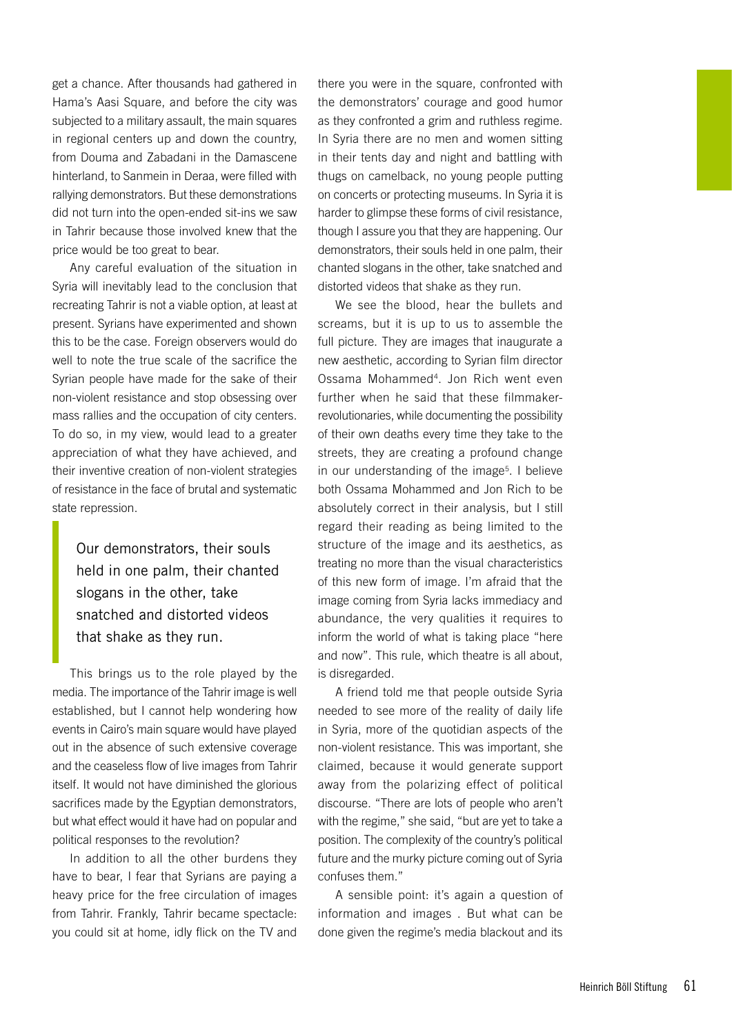get a chance. After thousands had gathered in Hama's Aasi Square, and before the city was subjected to a military assault, the main squares in regional centers up and down the country, from Douma and Zabadani in the Damascene hinterland, to Sanmein in Deraa, were filled with rallying demonstrators. But these demonstrations did not turn into the open-ended sit-ins we saw in Tahrir because those involved knew that the price would be too great to bear.

Any careful evaluation of the situation in Syria will inevitably lead to the conclusion that recreating Tahrir is not a viable option, at least at present. Syrians have experimented and shown this to be the case. Foreign observers would do well to note the true scale of the sacrifice the Syrian people have made for the sake of their non-violent resistance and stop obsessing over mass rallies and the occupation of city centers. To do so, in my view, would lead to a greater appreciation of what they have achieved, and their inventive creation of non-violent strategies of resistance in the face of brutal and systematic state repression.

> Our demonstrators, their souls held in one palm, their chanted slogans in the other, take snatched and distorted videos that shake as they run.

This brings us to the role played by the media. The importance of the Tahrir image is well established, but I cannot help wondering how events in Cairo's main square would have played out in the absence of such extensive coverage and the ceaseless flow of live images from Tahrir itself. It would not have diminished the glorious sacrifices made by the Egyptian demonstrators, but what effect would it have had on popular and political responses to the revolution?

In addition to all the other burdens they have to bear, I fear that Syrians are paying a heavy price for the free circulation of images from Tahrir. Frankly, Tahrir became spectacle: you could sit at home, idly flick on the TV and there you were in the square, confronted with the demonstrators' courage and good humor as they confronted a grim and ruthless regime. In Syria there are no men and women sitting in their tents day and night and battling with thugs on camelback, no young people putting on concerts or protecting museums. In Syria it is harder to glimpse these forms of civil resistance, though I assure you that they are happening. Our demonstrators, their souls held in one palm, their chanted slogans in the other, take snatched and distorted videos that shake as they run.

We see the blood, hear the bullets and screams, but it is up to us to assemble the full picture. They are images that inaugurate a new aesthetic, according to Syrian film director Ossama Mohammed[4]. Jon Rich went even further when he said that these filmmaker-revolutionaries, while documenting the possibility of their own deaths every time they take to the streets, they are creating a profound change in our understanding of the image[5]. I believe both Ossama Mohammed and Jon Rich to be absolutely correct in their analysis, but I still regard their reading as being limited to the structure of the image and its aesthetics, as treating no more than the visual characteristics of this new form of image. I'm afraid that the image coming from Syria lacks immediacy and abundance, the very qualities it requires to inform the world of what is taking place "here and now". This rule, which theatre is all about, is disregarded.

A friend told me that people outside Syria needed to see more of the reality of daily life in Syria, more of the quotidian aspects of the non-violent resistance. This was important, she claimed, because it would generate support away from the polarizing effect of political discourse. "There are lots of people who aren't with the regime," she said, "but are yet to take a position. The complexity of the country's political future and the murky picture coming out of Syria confuses them."

A sensible point: it's again a question of information and images . But what can be done given the regime's media blackout and its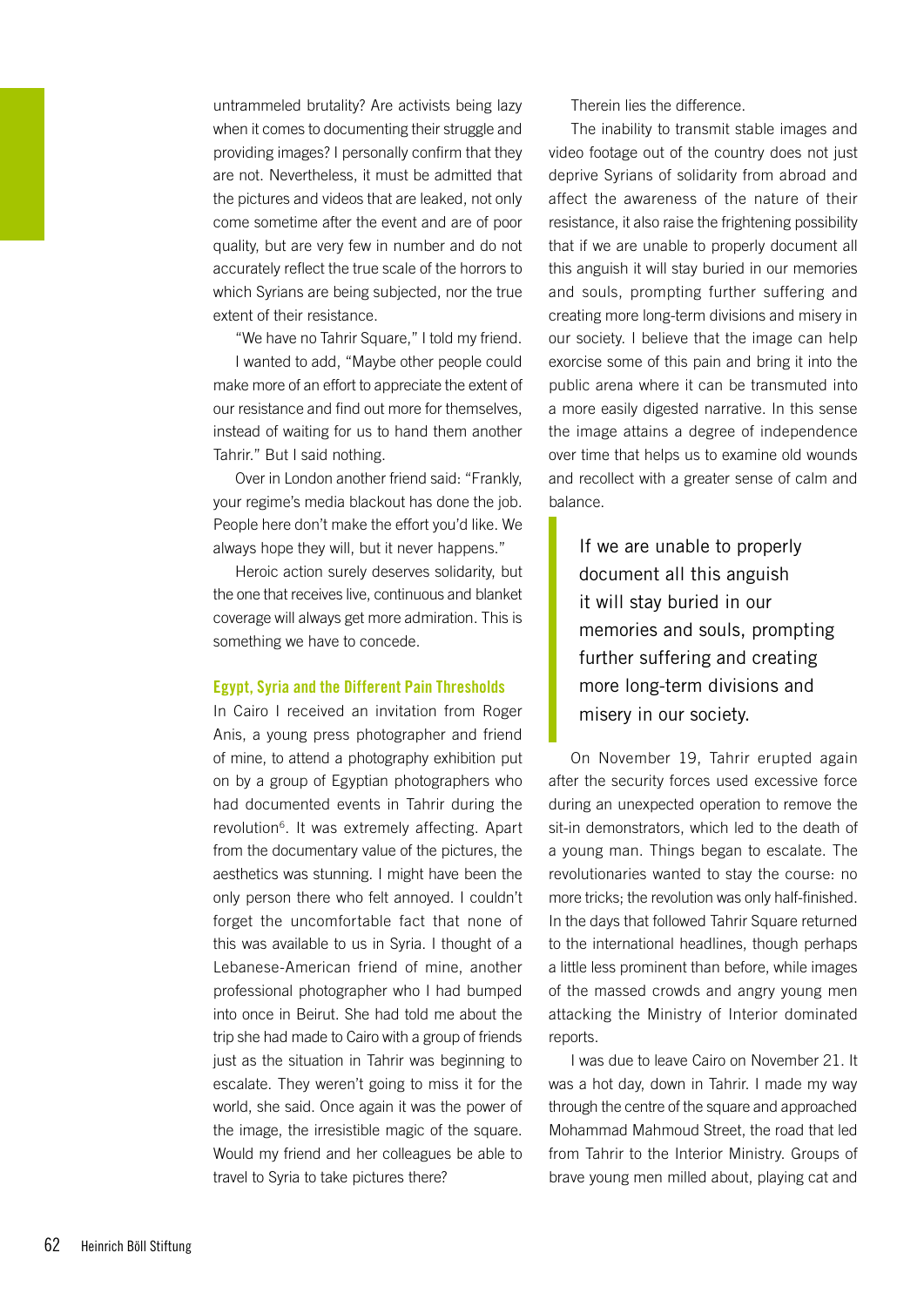untrammeled brutality? Are activists being lazy when it comes to documenting their struggle and providing images? I personally confirm that they are not. Nevertheless, it must be admitted that the pictures and videos that are leaked, not only come sometime after the event and are of poor quality, but are very few in number and do not accurately reflect the true scale of the horrors to which Syrians are being subjected, nor the true extent of their resistance.

"We have no Tahrir Square," I told my friend.

I wanted to add, "Maybe other people could make more of an effort to appreciate the extent of our resistance and find out more for themselves, instead of waiting for us to hand them another Tahrir." But I said nothing.

Over in London another friend said: "Frankly, your regime's media blackout has done the job. People here don't make the effort you'd like. We always hope they will, but it never happens."

Heroic action surely deserves solidarity, but the one that receives live, continuous and blanket coverage will always get more admiration. This is something we have to concede.

### Egypt, Syria and the Different Pain Thresholds

In Cairo I received an invitation from Roger Anis, a young press photographer and friend of mine, to attend a photography exhibition put on by a group of Egyptian photographers who had documented events in Tahrir during the revolution[6]. It was extremely affecting. Apart from the documentary value of the pictures, the aesthetics was stunning. I might have been the only person there who felt annoyed. I couldn't forget the uncomfortable fact that none of this was available to us in Syria. I thought of a Lebanese-American friend of mine, another professional photographer who I had bumped into once in Beirut. She had told me about the trip she had made to Cairo with a group of friends just as the situation in Tahrir was beginning to escalate. They weren't going to miss it for the world, she said. Once again it was the power of the image, the irresistible magic of the square. Would my friend and her colleagues be able to travel to Syria to take pictures there?

Therein lies the difference.

The inability to transmit stable images and video footage out of the country does not just deprive Syrians of solidarity from abroad and affect the awareness of the nature of their resistance, it also raise the frightening possibility that if we are unable to properly document all this anguish it will stay buried in our memories and souls, prompting further suffering and creating more long-term divisions and misery in our society. I believe that the image can help exorcise some of this pain and bring it into the public arena where it can be transmuted into a more easily digested narrative. In this sense the image attains a degree of independence over time that helps us to examine old wounds and recollect with a greater sense of calm and balance.

> If we are unable to properly document all this anguish it will stay buried in our memories and souls, prompting further suffering and creating more long-term divisions and misery in our society.

On November 19, Tahrir erupted again after the security forces used excessive force during an unexpected operation to remove the sit-in demonstrators, which led to the death of a young man. Things began to escalate. The revolutionaries wanted to stay the course: no more tricks; the revolution was only half-finished. In the days that followed Tahrir Square returned to the international headlines, though perhaps a little less prominent than before, while images of the massed crowds and angry young men attacking the Ministry of Interior dominated reports.

I was due to leave Cairo on November 21. It was a hot day, down in Tahrir. I made my way through the centre of the square and approached Mohammad Mahmoud Street, the road that led from Tahrir to the Interior Ministry. Groups of brave young men milled about, playing cat and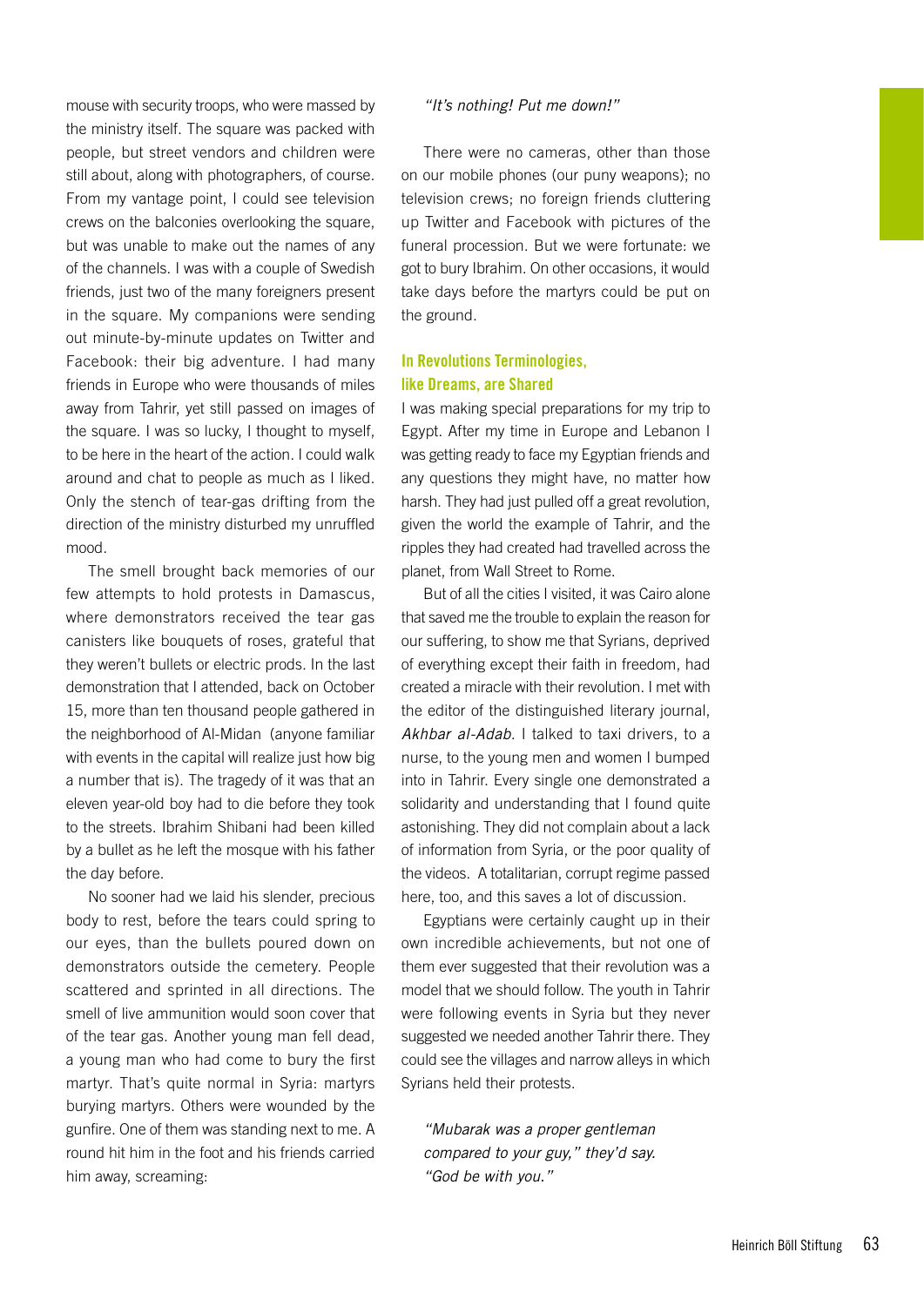mouse with security troops, who were massed by the ministry itself. The square was packed with people, but street vendors and children were still about, along with photographers, of course. From my vantage point, I could see television crews on the balconies overlooking the square, but was unable to make out the names of any of the channels. I was with a couple of Swedish friends, just two of the many foreigners present in the square. My companions were sending out minute-by-minute updates on Twitter and Facebook: their big adventure. I had many friends in Europe who were thousands of miles away from Tahrir, yet still passed on images of the square. I was so lucky, I thought to myself, to be here in the heart of the action. I could walk around and chat to people as much as I liked. Only the stench of tear-gas drifting from the direction of the ministry disturbed my unruffled mood.

The smell brought back memories of our few attempts to hold protests in Damascus, where demonstrators received the tear gas canisters like bouquets of roses, grateful that they weren't bullets or electric prods. In the last demonstration that I attended, back on October 15, more than ten thousand people gathered in the neighborhood of Al-Midan (anyone familiar with events in the capital will realize just how big a number that is). The tragedy of it was that an eleven year-old boy had to die before they took to the streets. Ibrahim Shibani had been killed by a bullet as he left the mosque with his father the day before.

No sooner had we laid his slender, precious body to rest, before the tears could spring to our eyes, than the bullets poured down on demonstrators outside the cemetery. People scattered and sprinted in all directions. The smell of live ammunition would soon cover that of the tear gas. Another young man fell dead, a young man who had come to bury the first martyr. That's quite normal in Syria: martyrs burying martyrs. Others were wounded by the gunfire. One of them was standing next to me. A round hit him in the foot and his friends carried him away, screaming:

*"It's nothing! Put me down!"*

There were no cameras, other than those on our mobile phones (our puny weapons); no television crews; no foreign friends cluttering up Twitter and Facebook with pictures of the funeral procession. But we were fortunate: we got to bury Ibrahim. On other occasions, it would take days before the martyrs could be put on the ground.

## In Revolutions Terminologies, like Dreams, are Shared

I was making special preparations for my trip to Egypt. After my time in Europe and Lebanon I was getting ready to face my Egyptian friends and any questions they might have, no matter how harsh. They had just pulled off a great revolution, given the world the example of Tahrir, and the ripples they had created had travelled across the planet, from Wall Street to Rome.

But of all the cities I visited, it was Cairo alone that saved me the trouble to explain the reason for our suffering, to show me that Syrians, deprived of everything except their faith in freedom, had created a miracle with their revolution. I met with the editor of the distinguished literary journal, *Akhbar al-Adab*. I talked to taxi drivers, to a nurse, to the young men and women I bumped into in Tahrir. Every single one demonstrated a solidarity and understanding that I found quite astonishing. They did not complain about a lack of information from Syria, or the poor quality of the videos. A totalitarian, corrupt regime passed here, too, and this saves a lot of discussion.

Egyptians were certainly caught up in their own incredible achievements, but not one of them ever suggested that their revolution was a model that we should follow. The youth in Tahrir were following events in Syria but they never suggested we needed another Tahrir there. They could see the villages and narrow alleys in which Syrians held their protests.

*"Mubarak was a proper gentleman compared to your guy," they'd say. "God be with you."*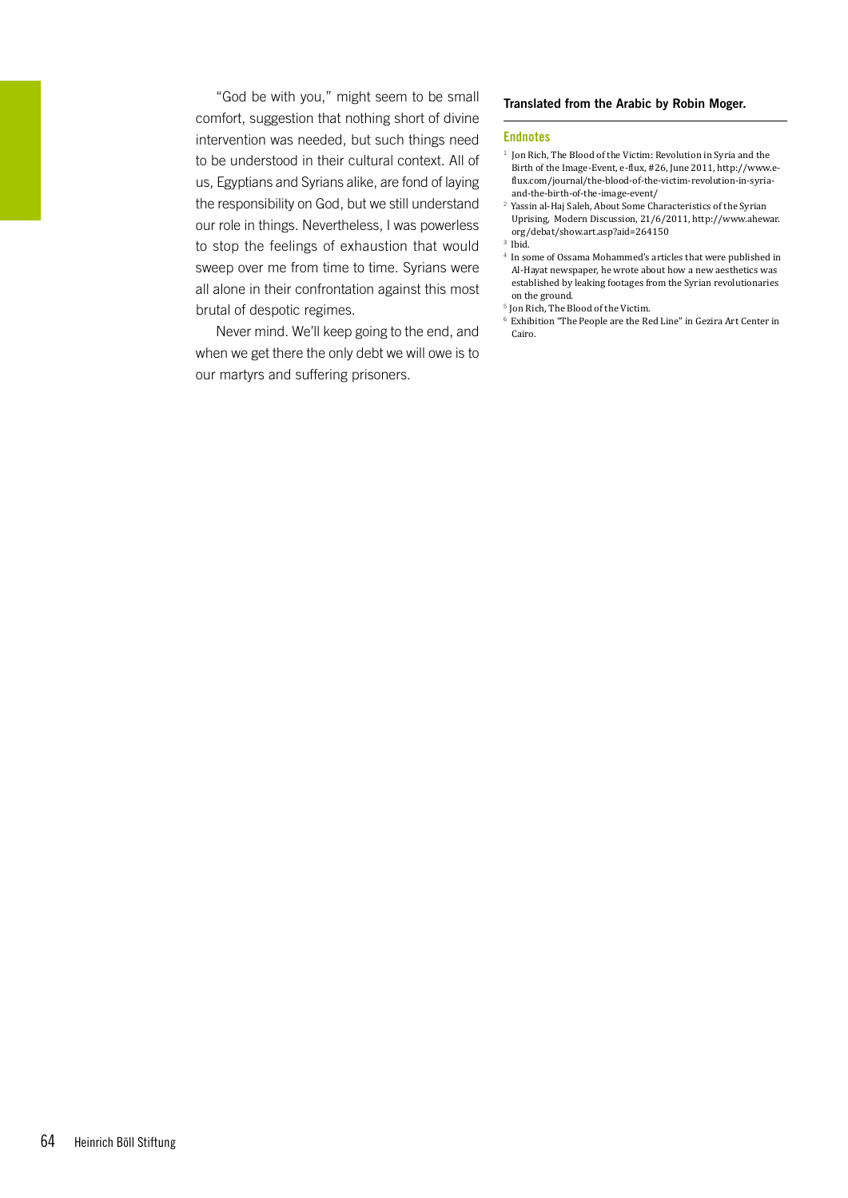"God be with you," might seem to be small comfort, suggestion that nothing short of divine intervention was needed, but such things need to be understood in their cultural context. All of us, Egyptians and Syrians alike, are fond of laying the responsibility on God, but we still understand our role in things. Nevertheless, I was powerless to stop the feelings of exhaustion that would sweep over me from time to time. Syrians were all alone in their confrontation against this most brutal of despotic regimes.

Never mind. We'll keep going to the end, and when we get there the only debt we will owe is to our martyrs and suffering prisoners.

**Translated from the Arabic by Robin Moger.**

### Endnotes

1. Jon Rich, The Blood of the Victim: Revolution in Syria and the Birth of the Image-Event, e-flux, #26, June 2011, http://www.e-flux.com/journal/the-blood-of-the-victim-revolution-in-syria-and-the-birth-of-the-image-event/
2. Yassin al-Haj Saleh, About Some Characteristics of the Syrian Uprising, Modern Discussion, 21/6/2011, http://www.ahewar.org/debat/show.art.asp?aid=264150
3. Ibid.
4. In some of Ossama Mohammed's articles that were published in Al-Hayat newspaper, he wrote about how a new aesthetics was established by leaking footages from the Syrian revolutionaries on the ground.
5. Jon Rich, The Blood of the Victim.
6. Exhibition "The People are the Red Line" in Gezira Art Center in Cairo.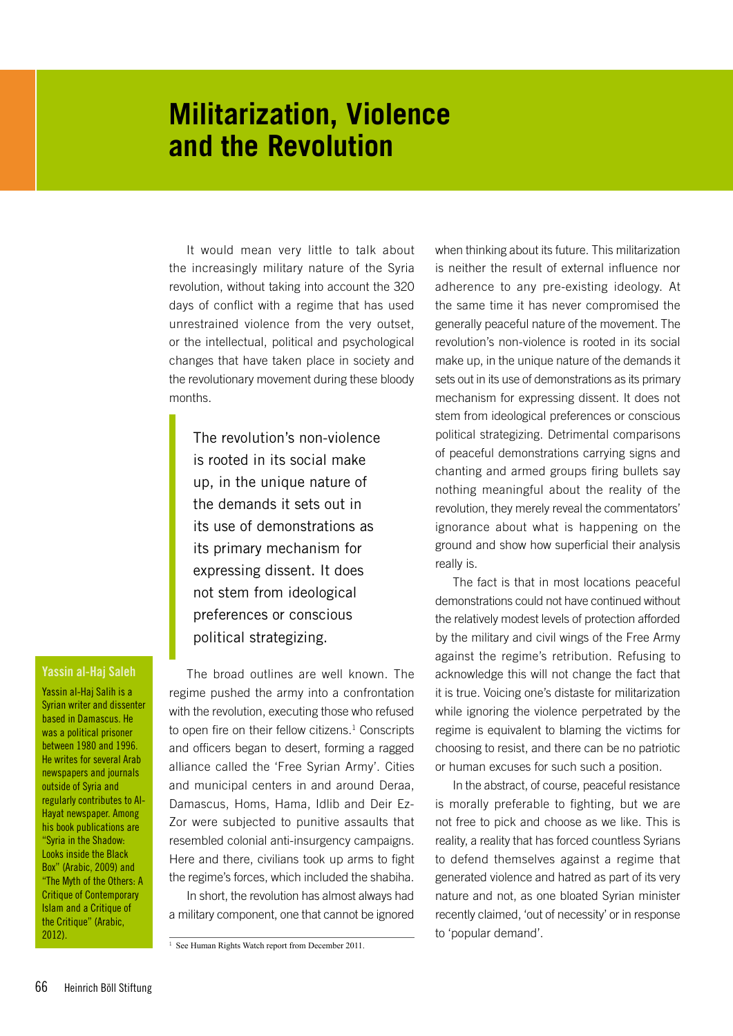# Militarization, Violence and the Revolution

It would mean very little to talk about the increasingly military nature of the Syria revolution, without taking into account the 320 days of conflict with a regime that has used unrestrained violence from the very outset, or the intellectual, political and psychological changes that have taken place in society and the revolutionary movement during these bloody months.

> The revolution's non-violence is rooted in its social make up, in the unique nature of the demands it sets out in its use of demonstrations as its primary mechanism for expressing dissent. It does not stem from ideological preferences or conscious political strategizing.

The broad outlines are well known. The regime pushed the army into a confrontation with the revolution, executing those who refused to open fire on their fellow citizens.[1] Conscripts and officers began to desert, forming a ragged alliance called the 'Free Syrian Army'. Cities and municipal centers in and around Deraa, Damascus, Homs, Hama, Idlib and Deir Ez-Zor were subjected to punitive assaults that resembled colonial anti-insurgency campaigns. Here and there, civilians took up arms to fight the regime's forces, which included the shabiha.

In short, the revolution has almost always had a military component, one that cannot be ignored when thinking about its future. This militarization is neither the result of external influence nor adherence to any pre-existing ideology. At the same time it has never compromised the generally peaceful nature of the movement. The revolution's non-violence is rooted in its social make up, in the unique nature of the demands it sets out in its use of demonstrations as its primary mechanism for expressing dissent. It does not stem from ideological preferences or conscious political strategizing. Detrimental comparisons of peaceful demonstrations carrying signs and chanting and armed groups firing bullets say nothing meaningful about the reality of the revolution, they merely reveal the commentators' ignorance about what is happening on the ground and show how superficial their analysis really is.

The fact is that in most locations peaceful demonstrations could not have continued without the relatively modest levels of protection afforded by the military and civil wings of the Free Army against the regime's retribution. Refusing to acknowledge this will not change the fact that it is true. Voicing one's distaste for militarization while ignoring the violence perpetrated by the regime is equivalent to blaming the victims for choosing to resist, and there can be no patriotic or human excuses for such such a position.

In the abstract, of course, peaceful resistance is morally preferable to fighting, but we are not free to pick and choose as we like. This is reality, a reality that has forced countless Syrians to defend themselves against a regime that generated violence and hatred as part of its very nature and not, as one bloated Syrian minister recently claimed, 'out of necessity' or in response to 'popular demand'.

[1] See Human Rights Watch report from December 2011.

**Yassin al-Haj Saleh**

Yassin al-Haj Salih is a Syrian writer and dissenter based in Damascus. He was a political prisoner between 1980 and 1996. He writes for several Arab newspapers and journals outside of Syria and regularly contributes to Al-Hayat newspaper. Among his book publications are "Syria in the Shadow: Looks inside the Black Box" (Arabic, 2009) and "The Myth of the Others: A Critique of Contemporary Islam and a Critique of the Critique" (Arabic, 2012).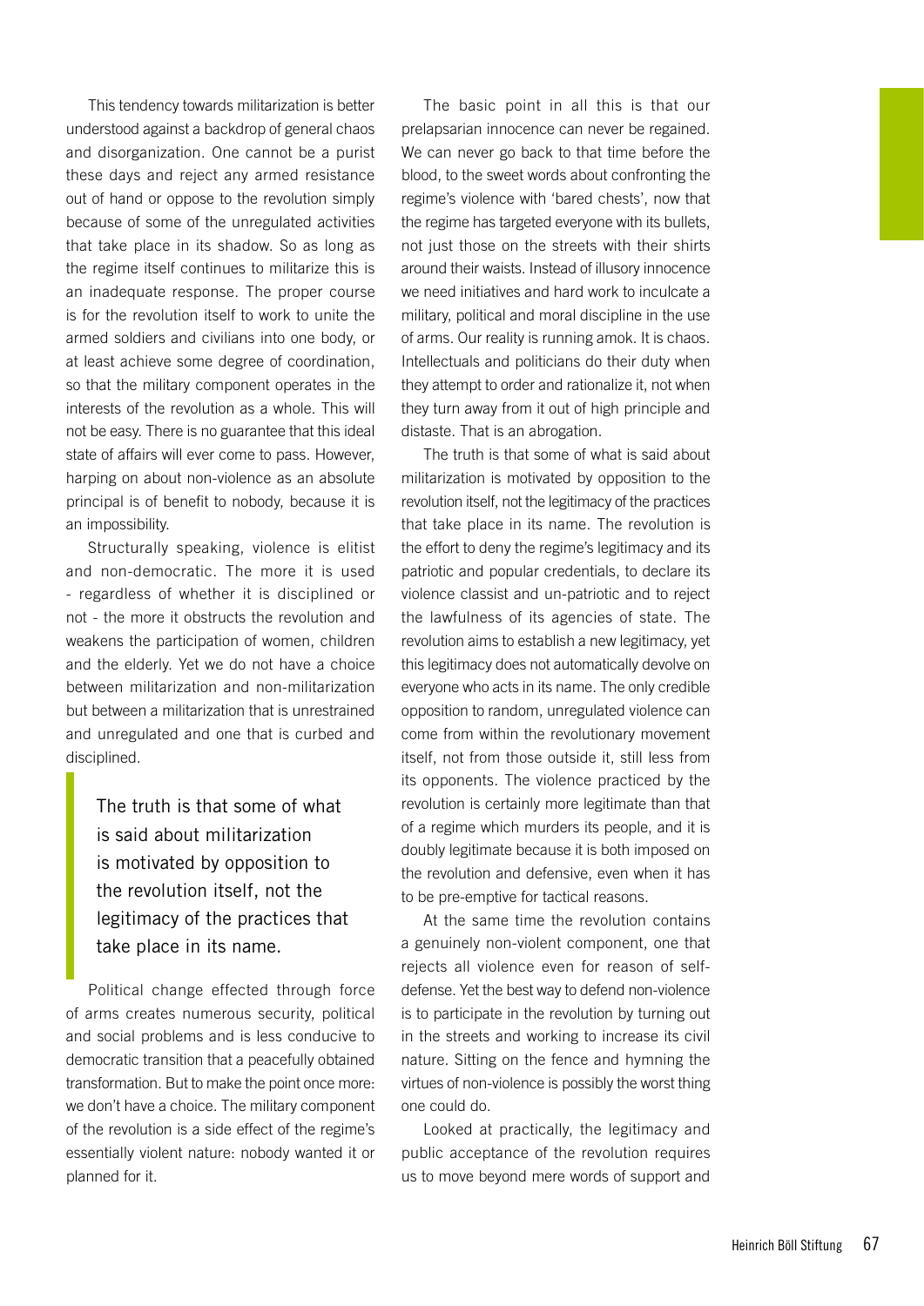This tendency towards militarization is better understood against a backdrop of general chaos and disorganization. One cannot be a purist these days and reject any armed resistance out of hand or oppose to the revolution simply because of some of the unregulated activities that take place in its shadow. So as long as the regime itself continues to militarize this is an inadequate response. The proper course is for the revolution itself to work to unite the armed soldiers and civilians into one body, or at least achieve some degree of coordination, so that the military component operates in the interests of the revolution as a whole. This will not be easy. There is no guarantee that this ideal state of affairs will ever come to pass. However, harping on about non-violence as an absolute principal is of benefit to nobody, because it is an impossibility.

Structurally speaking, violence is elitist and non-democratic. The more it is used - regardless of whether it is disciplined or not - the more it obstructs the revolution and weakens the participation of women, children and the elderly. Yet we do not have a choice between militarization and non-militarization but between a militarization that is unrestrained and unregulated and one that is curbed and disciplined.

> The truth is that some of what is said about militarization is motivated by opposition to the revolution itself, not the legitimacy of the practices that take place in its name.

Political change effected through force of arms creates numerous security, political and social problems and is less conducive to democratic transition that a peacefully obtained transformation. But to make the point once more: we don't have a choice. The military component of the revolution is a side effect of the regime's essentially violent nature: nobody wanted it or planned for it.

The basic point in all this is that our prelapsarian innocence can never be regained. We can never go back to that time before the blood, to the sweet words about confronting the regime's violence with 'bared chests', now that the regime has targeted everyone with its bullets, not just those on the streets with their shirts around their waists. Instead of illusory innocence we need initiatives and hard work to inculcate a military, political and moral discipline in the use of arms. Our reality is running amok. It is chaos. Intellectuals and politicians do their duty when they attempt to order and rationalize it, not when they turn away from it out of high principle and distaste. That is an abrogation.

The truth is that some of what is said about militarization is motivated by opposition to the revolution itself, not the legitimacy of the practices that take place in its name. The revolution is the effort to deny the regime's legitimacy and its patriotic and popular credentials, to declare its violence classist and un-patriotic and to reject the lawfulness of its agencies of state. The revolution aims to establish a new legitimacy, yet this legitimacy does not automatically devolve on everyone who acts in its name. The only credible opposition to random, unregulated violence can come from within the revolutionary movement itself, not from those outside it, still less from its opponents. The violence practiced by the revolution is certainly more legitimate than that of a regime which murders its people, and it is doubly legitimate because it is both imposed on the revolution and defensive, even when it has to be pre-emptive for tactical reasons.

At the same time the revolution contains a genuinely non-violent component, one that rejects all violence even for reason of self-defense. Yet the best way to defend non-violence is to participate in the revolution by turning out in the streets and working to increase its civil nature. Sitting on the fence and hymning the virtues of non-violence is possibly the worst thing one could do.

Looked at practically, the legitimacy and public acceptance of the revolution requires us to move beyond mere words of support and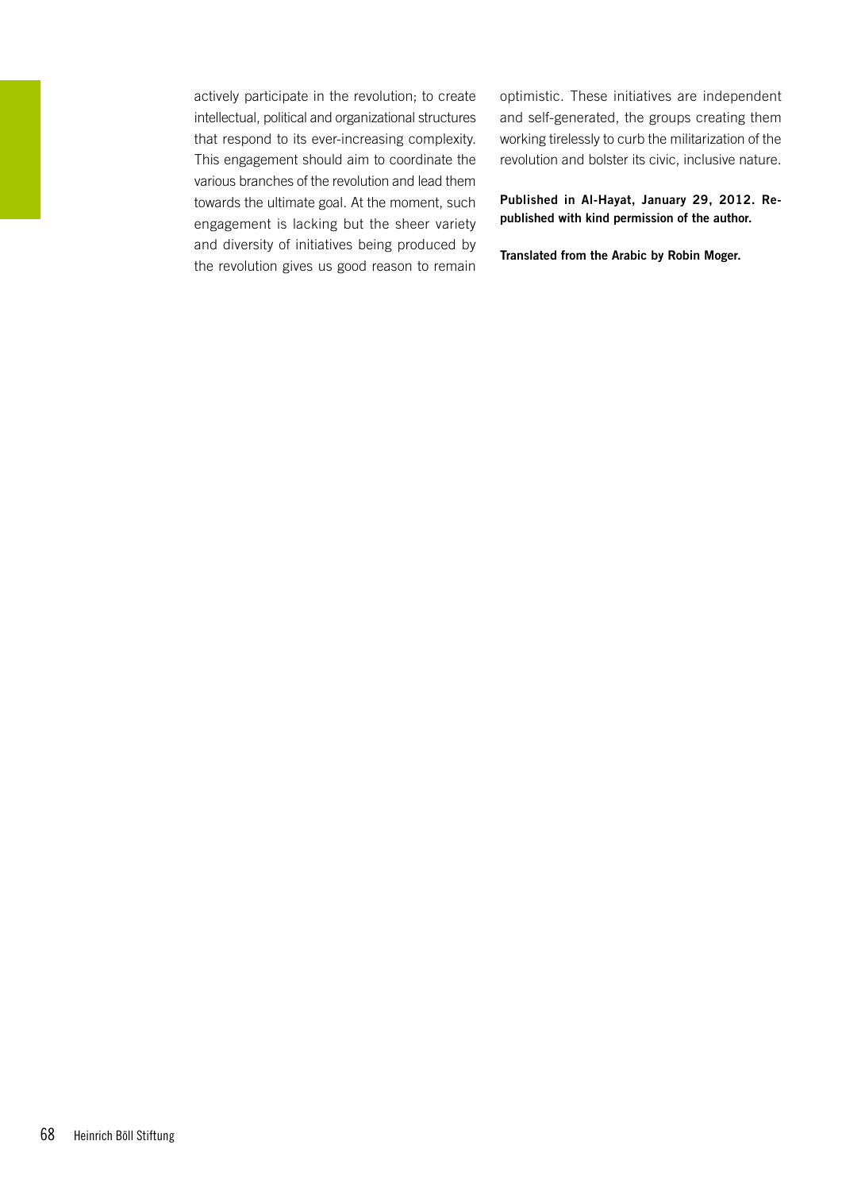actively participate in the revolution; to create intellectual, political and organizational structures that respond to its ever-increasing complexity. This engagement should aim to coordinate the various branches of the revolution and lead them towards the ultimate goal. At the moment, such engagement is lacking but the sheer variety and diversity of initiatives being produced by the revolution gives us good reason to remain optimistic. These initiatives are independent and self-generated, the groups creating them working tirelessly to curb the militarization of the revolution and bolster its civic, inclusive nature.

**Published in Al-Hayat, January 29, 2012. Republished with kind permission of the author.**

**Translated from the Arabic by Robin Moger.**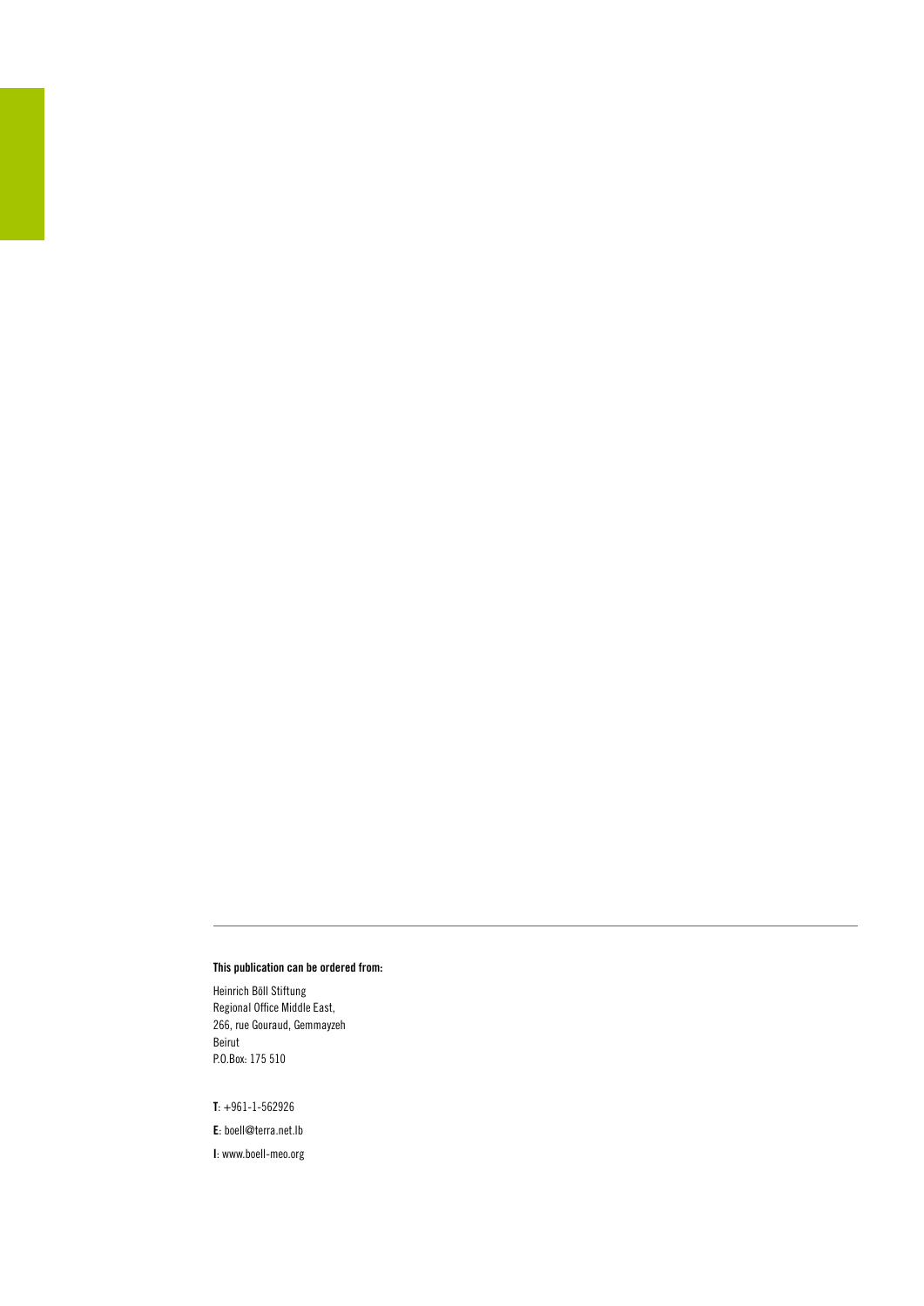**This publication can be ordered from:**

Heinrich Böll Stiftung
Regional Office Middle East,
266, rue Gouraud, Gemmayzeh
Beirut
P.O.Box: 175 510

**T**: +961-1-562926

**E**: boell@terra.net.lb

**I**: www.boell-meo.org